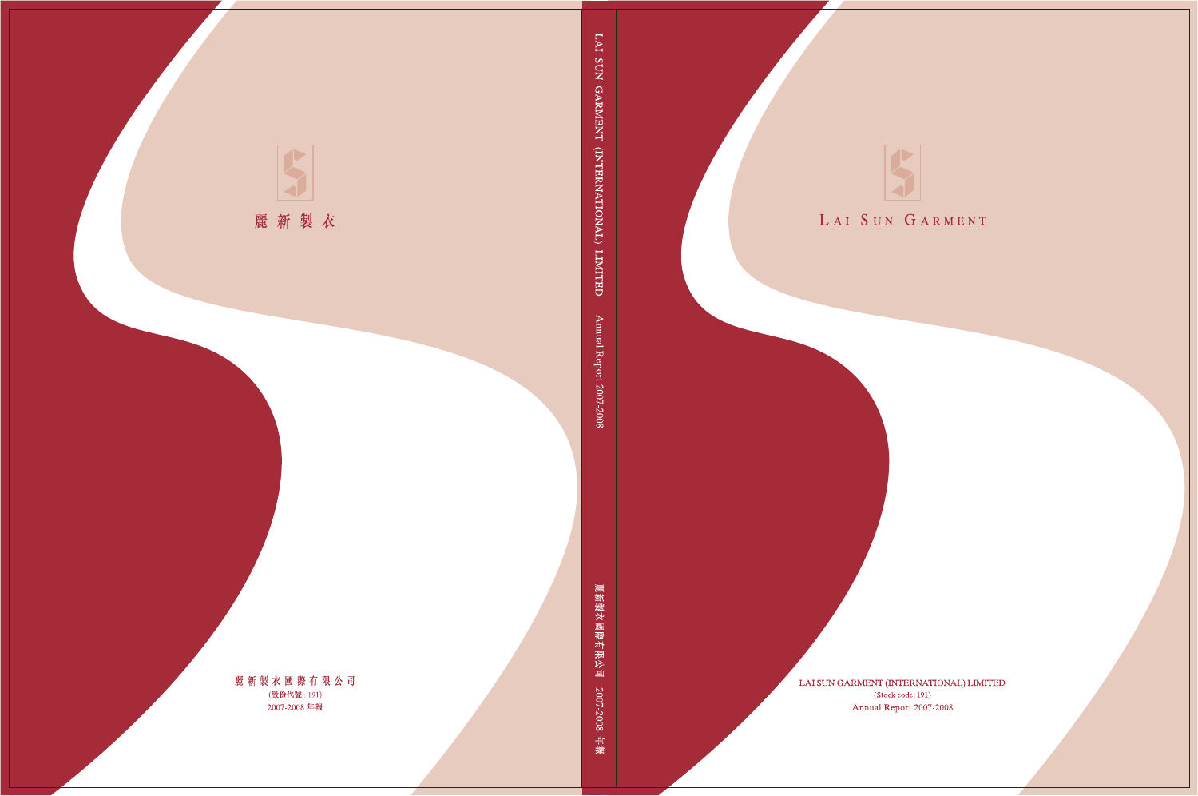麗新製衣

麗新製衣國際有限公司

(股份代號：191)

2007-2008 年報

LAI SUN GARMENT (INTERNATIONAL) LIMITED Annual Report 2007-2008

麗新製衣國際有限公司 2007-2008 年報

LAI SUN GARMENT

LAI SUN GARMENT (INTERNATIONAL) LIMITED

(Stock code: 191)

Annual Report 2007-2008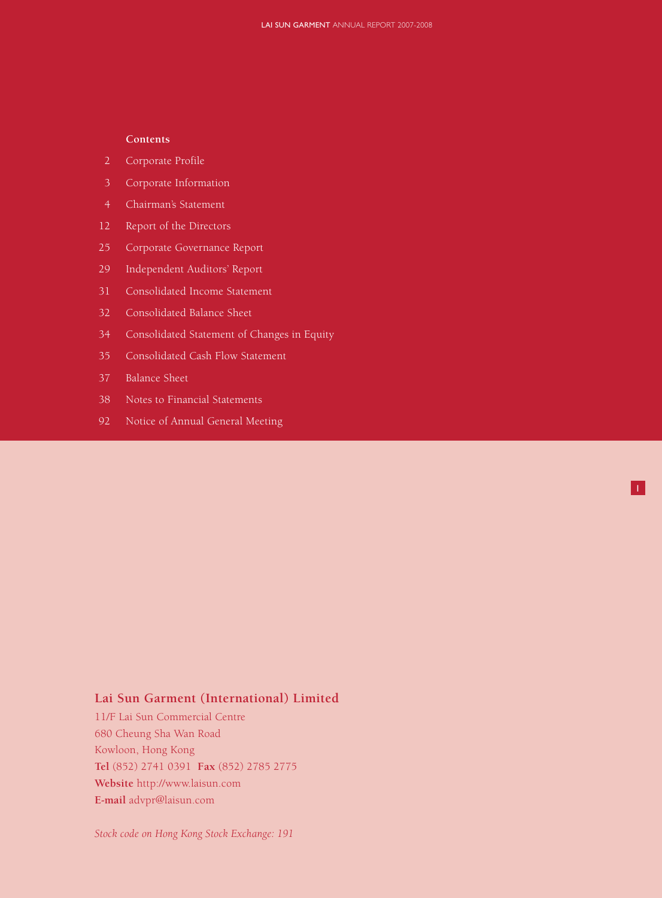## Contents

| | |
|---|---|
| 2 | Corporate Profile |
| 3 | Corporate Information |
| 4 | Chairman's Statement |
| 12 | Report of the Directors |
| 25 | Corporate Governance Report |
| 29 | Independent Auditors' Report |
| 31 | Consolidated Income Statement |
| 32 | Consolidated Balance Sheet |
| 34 | Consolidated Statement of Changes in Equity |
| 35 | Consolidated Cash Flow Statement |
| 37 | Balance Sheet |
| 38 | Notes to Financial Statements |
| 92 | Notice of Annual General Meeting |

**Lai Sun Garment (International) Limited**

11/F Lai Sun Commercial Centre
680 Cheung Sha Wan Road
Kowloon, Hong Kong
**Tel** (852) 2741 0391 **Fax** (852) 2785 2775
**Website** http://www.laisun.com
**E-mail** advpr@laisun.com

*Stock code on Hong Kong Stock Exchange: 191*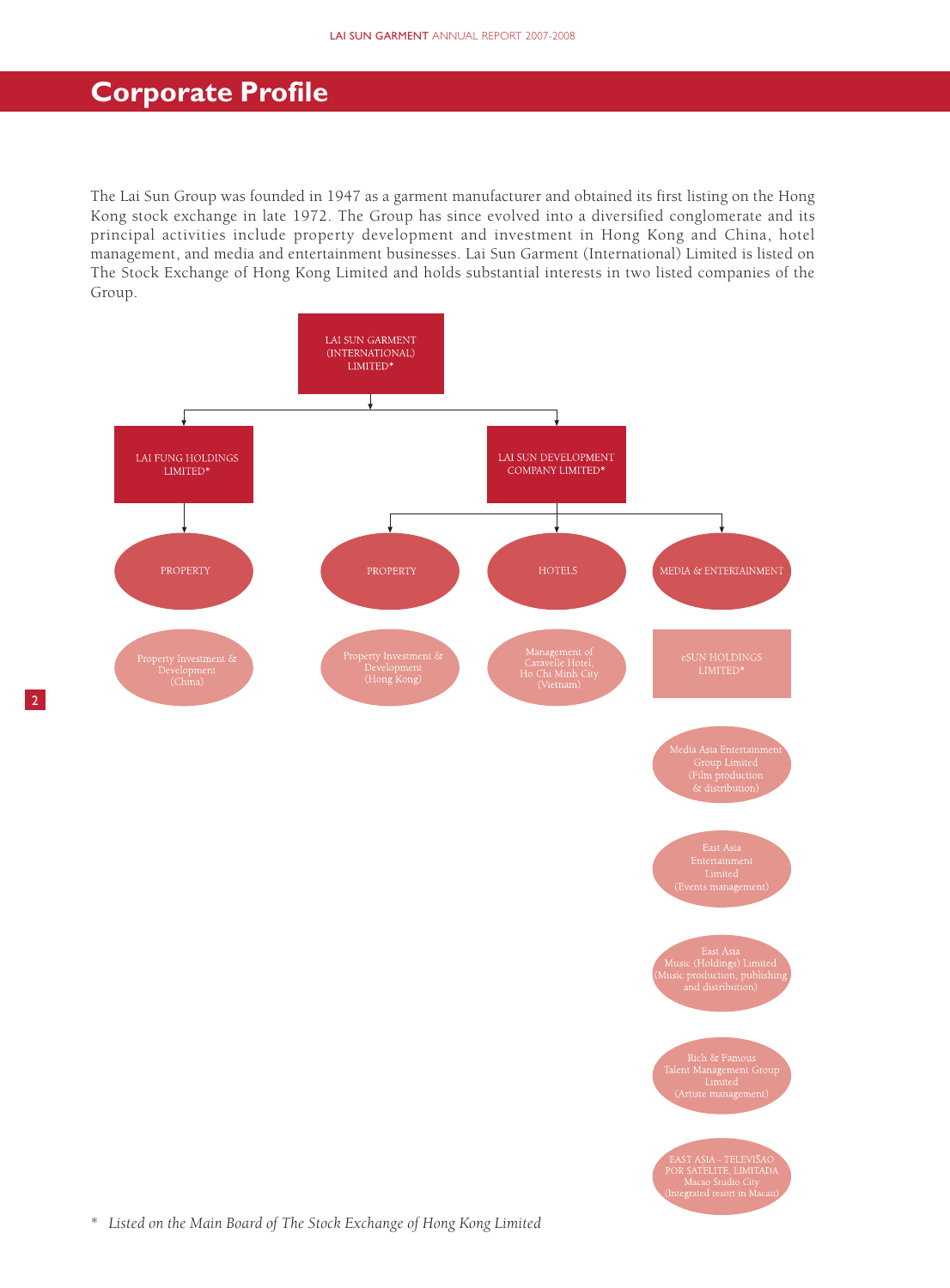# Corporate Profile

The Lai Sun Group was founded in 1947 as a garment manufacturer and obtained its first listing on the Hong Kong stock exchange in late 1972. The Group has since evolved into a diversified conglomerate and its principal activities include property development and investment in Hong Kong and China, hotel management, and media and entertainment businesses. Lai Sun Garment (International) Limited is listed on The Stock Exchange of Hong Kong Limited and holds substantial interests in two listed companies of the Group.

- LAI SUN GARMENT (INTERNATIONAL) LIMITED*
  - LAI FUNG HOLDINGS LIMITED*
    - PROPERTY
      - Property Investment & Development (China)
  - LAI SUN DEVELOPMENT COMPANY LIMITED*
    - PROPERTY
      - Property Investment & Development (Hong Kong)
    - HOTELS
      - Management of Caravelle Hotel, Ho Chi Minh City (Vietnam)
    - MEDIA & ENTERTAINMENT
      - eSUN HOLDINGS LIMITED*
        - Media Asia Entertainment Group Limited (Film production & distribution)
        - East Asia Entertainment Limited (Events management)
        - East Asia Music (Holdings) Limited (Music production, publishing and distribution)
        - Rich & Famous Talent Management Group Limited (Artiste management)
        - EAST ASIA - TELEVISÃO POR SATÉLITE, LIMITADA Macao Studio City (Integrated resort in Macau)

\* *Listed on the Main Board of The Stock Exchange of Hong Kong Limited*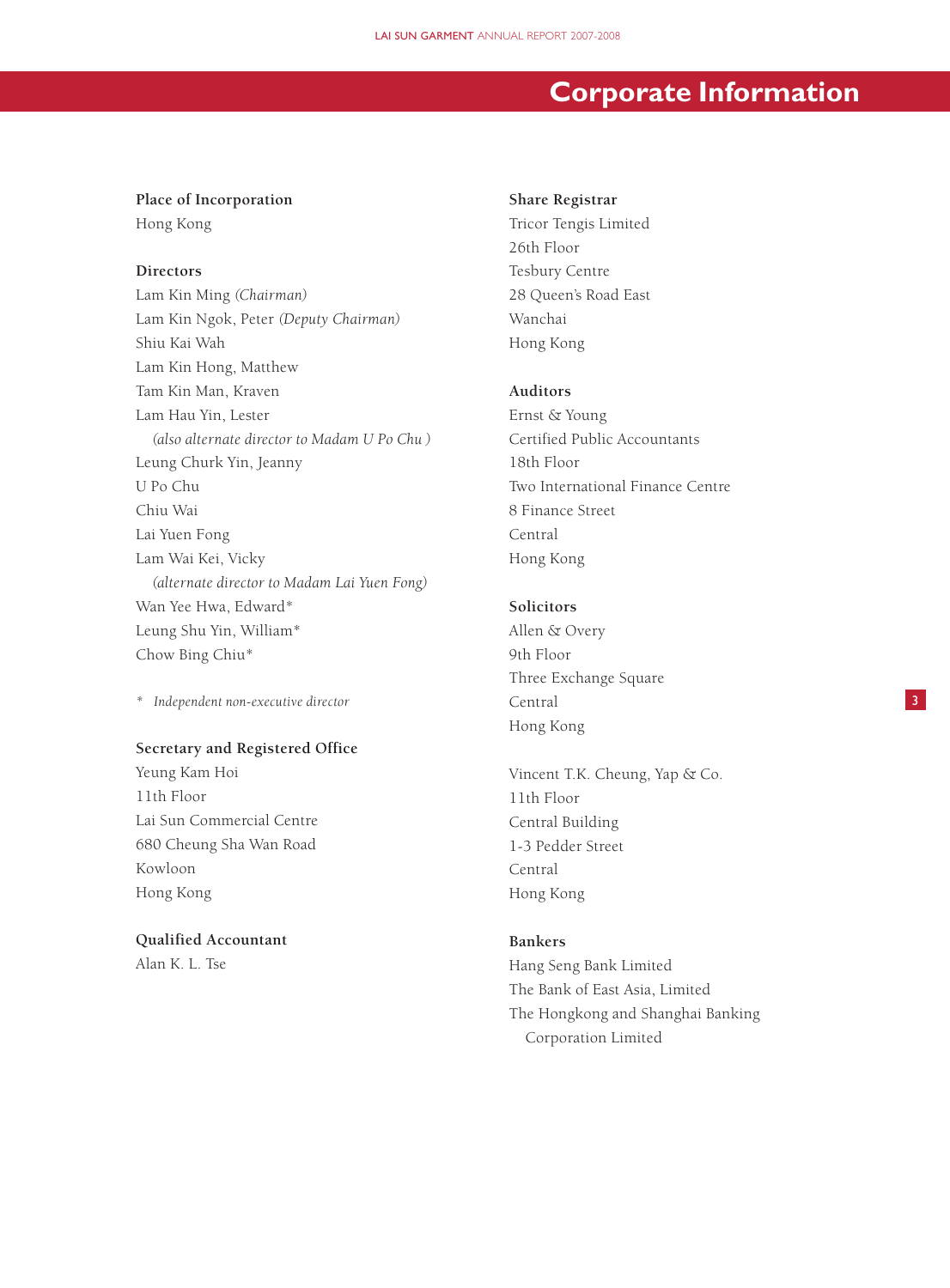# Corporate Information

**Place of Incorporation**

Hong Kong

**Directors**

Lam Kin Ming *(Chairman)*
Lam Kin Ngok, Peter *(Deputy Chairman)*
Shiu Kai Wah
Lam Kin Hong, Matthew
Tam Kin Man, Kraven
Lam Hau Yin, Lester
*(also alternate director to Madam U Po Chu )*
Leung Churk Yin, Jeanny
U Po Chu
Chiu Wai
Lai Yuen Fong
Lam Wai Kei, Vicky
*(alternate director to Madam Lai Yuen Fong)*
Wan Yee Hwa, Edward*
Leung Shu Yin, William*
Chow Bing Chiu*

\* *Independent non-executive director*

**Secretary and Registered Office**

Yeung Kam Hoi
11th Floor
Lai Sun Commercial Centre
680 Cheung Sha Wan Road
Kowloon
Hong Kong

**Qualified Accountant**

Alan K. L. Tse

**Share Registrar**

Tricor Tengis Limited
26th Floor
Tesbury Centre
28 Queen's Road East
Wanchai
Hong Kong

**Auditors**

Ernst & Young
Certified Public Accountants
18th Floor
Two International Finance Centre
8 Finance Street
Central
Hong Kong

**Solicitors**

Allen & Overy
9th Floor
Three Exchange Square
Central
Hong Kong

Vincent T.K. Cheung, Yap & Co.
11th Floor
Central Building
1-3 Pedder Street
Central
Hong Kong

**Bankers**

Hang Seng Bank Limited
The Bank of East Asia, Limited
The Hongkong and Shanghai Banking Corporation Limited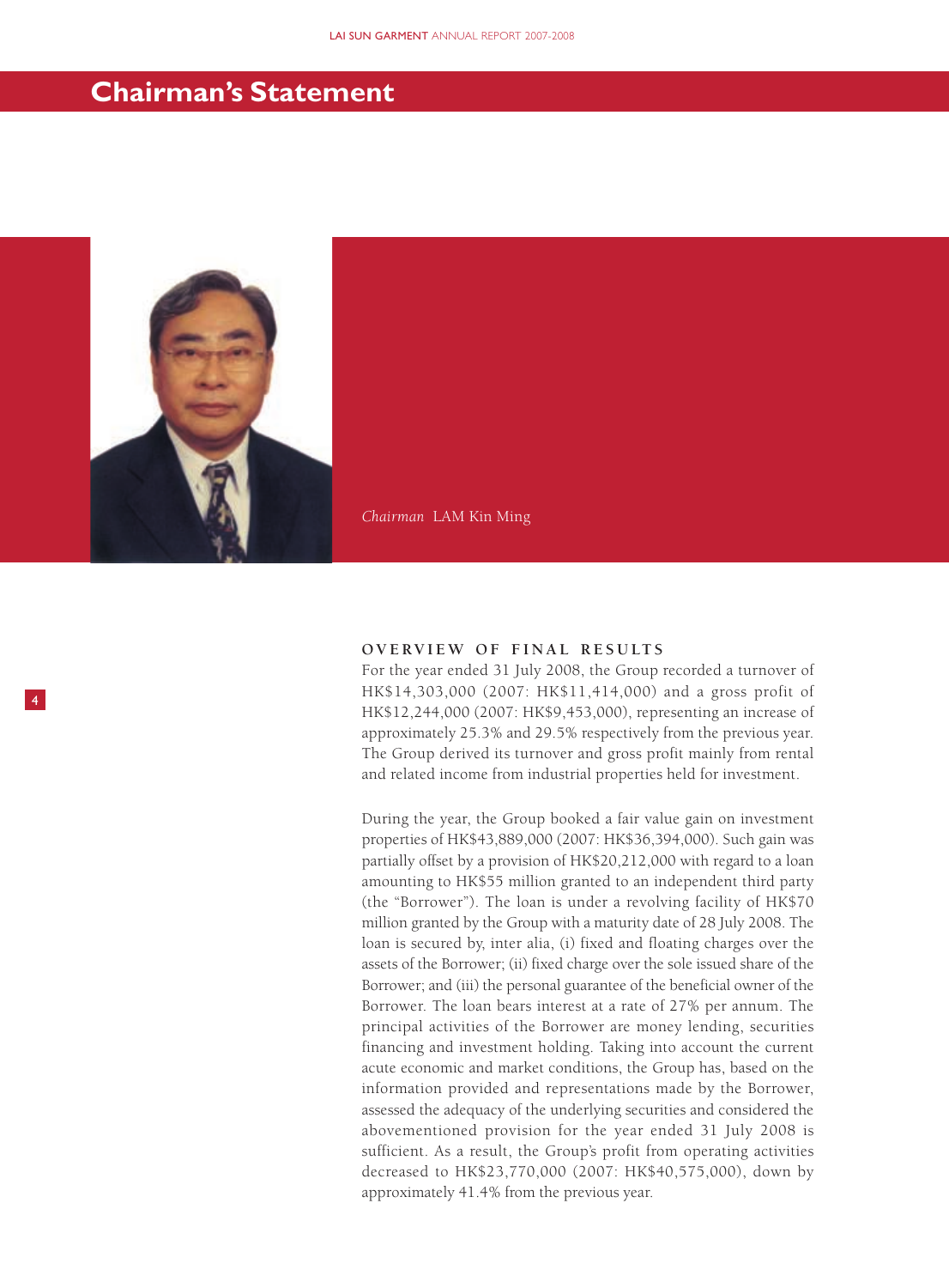# Chairman's Statement

*Chairman* LAM Kin Ming

### OVERVIEW OF FINAL RESULTS

For the year ended 31 July 2008, the Group recorded a turnover of HK$14,303,000 (2007: HK$11,414,000) and a gross profit of HK$12,244,000 (2007: HK$9,453,000), representing an increase of approximately 25.3% and 29.5% respectively from the previous year. The Group derived its turnover and gross profit mainly from rental and related income from industrial properties held for investment.

During the year, the Group booked a fair value gain on investment properties of HK$43,889,000 (2007: HK$36,394,000). Such gain was partially offset by a provision of HK$20,212,000 with regard to a loan amounting to HK$55 million granted to an independent third party (the "Borrower"). The loan is under a revolving facility of HK$70 million granted by the Group with a maturity date of 28 July 2008. The loan is secured by, inter alia, (i) fixed and floating charges over the assets of the Borrower; (ii) fixed charge over the sole issued share of the Borrower; and (iii) the personal guarantee of the beneficial owner of the Borrower. The loan bears interest at a rate of 27% per annum. The principal activities of the Borrower are money lending, securities financing and investment holding. Taking into account the current acute economic and market conditions, the Group has, based on the information provided and representations made by the Borrower, assessed the adequacy of the underlying securities and considered the abovementioned provision for the year ended 31 July 2008 is sufficient. As a result, the Group's profit from operating activities decreased to HK$23,770,000 (2007: HK$40,575,000), down by approximately 41.4% from the previous year.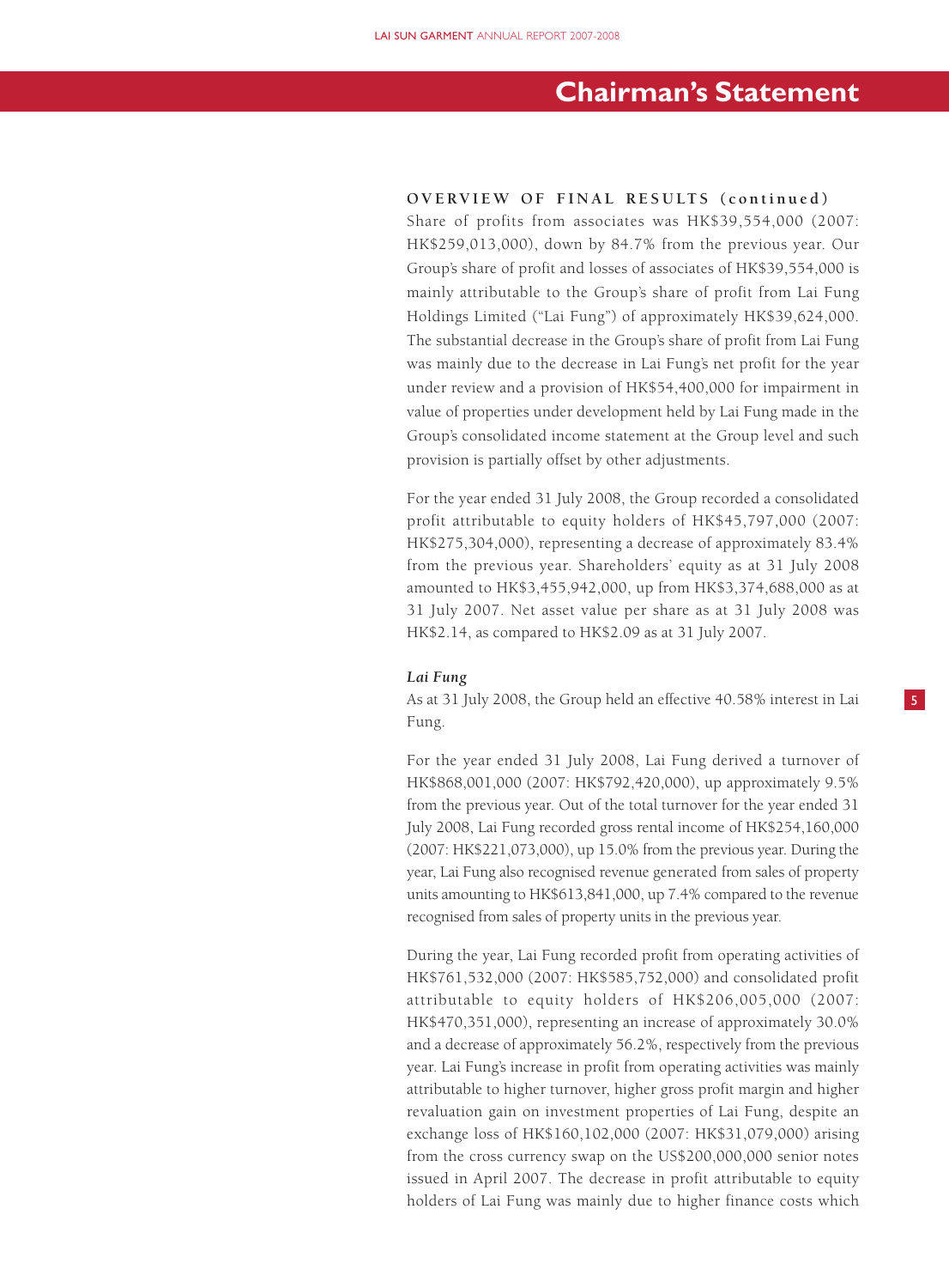## Chairman's Statement

**OVERVIEW OF FINAL RESULTS (continued)**

Share of profits from associates was HK$39,554,000 (2007: HK$259,013,000), down by 84.7% from the previous year. Our Group's share of profit and losses of associates of HK$39,554,000 is mainly attributable to the Group's share of profit from Lai Fung Holdings Limited ("Lai Fung") of approximately HK$39,624,000. The substantial decrease in the Group's share of profit from Lai Fung was mainly due to the decrease in Lai Fung's net profit for the year under review and a provision of HK$54,400,000 for impairment in value of properties under development held by Lai Fung made in the Group's consolidated income statement at the Group level and such provision is partially offset by other adjustments.

For the year ended 31 July 2008, the Group recorded a consolidated profit attributable to equity holders of HK$45,797,000 (2007: HK$275,304,000), representing a decrease of approximately 83.4% from the previous year. Shareholders' equity as at 31 July 2008 amounted to HK$3,455,942,000, up from HK$3,374,688,000 as at 31 July 2007. Net asset value per share as at 31 July 2008 was HK$2.14, as compared to HK$2.09 as at 31 July 2007.

***Lai Fung***

As at 31 July 2008, the Group held an effective 40.58% interest in Lai Fung.

For the year ended 31 July 2008, Lai Fung derived a turnover of HK$868,001,000 (2007: HK$792,420,000), up approximately 9.5% from the previous year. Out of the total turnover for the year ended 31 July 2008, Lai Fung recorded gross rental income of HK$254,160,000 (2007: HK$221,073,000), up 15.0% from the previous year. During the year, Lai Fung also recognised revenue generated from sales of property units amounting to HK$613,841,000, up 7.4% compared to the revenue recognised from sales of property units in the previous year.

During the year, Lai Fung recorded profit from operating activities of HK$761,532,000 (2007: HK$585,752,000) and consolidated profit attributable to equity holders of HK$206,005,000 (2007: HK$470,351,000), representing an increase of approximately 30.0% and a decrease of approximately 56.2%, respectively from the previous year. Lai Fung's increase in profit from operating activities was mainly attributable to higher turnover, higher gross profit margin and higher revaluation gain on investment properties of Lai Fung, despite an exchange loss of HK$160,102,000 (2007: HK$31,079,000) arising from the cross currency swap on the US$200,000,000 senior notes issued in April 2007. The decrease in profit attributable to equity holders of Lai Fung was mainly due to higher finance costs which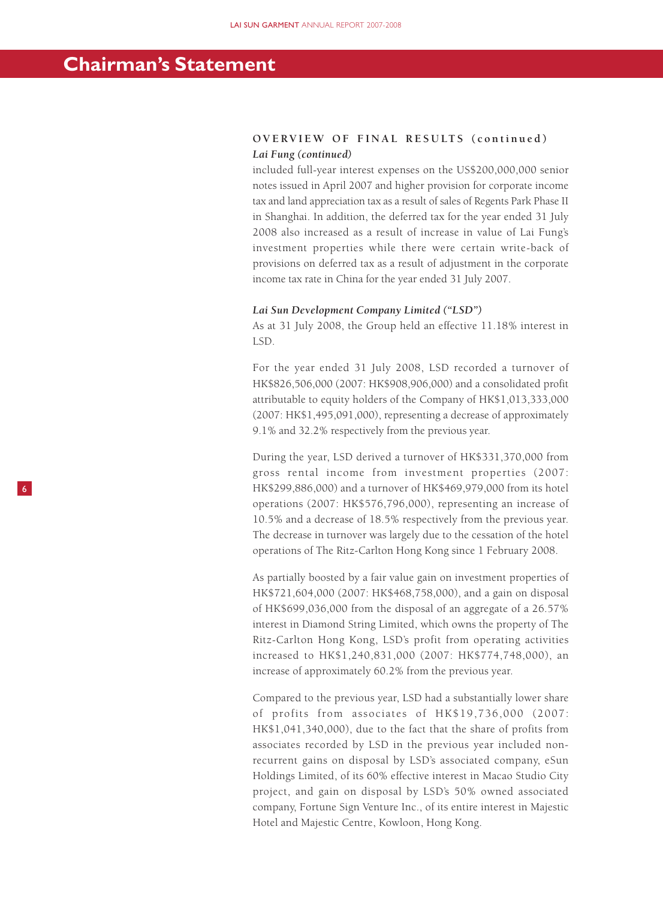# Chairman's Statement

## OVERVIEW OF FINAL RESULTS (continued)

### *Lai Fung (continued)*

included full-year interest expenses on the US$200,000,000 senior notes issued in April 2007 and higher provision for corporate income tax and land appreciation tax as a result of sales of Regents Park Phase II in Shanghai. In addition, the deferred tax for the year ended 31 July 2008 also increased as a result of increase in value of Lai Fung's investment properties while there were certain write-back of provisions on deferred tax as a result of adjustment in the corporate income tax rate in China for the year ended 31 July 2007.

### *Lai Sun Development Company Limited ("LSD")*

As at 31 July 2008, the Group held an effective 11.18% interest in LSD.

For the year ended 31 July 2008, LSD recorded a turnover of HK$826,506,000 (2007: HK$908,906,000) and a consolidated profit attributable to equity holders of the Company of HK$1,013,333,000 (2007: HK$1,495,091,000), representing a decrease of approximately 9.1% and 32.2% respectively from the previous year.

During the year, LSD derived a turnover of HK$331,370,000 from gross rental income from investment properties (2007: HK$299,886,000) and a turnover of HK$469,979,000 from its hotel operations (2007: HK$576,796,000), representing an increase of 10.5% and a decrease of 18.5% respectively from the previous year. The decrease in turnover was largely due to the cessation of the hotel operations of The Ritz-Carlton Hong Kong since 1 February 2008.

As partially boosted by a fair value gain on investment properties of HK$721,604,000 (2007: HK$468,758,000), and a gain on disposal of HK$699,036,000 from the disposal of an aggregate of a 26.57% interest in Diamond String Limited, which owns the property of The Ritz-Carlton Hong Kong, LSD's profit from operating activities increased to HK$1,240,831,000 (2007: HK$774,748,000), an increase of approximately 60.2% from the previous year.

Compared to the previous year, LSD had a substantially lower share of profits from associates of HK$19,736,000 (2007: HK$1,041,340,000), due to the fact that the share of profits from associates recorded by LSD in the previous year included non-recurrent gains on disposal by LSD's associated company, eSun Holdings Limited, of its 60% effective interest in Macao Studio City project, and gain on disposal by LSD's 50% owned associated company, Fortune Sign Venture Inc., of its entire interest in Majestic Hotel and Majestic Centre, Kowloon, Hong Kong.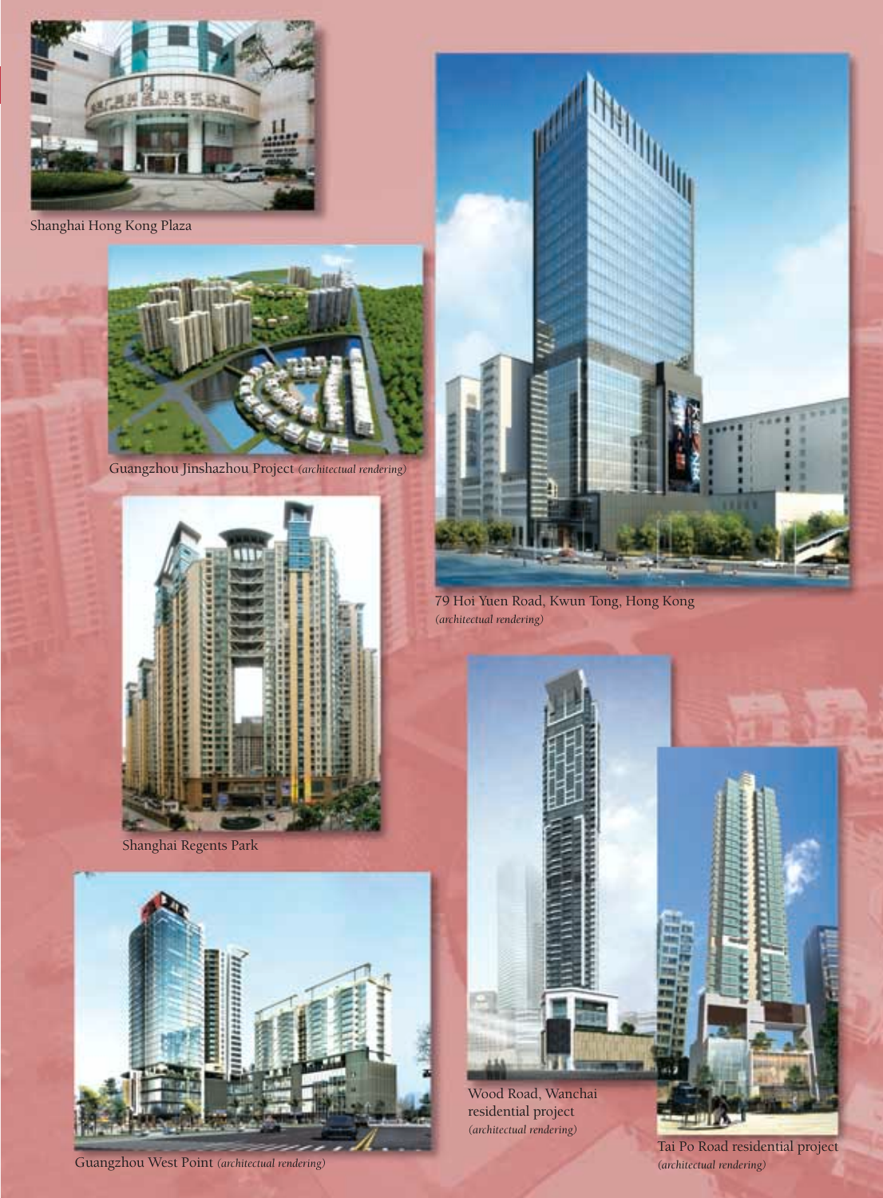Shanghai Hong Kong Plaza

Guangzhou Jinshazhou Project *(architectual rendering)*

Shanghai Regents Park

Guangzhou West Point *(architectual rendering)*

79 Hoi Yuen Road, Kwun Tong, Hong Kong
*(architectual rendering)*

Wood Road, Wanchai
residential project
*(architectual rendering)*

Tai Po Road residential project
*(architectual rendering)*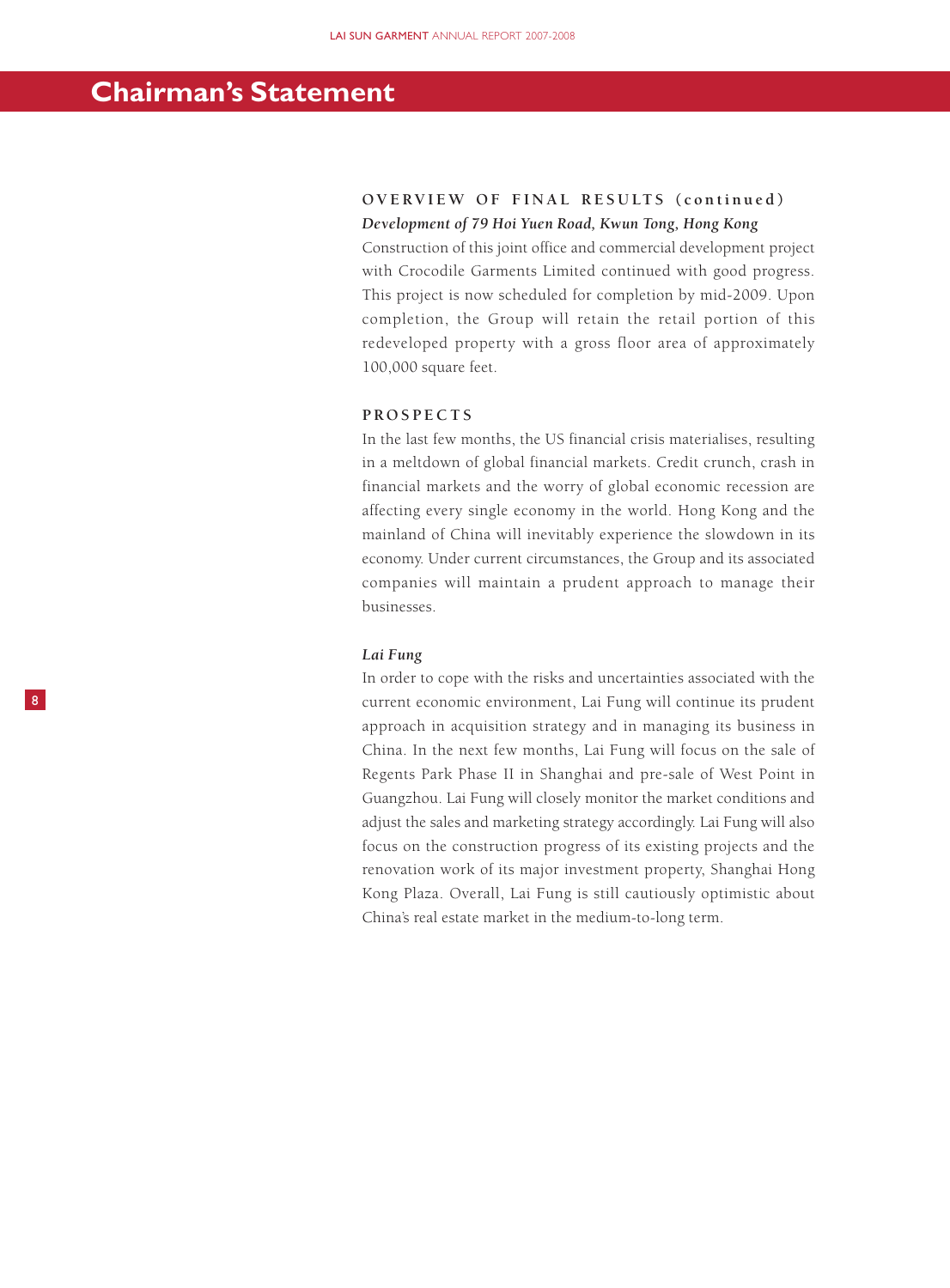# Chairman's Statement

## OVERVIEW OF FINAL RESULTS (continued)

### *Development of 79 Hoi Yuen Road, Kwun Tong, Hong Kong*

Construction of this joint office and commercial development project with Crocodile Garments Limited continued with good progress. This project is now scheduled for completion by mid-2009. Upon completion, the Group will retain the retail portion of this redeveloped property with a gross floor area of approximately 100,000 square feet.

## PROSPECTS

In the last few months, the US financial crisis materialises, resulting in a meltdown of global financial markets. Credit crunch, crash in financial markets and the worry of global economic recession are affecting every single economy in the world. Hong Kong and the mainland of China will inevitably experience the slowdown in its economy. Under current circumstances, the Group and its associated companies will maintain a prudent approach to manage their businesses.

### *Lai Fung*

In order to cope with the risks and uncertainties associated with the current economic environment, Lai Fung will continue its prudent approach in acquisition strategy and in managing its business in China. In the next few months, Lai Fung will focus on the sale of Regents Park Phase II in Shanghai and pre-sale of West Point in Guangzhou. Lai Fung will closely monitor the market conditions and adjust the sales and marketing strategy accordingly. Lai Fung will also focus on the construction progress of its existing projects and the renovation work of its major investment property, Shanghai Hong Kong Plaza. Overall, Lai Fung is still cautiously optimistic about China's real estate market in the medium-to-long term.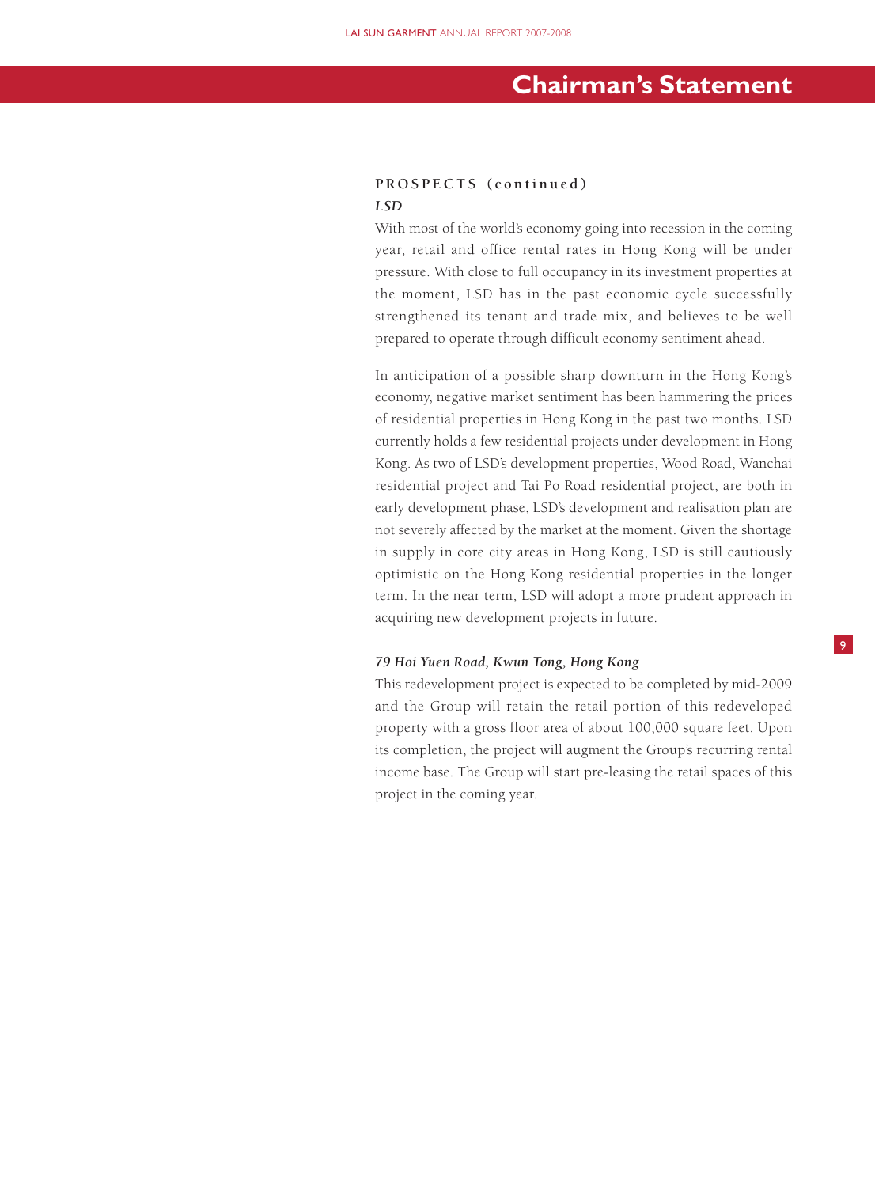## Chairman's Statement

### PROSPECTS (continued)

*LSD*

With most of the world's economy going into recession in the coming year, retail and office rental rates in Hong Kong will be under pressure. With close to full occupancy in its investment properties at the moment, LSD has in the past economic cycle successfully strengthened its tenant and trade mix, and believes to be well prepared to operate through difficult economy sentiment ahead.

In anticipation of a possible sharp downturn in the Hong Kong's economy, negative market sentiment has been hammering the prices of residential properties in Hong Kong in the past two months. LSD currently holds a few residential projects under development in Hong Kong. As two of LSD's development properties, Wood Road, Wanchai residential project and Tai Po Road residential project, are both in early development phase, LSD's development and realisation plan are not severely affected by the market at the moment. Given the shortage in supply in core city areas in Hong Kong, LSD is still cautiously optimistic on the Hong Kong residential properties in the longer term. In the near term, LSD will adopt a more prudent approach in acquiring new development projects in future.

*79 Hoi Yuen Road, Kwun Tong, Hong Kong*

This redevelopment project is expected to be completed by mid-2009 and the Group will retain the retail portion of this redeveloped property with a gross floor area of about 100,000 square feet. Upon its completion, the project will augment the Group's recurring rental income base. The Group will start pre-leasing the retail spaces of this project in the coming year.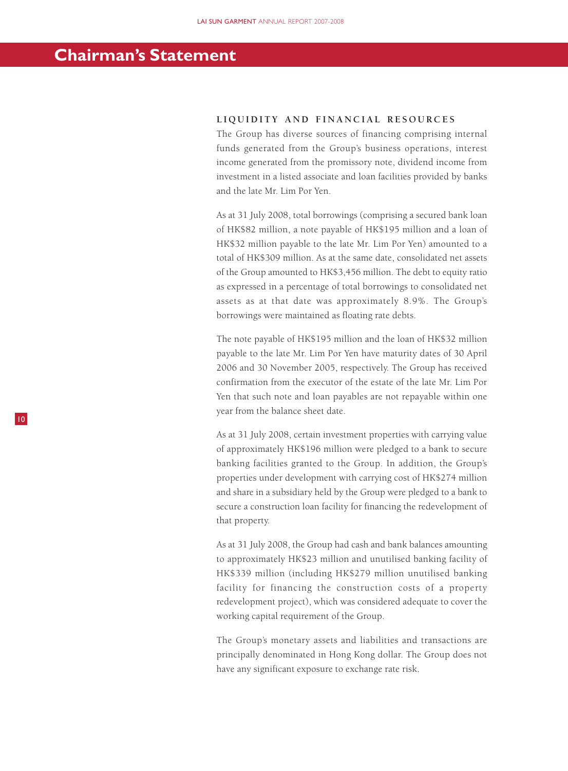# Chairman's Statement

## LIQUIDITY AND FINANCIAL RESOURCES

The Group has diverse sources of financing comprising internal funds generated from the Group's business operations, interest income generated from the promissory note, dividend income from investment in a listed associate and loan facilities provided by banks and the late Mr. Lim Por Yen.

As at 31 July 2008, total borrowings (comprising a secured bank loan of HK$82 million, a note payable of HK$195 million and a loan of HK$32 million payable to the late Mr. Lim Por Yen) amounted to a total of HK$309 million. As at the same date, consolidated net assets of the Group amounted to HK$3,456 million. The debt to equity ratio as expressed in a percentage of total borrowings to consolidated net assets as at that date was approximately 8.9%. The Group's borrowings were maintained as floating rate debts.

The note payable of HK$195 million and the loan of HK$32 million payable to the late Mr. Lim Por Yen have maturity dates of 30 April 2006 and 30 November 2005, respectively. The Group has received confirmation from the executor of the estate of the late Mr. Lim Por Yen that such note and loan payables are not repayable within one year from the balance sheet date.

As at 31 July 2008, certain investment properties with carrying value of approximately HK$196 million were pledged to a bank to secure banking facilities granted to the Group. In addition, the Group's properties under development with carrying cost of HK$274 million and share in a subsidiary held by the Group were pledged to a bank to secure a construction loan facility for financing the redevelopment of that property.

As at 31 July 2008, the Group had cash and bank balances amounting to approximately HK$23 million and unutilised banking facility of HK$339 million (including HK$279 million unutilised banking facility for financing the construction costs of a property redevelopment project), which was considered adequate to cover the working capital requirement of the Group.

The Group's monetary assets and liabilities and transactions are principally denominated in Hong Kong dollar. The Group does not have any significant exposure to exchange rate risk.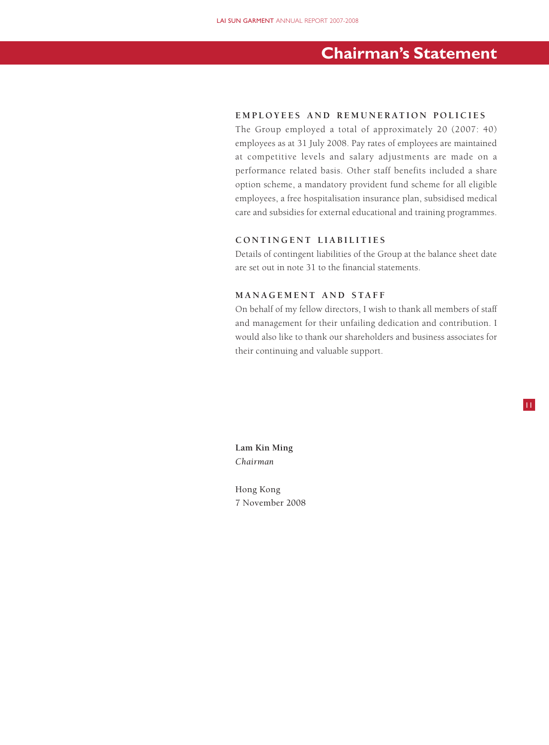# Chairman's Statement

## EMPLOYEES AND REMUNERATION POLICIES

The Group employed a total of approximately 20 (2007: 40) employees as at 31 July 2008. Pay rates of employees are maintained at competitive levels and salary adjustments are made on a performance related basis. Other staff benefits included a share option scheme, a mandatory provident fund scheme for all eligible employees, a free hospitalisation insurance plan, subsidised medical care and subsidies for external educational and training programmes.

## CONTINGENT LIABILITIES

Details of contingent liabilities of the Group at the balance sheet date are set out in note 31 to the financial statements.

## MANAGEMENT AND STAFF

On behalf of my fellow directors, I wish to thank all members of staff and management for their unfailing dedication and contribution. I would also like to thank our shareholders and business associates for their continuing and valuable support.

**Lam Kin Ming**
*Chairman*

Hong Kong
7 November 2008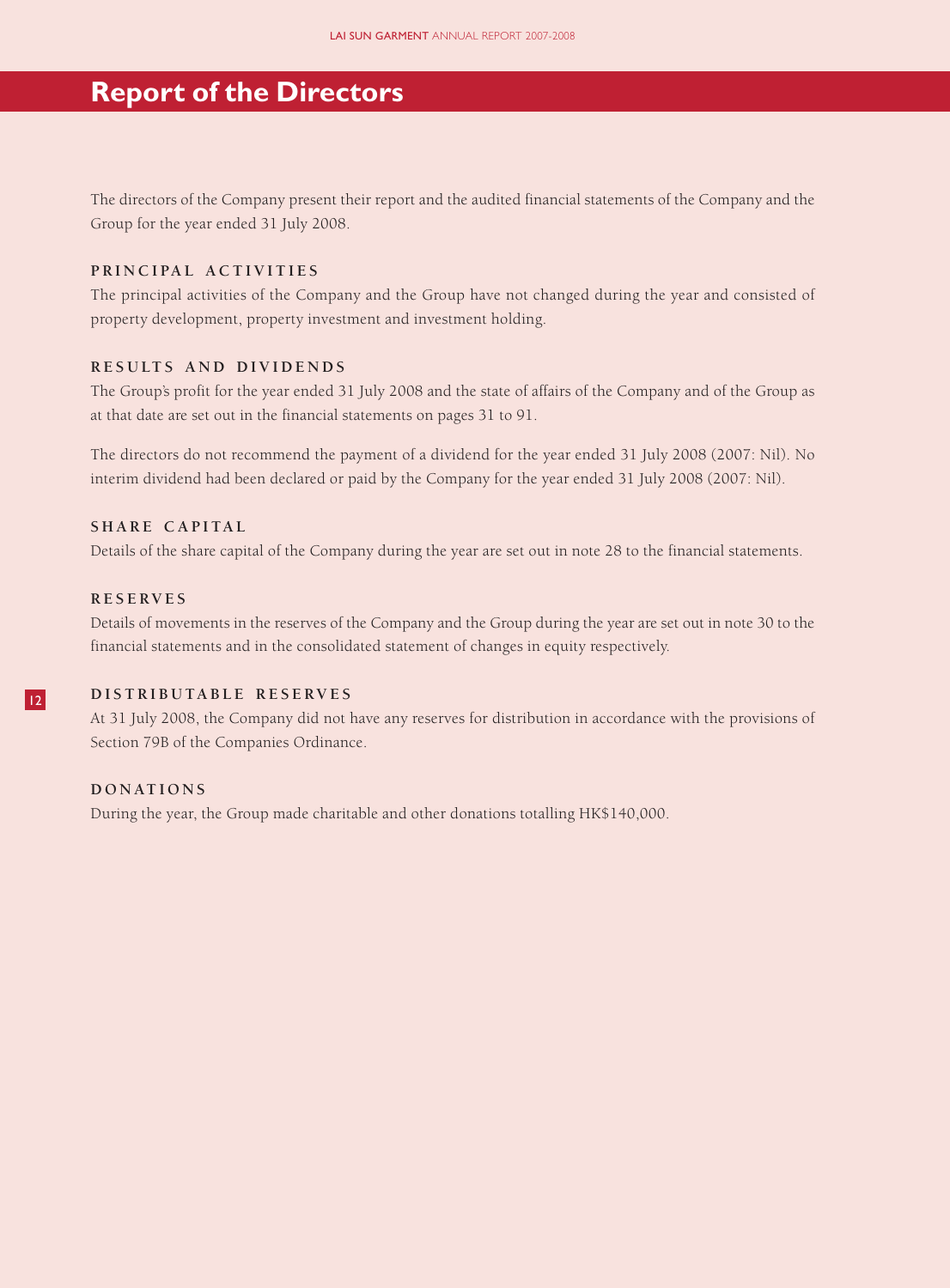# Report of the Directors

The directors of the Company present their report and the audited financial statements of the Company and the Group for the year ended 31 July 2008.

## PRINCIPAL ACTIVITIES

The principal activities of the Company and the Group have not changed during the year and consisted of property development, property investment and investment holding.

## RESULTS AND DIVIDENDS

The Group's profit for the year ended 31 July 2008 and the state of affairs of the Company and of the Group as at that date are set out in the financial statements on pages 31 to 91.

The directors do not recommend the payment of a dividend for the year ended 31 July 2008 (2007: Nil). No interim dividend had been declared or paid by the Company for the year ended 31 July 2008 (2007: Nil).

## SHARE CAPITAL

Details of the share capital of the Company during the year are set out in note 28 to the financial statements.

## RESERVES

Details of movements in the reserves of the Company and the Group during the year are set out in note 30 to the financial statements and in the consolidated statement of changes in equity respectively.

## DISTRIBUTABLE RESERVES

At 31 July 2008, the Company did not have any reserves for distribution in accordance with the provisions of Section 79B of the Companies Ordinance.

## DONATIONS

During the year, the Group made charitable and other donations totalling HK$140,000.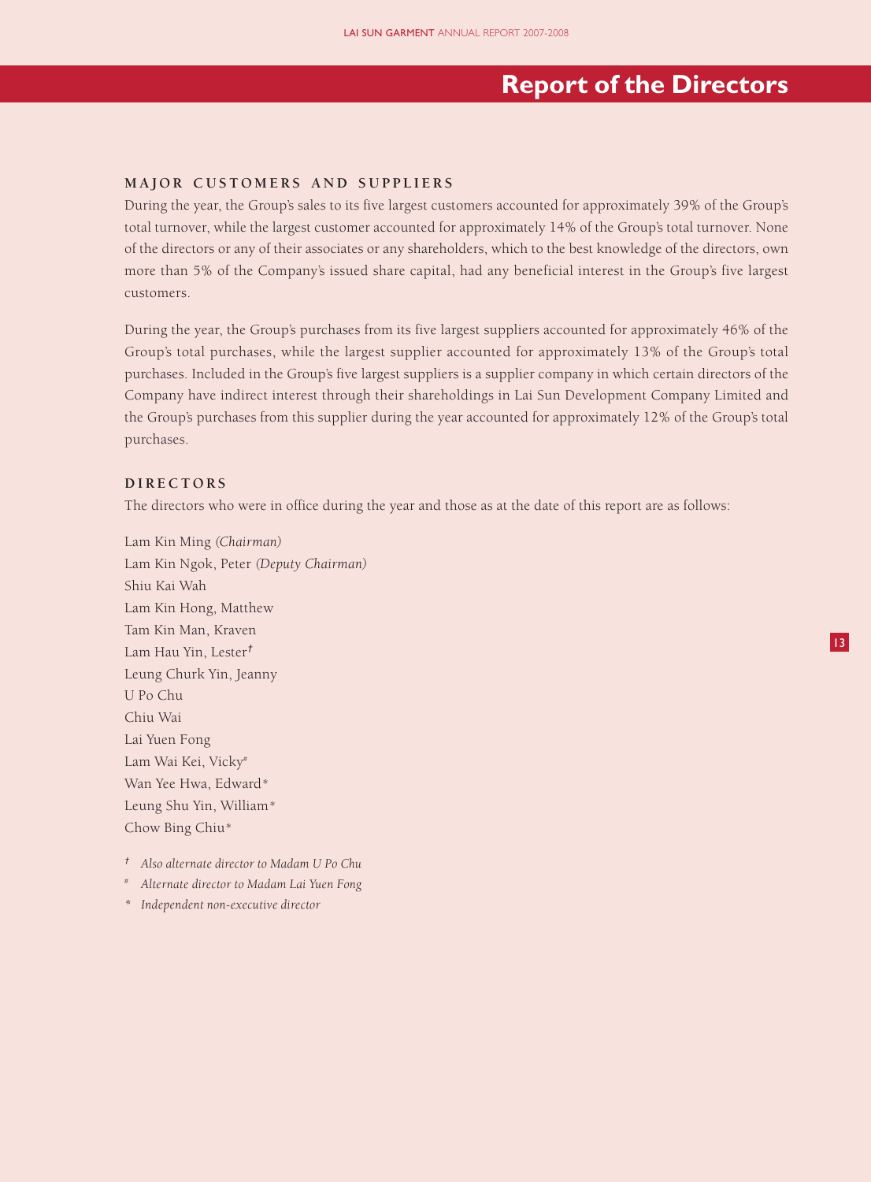# Report of the Directors

### MAJOR CUSTOMERS AND SUPPLIERS

During the year, the Group's sales to its five largest customers accounted for approximately 39% of the Group's total turnover, while the largest customer accounted for approximately 14% of the Group's total turnover. None of the directors or any of their associates or any shareholders, which to the best knowledge of the directors, own more than 5% of the Company's issued share capital, had any beneficial interest in the Group's five largest customers.

During the year, the Group's purchases from its five largest suppliers accounted for approximately 46% of the Group's total purchases, while the largest supplier accounted for approximately 13% of the Group's total purchases. Included in the Group's five largest suppliers is a supplier company in which certain directors of the Company have indirect interest through their shareholdings in Lai Sun Development Company Limited and the Group's purchases from this supplier during the year accounted for approximately 12% of the Group's total purchases.

### DIRECTORS

The directors who were in office during the year and those as at the date of this report are as follows:

Lam Kin Ming *(Chairman)*
Lam Kin Ngok, Peter *(Deputy Chairman)*
Shiu Kai Wah
Lam Kin Hong, Matthew
Tam Kin Man, Kraven
Lam Hau Yin, Lester†
Leung Churk Yin, Jeanny
U Po Chu
Chiu Wai
Lai Yuen Fong
Lam Wai Kei, Vicky#
Wan Yee Hwa, Edward*
Leung Shu Yin, William*
Chow Bing Chiu*

† *Also alternate director to Madam U Po Chu*

# *Alternate director to Madam Lai Yuen Fong*

\* *Independent non-executive director*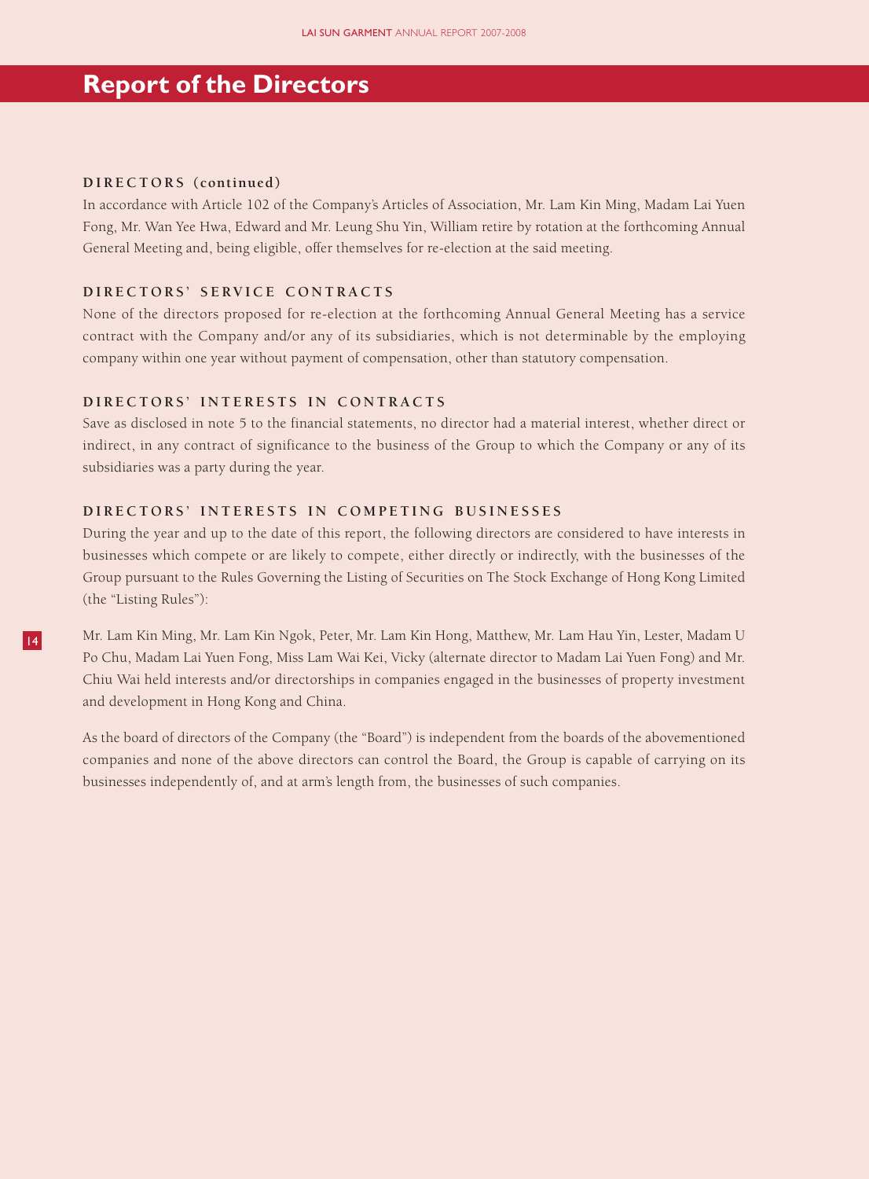# Report of the Directors

### DIRECTORS (continued)

In accordance with Article 102 of the Company's Articles of Association, Mr. Lam Kin Ming, Madam Lai Yuen Fong, Mr. Wan Yee Hwa, Edward and Mr. Leung Shu Yin, William retire by rotation at the forthcoming Annual General Meeting and, being eligible, offer themselves for re-election at the said meeting.

### DIRECTORS' SERVICE CONTRACTS

None of the directors proposed for re-election at the forthcoming Annual General Meeting has a service contract with the Company and/or any of its subsidiaries, which is not determinable by the employing company within one year without payment of compensation, other than statutory compensation.

### DIRECTORS' INTERESTS IN CONTRACTS

Save as disclosed in note 5 to the financial statements, no director had a material interest, whether direct or indirect, in any contract of significance to the business of the Group to which the Company or any of its subsidiaries was a party during the year.

### DIRECTORS' INTERESTS IN COMPETING BUSINESSES

During the year and up to the date of this report, the following directors are considered to have interests in businesses which compete or are likely to compete, either directly or indirectly, with the businesses of the Group pursuant to the Rules Governing the Listing of Securities on The Stock Exchange of Hong Kong Limited (the "Listing Rules"):

Mr. Lam Kin Ming, Mr. Lam Kin Ngok, Peter, Mr. Lam Kin Hong, Matthew, Mr. Lam Hau Yin, Lester, Madam U Po Chu, Madam Lai Yuen Fong, Miss Lam Wai Kei, Vicky (alternate director to Madam Lai Yuen Fong) and Mr. Chiu Wai held interests and/or directorships in companies engaged in the businesses of property investment and development in Hong Kong and China.

As the board of directors of the Company (the "Board") is independent from the boards of the abovementioned companies and none of the above directors can control the Board, the Group is capable of carrying on its businesses independently of, and at arm's length from, the businesses of such companies.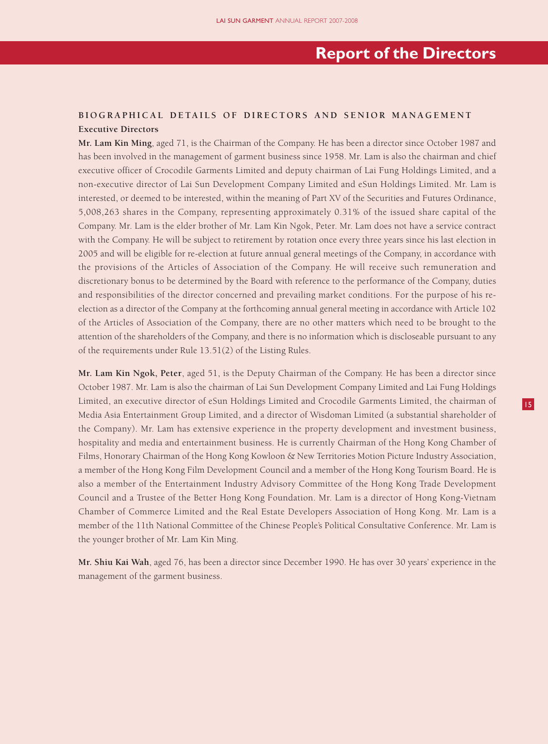# Report of the Directors

## BIOGRAPHICAL DETAILS OF DIRECTORS AND SENIOR MANAGEMENT

### Executive Directors

**Mr. Lam Kin Ming**, aged 71, is the Chairman of the Company. He has been a director since October 1987 and has been involved in the management of garment business since 1958. Mr. Lam is also the chairman and chief executive officer of Crocodile Garments Limited and deputy chairman of Lai Fung Holdings Limited, and a non-executive director of Lai Sun Development Company Limited and eSun Holdings Limited. Mr. Lam is interested, or deemed to be interested, within the meaning of Part XV of the Securities and Futures Ordinance, 5,008,263 shares in the Company, representing approximately 0.31% of the issued share capital of the Company. Mr. Lam is the elder brother of Mr. Lam Kin Ngok, Peter. Mr. Lam does not have a service contract with the Company. He will be subject to retirement by rotation once every three years since his last election in 2005 and will be eligible for re-election at future annual general meetings of the Company, in accordance with the provisions of the Articles of Association of the Company. He will receive such remuneration and discretionary bonus to be determined by the Board with reference to the performance of the Company, duties and responsibilities of the director concerned and prevailing market conditions. For the purpose of his re-election as a director of the Company at the forthcoming annual general meeting in accordance with Article 102 of the Articles of Association of the Company, there are no other matters which need to be brought to the attention of the shareholders of the Company, and there is no information which is discloseable pursuant to any of the requirements under Rule 13.51(2) of the Listing Rules.

**Mr. Lam Kin Ngok, Peter**, aged 51, is the Deputy Chairman of the Company. He has been a director since October 1987. Mr. Lam is also the chairman of Lai Sun Development Company Limited and Lai Fung Holdings Limited, an executive director of eSun Holdings Limited and Crocodile Garments Limited, the chairman of Media Asia Entertainment Group Limited, and a director of Wisdoman Limited (a substantial shareholder of the Company). Mr. Lam has extensive experience in the property development and investment business, hospitality and media and entertainment business. He is currently Chairman of the Hong Kong Chamber of Films, Honorary Chairman of the Hong Kong Kowloon & New Territories Motion Picture Industry Association, a member of the Hong Kong Film Development Council and a member of the Hong Kong Tourism Board. He is also a member of the Entertainment Industry Advisory Committee of the Hong Kong Trade Development Council and a Trustee of the Better Hong Kong Foundation. Mr. Lam is a director of Hong Kong-Vietnam Chamber of Commerce Limited and the Real Estate Developers Association of Hong Kong. Mr. Lam is a member of the 11th National Committee of the Chinese People's Political Consultative Conference. Mr. Lam is the younger brother of Mr. Lam Kin Ming.

**Mr. Shiu Kai Wah**, aged 76, has been a director since December 1990. He has over 30 years' experience in the management of the garment business.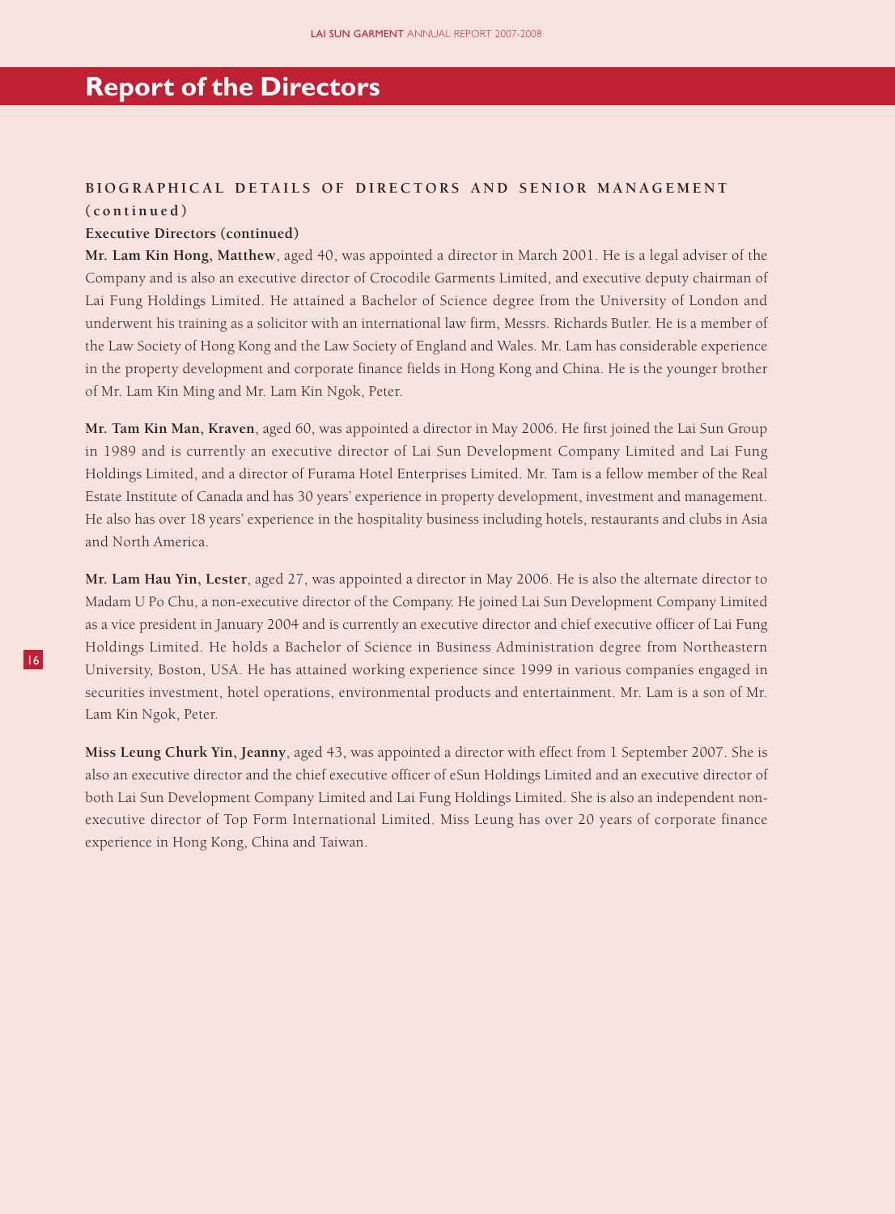# Report of the Directors

## BIOGRAPHICAL DETAILS OF DIRECTORS AND SENIOR MANAGEMENT (continued)

### Executive Directors (continued)

**Mr. Lam Kin Hong, Matthew**, aged 40, was appointed a director in March 2001. He is a legal adviser of the Company and is also an executive director of Crocodile Garments Limited, and executive deputy chairman of Lai Fung Holdings Limited. He attained a Bachelor of Science degree from the University of London and underwent his training as a solicitor with an international law firm, Messrs. Richards Butler. He is a member of the Law Society of Hong Kong and the Law Society of England and Wales. Mr. Lam has considerable experience in the property development and corporate finance fields in Hong Kong and China. He is the younger brother of Mr. Lam Kin Ming and Mr. Lam Kin Ngok, Peter.

**Mr. Tam Kin Man, Kraven**, aged 60, was appointed a director in May 2006. He first joined the Lai Sun Group in 1989 and is currently an executive director of Lai Sun Development Company Limited and Lai Fung Holdings Limited, and a director of Furama Hotel Enterprises Limited. Mr. Tam is a fellow member of the Real Estate Institute of Canada and has 30 years' experience in property development, investment and management. He also has over 18 years' experience in the hospitality business including hotels, restaurants and clubs in Asia and North America.

**Mr. Lam Hau Yin, Lester**, aged 27, was appointed a director in May 2006. He is also the alternate director to Madam U Po Chu, a non-executive director of the Company. He joined Lai Sun Development Company Limited as a vice president in January 2004 and is currently an executive director and chief executive officer of Lai Fung Holdings Limited. He holds a Bachelor of Science in Business Administration degree from Northeastern University, Boston, USA. He has attained working experience since 1999 in various companies engaged in securities investment, hotel operations, environmental products and entertainment. Mr. Lam is a son of Mr. Lam Kin Ngok, Peter.

**Miss Leung Churk Yin, Jeanny**, aged 43, was appointed a director with effect from 1 September 2007. She is also an executive director and the chief executive officer of eSun Holdings Limited and an executive director of both Lai Sun Development Company Limited and Lai Fung Holdings Limited. She is also an independent non-executive director of Top Form International Limited. Miss Leung has over 20 years of corporate finance experience in Hong Kong, China and Taiwan.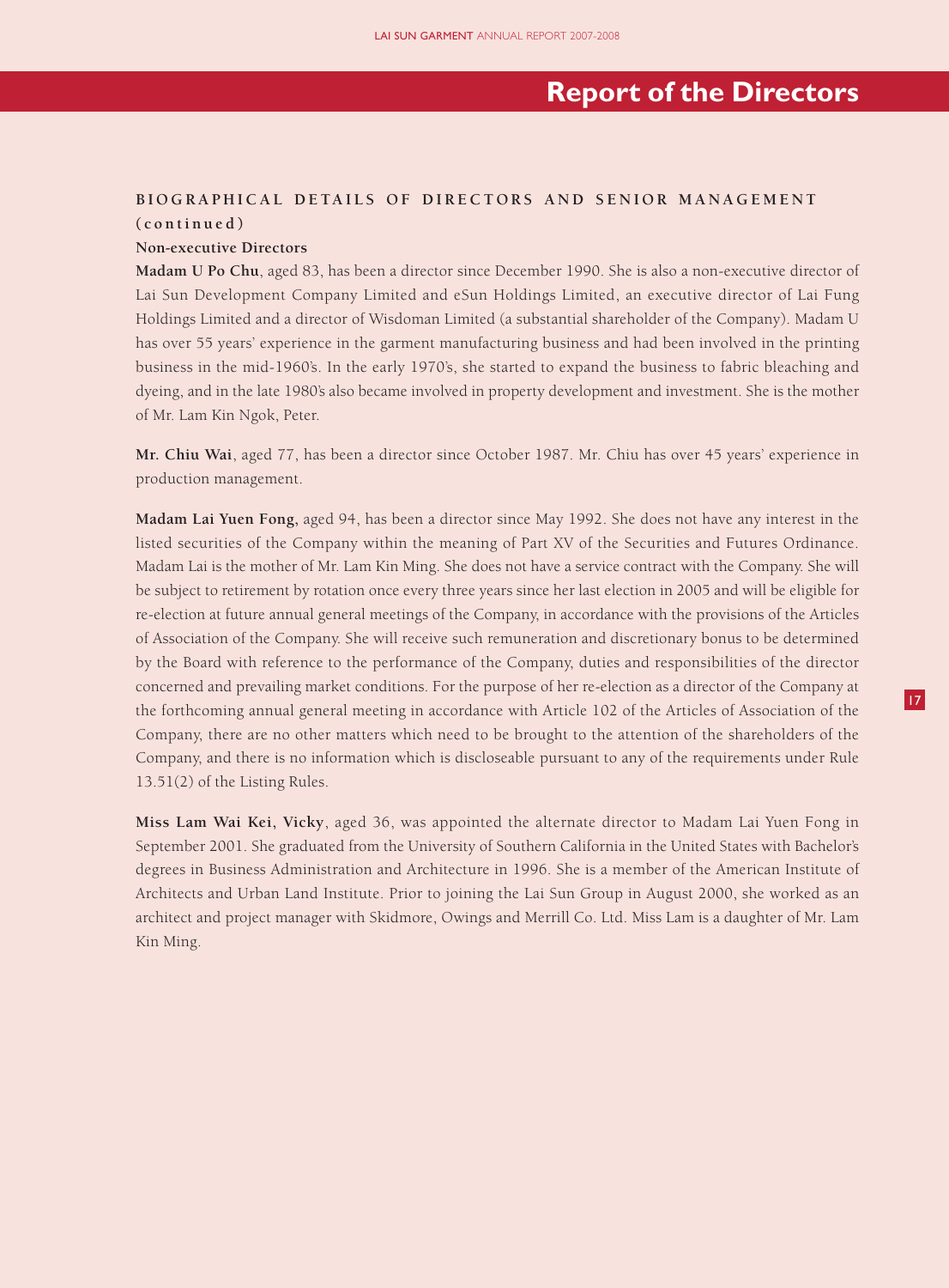## BIOGRAPHICAL DETAILS OF DIRECTORS AND SENIOR MANAGEMENT (continued)

### Non-executive Directors

**Madam U Po Chu**, aged 83, has been a director since December 1990. She is also a non-executive director of Lai Sun Development Company Limited and eSun Holdings Limited, an executive director of Lai Fung Holdings Limited and a director of Wisdoman Limited (a substantial shareholder of the Company). Madam U has over 55 years' experience in the garment manufacturing business and had been involved in the printing business in the mid-1960's. In the early 1970's, she started to expand the business to fabric bleaching and dyeing, and in the late 1980's also became involved in property development and investment. She is the mother of Mr. Lam Kin Ngok, Peter.

**Mr. Chiu Wai**, aged 77, has been a director since October 1987. Mr. Chiu has over 45 years' experience in production management.

**Madam Lai Yuen Fong**, aged 94, has been a director since May 1992. She does not have any interest in the listed securities of the Company within the meaning of Part XV of the Securities and Futures Ordinance. Madam Lai is the mother of Mr. Lam Kin Ming. She does not have a service contract with the Company. She will be subject to retirement by rotation once every three years since her last election in 2005 and will be eligible for re-election at future annual general meetings of the Company, in accordance with the provisions of the Articles of Association of the Company. She will receive such remuneration and discretionary bonus to be determined by the Board with reference to the performance of the Company, duties and responsibilities of the director concerned and prevailing market conditions. For the purpose of her re-election as a director of the Company at the forthcoming annual general meeting in accordance with Article 102 of the Articles of Association of the Company, there are no other matters which need to be brought to the attention of the shareholders of the Company, and there is no information which is discloseable pursuant to any of the requirements under Rule 13.51(2) of the Listing Rules.

**Miss Lam Wai Kei, Vicky**, aged 36, was appointed the alternate director to Madam Lai Yuen Fong in September 2001. She graduated from the University of Southern California in the United States with Bachelor's degrees in Business Administration and Architecture in 1996. She is a member of the American Institute of Architects and Urban Land Institute. Prior to joining the Lai Sun Group in August 2000, she worked as an architect and project manager with Skidmore, Owings and Merrill Co. Ltd. Miss Lam is a daughter of Mr. Lam Kin Ming.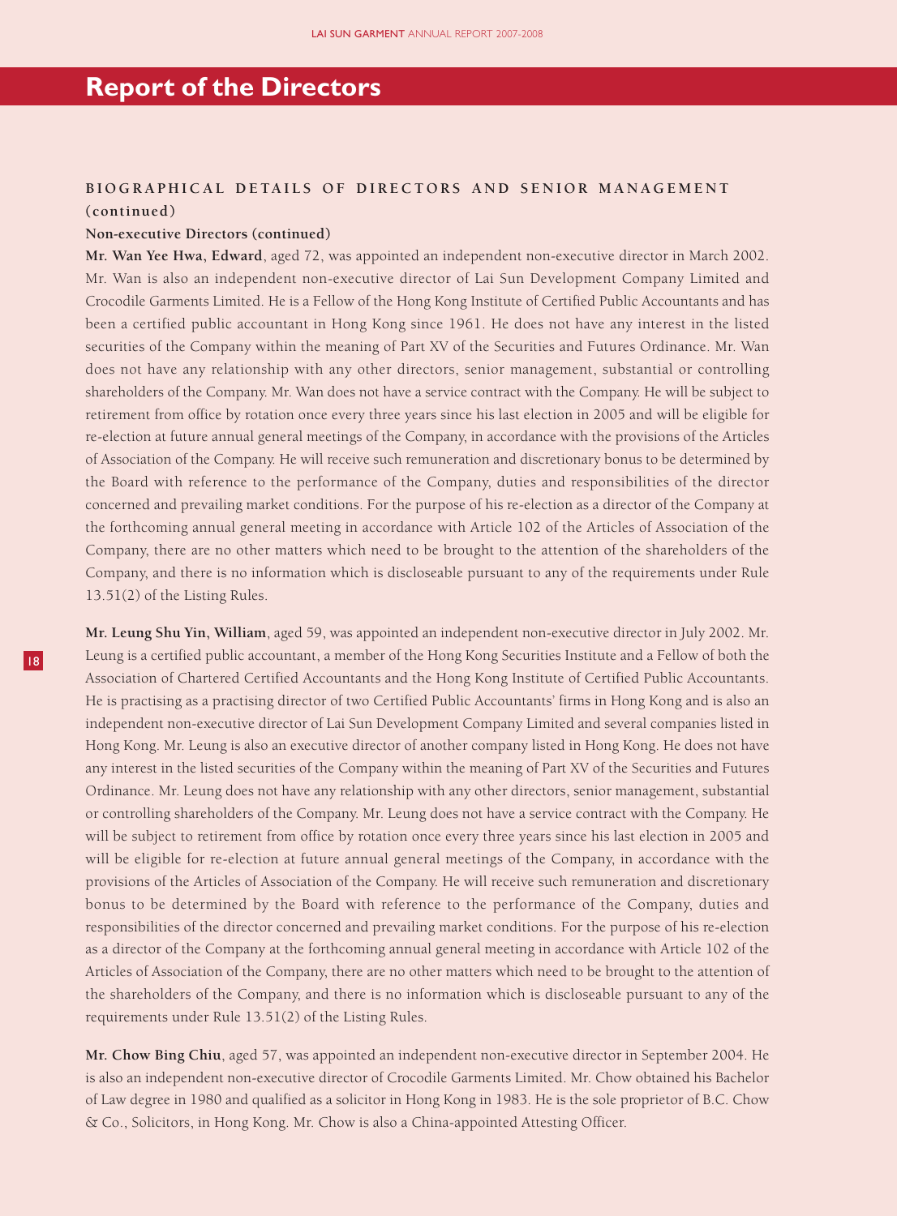# Report of the Directors

## BIOGRAPHICAL DETAILS OF DIRECTORS AND SENIOR MANAGEMENT (continued)

### Non-executive Directors (continued)

**Mr. Wan Yee Hwa, Edward**, aged 72, was appointed an independent non-executive director in March 2002. Mr. Wan is also an independent non-executive director of Lai Sun Development Company Limited and Crocodile Garments Limited. He is a Fellow of the Hong Kong Institute of Certified Public Accountants and has been a certified public accountant in Hong Kong since 1961. He does not have any interest in the listed securities of the Company within the meaning of Part XV of the Securities and Futures Ordinance. Mr. Wan does not have any relationship with any other directors, senior management, substantial or controlling shareholders of the Company. Mr. Wan does not have a service contract with the Company. He will be subject to retirement from office by rotation once every three years since his last election in 2005 and will be eligible for re-election at future annual general meetings of the Company, in accordance with the provisions of the Articles of Association of the Company. He will receive such remuneration and discretionary bonus to be determined by the Board with reference to the performance of the Company, duties and responsibilities of the director concerned and prevailing market conditions. For the purpose of his re-election as a director of the Company at the forthcoming annual general meeting in accordance with Article 102 of the Articles of Association of the Company, there are no other matters which need to be brought to the attention of the shareholders of the Company, and there is no information which is discloseable pursuant to any of the requirements under Rule 13.51(2) of the Listing Rules.

**Mr. Leung Shu Yin, William**, aged 59, was appointed an independent non-executive director in July 2002. Mr. Leung is a certified public accountant, a member of the Hong Kong Securities Institute and a Fellow of both the Association of Chartered Certified Accountants and the Hong Kong Institute of Certified Public Accountants. He is practising as a practising director of two Certified Public Accountants' firms in Hong Kong and is also an independent non-executive director of Lai Sun Development Company Limited and several companies listed in Hong Kong. Mr. Leung is also an executive director of another company listed in Hong Kong. He does not have any interest in the listed securities of the Company within the meaning of Part XV of the Securities and Futures Ordinance. Mr. Leung does not have any relationship with any other directors, senior management, substantial or controlling shareholders of the Company. Mr. Leung does not have a service contract with the Company. He will be subject to retirement from office by rotation once every three years since his last election in 2005 and will be eligible for re-election at future annual general meetings of the Company, in accordance with the provisions of the Articles of Association of the Company. He will receive such remuneration and discretionary bonus to be determined by the Board with reference to the performance of the Company, duties and responsibilities of the director concerned and prevailing market conditions. For the purpose of his re-election as a director of the Company at the forthcoming annual general meeting in accordance with Article 102 of the Articles of Association of the Company, there are no other matters which need to be brought to the attention of the shareholders of the Company, and there is no information which is discloseable pursuant to any of the requirements under Rule 13.51(2) of the Listing Rules.

**Mr. Chow Bing Chiu**, aged 57, was appointed an independent non-executive director in September 2004. He is also an independent non-executive director of Crocodile Garments Limited. Mr. Chow obtained his Bachelor of Law degree in 1980 and qualified as a solicitor in Hong Kong in 1983. He is the sole proprietor of B.C. Chow & Co., Solicitors, in Hong Kong. Mr. Chow is also a China-appointed Attesting Officer.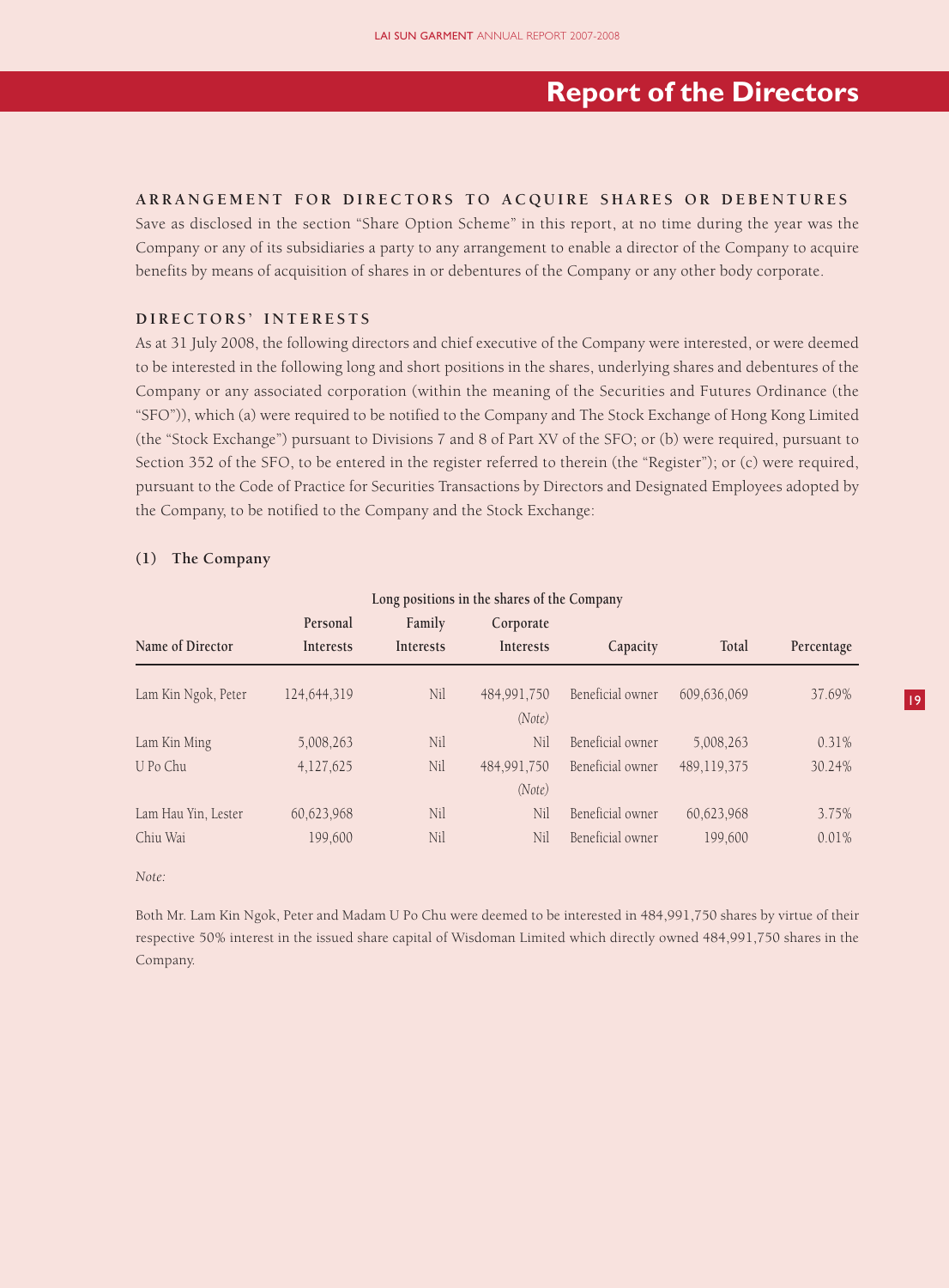# Report of the Directors

## ARRANGEMENT FOR DIRECTORS TO ACQUIRE SHARES OR DEBENTURES

Save as disclosed in the section "Share Option Scheme" in this report, at no time during the year was the Company or any of its subsidiaries a party to any arrangement to enable a director of the Company to acquire benefits by means of acquisition of shares in or debentures of the Company or any other body corporate.

## DIRECTORS' INTERESTS

As at 31 July 2008, the following directors and chief executive of the Company were interested, or were deemed to be interested in the following long and short positions in the shares, underlying shares and debentures of the Company or any associated corporation (within the meaning of the Securities and Futures Ordinance (the "SFO")), which (a) were required to be notified to the Company and The Stock Exchange of Hong Kong Limited (the "Stock Exchange") pursuant to Divisions 7 and 8 of Part XV of the SFO; or (b) were required, pursuant to Section 352 of the SFO, to be entered in the register referred to therein (the "Register"); or (c) were required, pursuant to the Code of Practice for Securities Transactions by Directors and Designated Employees adopted by the Company, to be notified to the Company and the Stock Exchange:

### (1) The Company

| | Long positions in the shares of the Company | | | | | |
|---|---|---|---|---|---|---|
| Name of Director | Personal Interests | Family Interests | Corporate Interests | Capacity | Total | Percentage |
| Lam Kin Ngok, Peter | 124,644,319 | Nil | 484,991,750 *(Note)* | Beneficial owner | 609,636,069 | 37.69% |
| Lam Kin Ming | 5,008,263 | Nil | Nil | Beneficial owner | 5,008,263 | 0.31% |
| U Po Chu | 4,127,625 | Nil | 484,991,750 *(Note)* | Beneficial owner | 489,119,375 | 30.24% |
| Lam Hau Yin, Lester | 60,623,968 | Nil | Nil | Beneficial owner | 60,623,968 | 3.75% |
| Chiu Wai | 199,600 | Nil | Nil | Beneficial owner | 199,600 | 0.01% |

*Note:*

Both Mr. Lam Kin Ngok, Peter and Madam U Po Chu were deemed to be interested in 484,991,750 shares by virtue of their respective 50% interest in the issued share capital of Wisdoman Limited which directly owned 484,991,750 shares in the Company.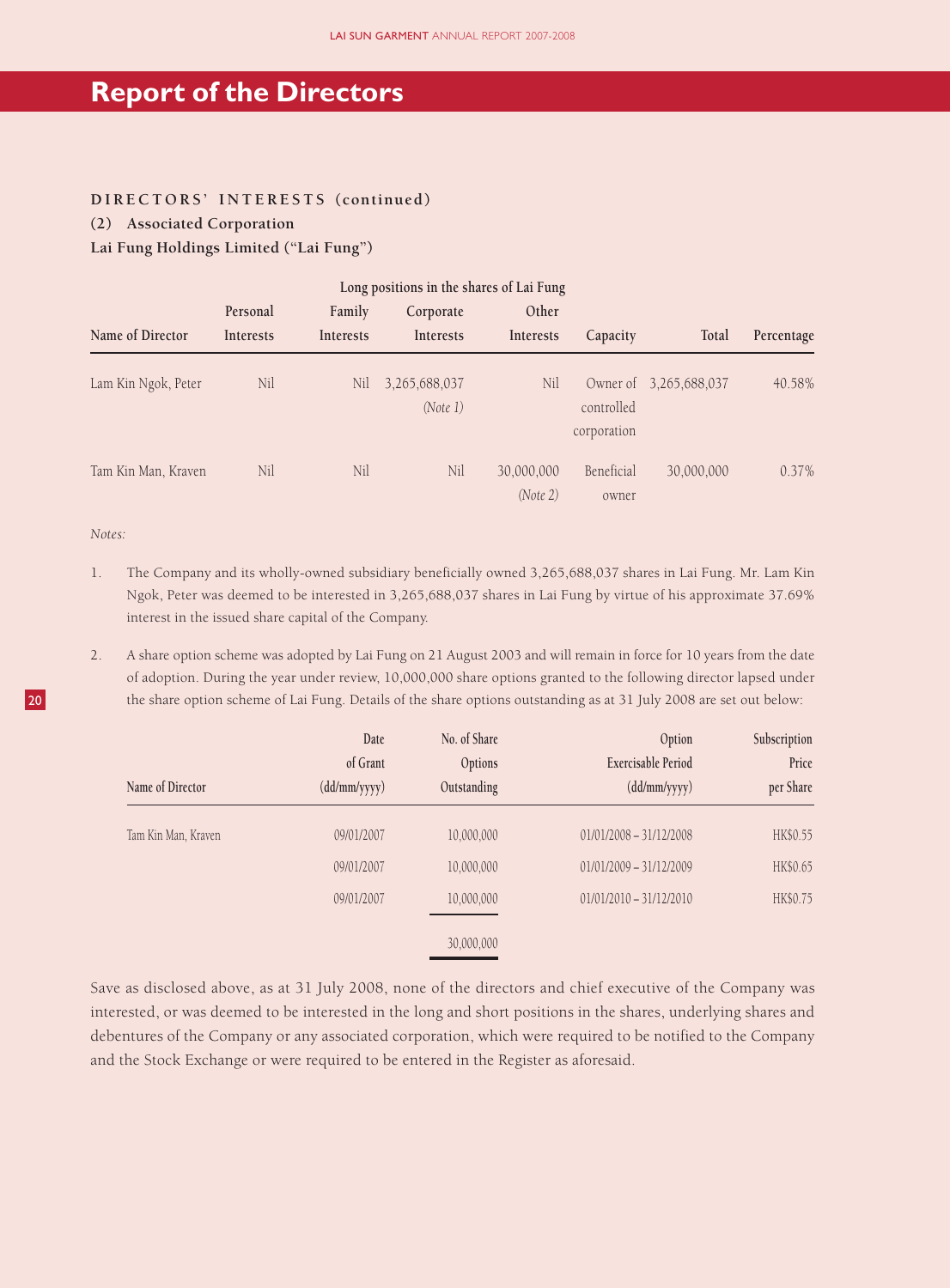# Report of the Directors

**DIRECTORS' INTERESTS (continued)**

**(2) Associated Corporation**

**Lai Fung Holdings Limited ("Lai Fung")**

| | Long positions in the shares of Lai Fung | | | | | | |
|---|---|---|---|---|---|---|---|
| Name of Director | Personal Interests | Family Interests | Corporate Interests | Other Interests | Capacity | Total | Percentage |
| Lam Kin Ngok, Peter | Nil | Nil | 3,265,688,037 *(Note 1)* | Nil | Owner of controlled corporation | 3,265,688,037 | 40.58% |
| Tam Kin Man, Kraven | Nil | Nil | Nil | 30,000,000 *(Note 2)* | Beneficial owner | 30,000,000 | 0.37% |

*Notes:*

1. The Company and its wholly-owned subsidiary beneficially owned 3,265,688,037 shares in Lai Fung. Mr. Lam Kin Ngok, Peter was deemed to be interested in 3,265,688,037 shares in Lai Fung by virtue of his approximate 37.69% interest in the issued share capital of the Company.

2. A share option scheme was adopted by Lai Fung on 21 August 2003 and will remain in force for 10 years from the date of adoption. During the year under review, 10,000,000 share options granted to the following director lapsed under the share option scheme of Lai Fung. Details of the share options outstanding as at 31 July 2008 are set out below:

| Name of Director | Date of Grant (dd/mm/yyyy) | No. of Share Options Outstanding | Option Exercisable Period (dd/mm/yyyy) | Subscription Price per Share |
|---|---|---|---|---|
| Tam Kin Man, Kraven | 09/01/2007 | 10,000,000 | 01/01/2008 – 31/12/2008 | HK$0.55 |
| | 09/01/2007 | 10,000,000 | 01/01/2009 – 31/12/2009 | HK$0.65 |
| | 09/01/2007 | 10,000,000 | 01/01/2010 – 31/12/2010 | HK$0.75 |
| | | 30,000,000 | | |

Save as disclosed above, as at 31 July 2008, none of the directors and chief executive of the Company was interested, or was deemed to be interested in the long and short positions in the shares, underlying shares and debentures of the Company or any associated corporation, which were required to be notified to the Company and the Stock Exchange or were required to be entered in the Register as aforesaid.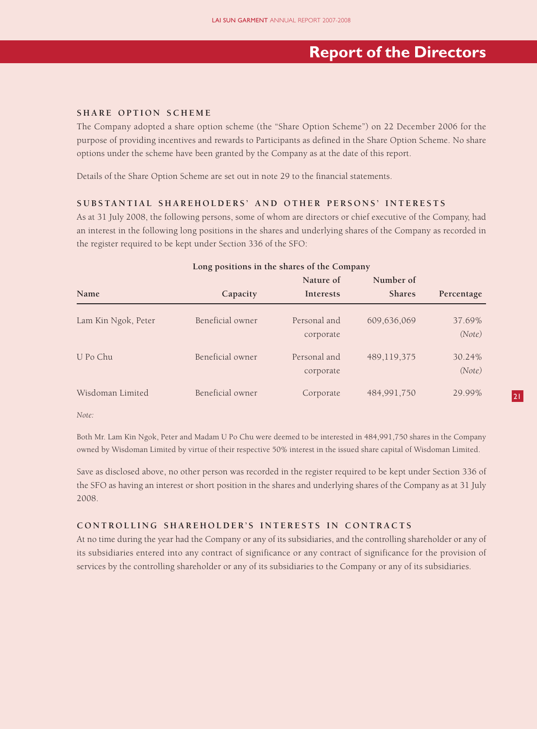# Report of the Directors

### SHARE OPTION SCHEME

The Company adopted a share option scheme (the "Share Option Scheme") on 22 December 2006 for the purpose of providing incentives and rewards to Participants as defined in the Share Option Scheme. No share options under the scheme have been granted by the Company as at the date of this report.

Details of the Share Option Scheme are set out in note 29 to the financial statements.

### SUBSTANTIAL SHAREHOLDERS' AND OTHER PERSONS' INTERESTS

As at 31 July 2008, the following persons, some of whom are directors or chief executive of the Company, had an interest in the following long positions in the shares and underlying shares of the Company as recorded in the register required to be kept under Section 336 of the SFO:

**Long positions in the shares of the Company**

| Name | Capacity | Nature of Interests | Number of Shares | Percentage |
|---|---|---|---|---|
| Lam Kin Ngok, Peter | Beneficial owner | Personal and corporate | 609,636,069 | 37.69% *(Note)* |
| U Po Chu | Beneficial owner | Personal and corporate | 489,119,375 | 30.24% *(Note)* |
| Wisdoman Limited | Beneficial owner | Corporate | 484,991,750 | 29.99% |

*Note:*

Both Mr. Lam Kin Ngok, Peter and Madam U Po Chu were deemed to be interested in 484,991,750 shares in the Company owned by Wisdoman Limited by virtue of their respective 50% interest in the issued share capital of Wisdoman Limited.

Save as disclosed above, no other person was recorded in the register required to be kept under Section 336 of the SFO as having an interest or short position in the shares and underlying shares of the Company as at 31 July 2008.

### CONTROLLING SHAREHOLDER'S INTERESTS IN CONTRACTS

At no time during the year had the Company or any of its subsidiaries, and the controlling shareholder or any of its subsidiaries entered into any contract of significance or any contract of significance for the provision of services by the controlling shareholder or any of its subsidiaries to the Company or any of its subsidiaries.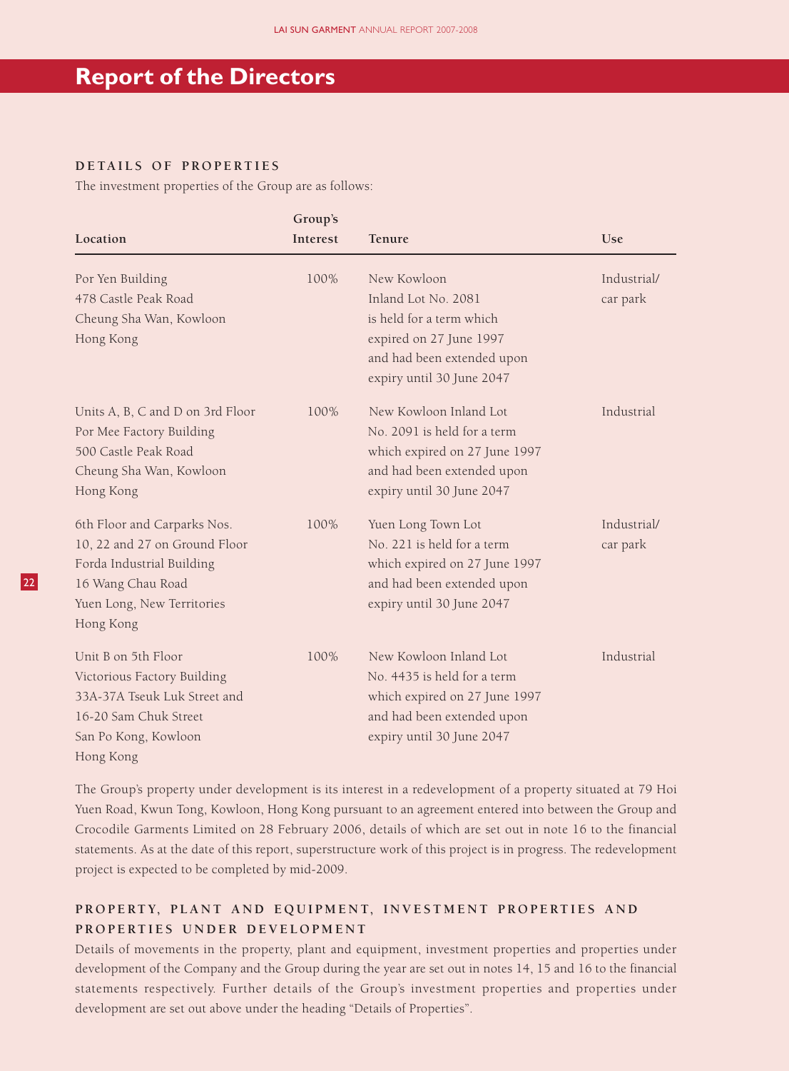# Report of the Directors

### DETAILS OF PROPERTIES

The investment properties of the Group are as follows:

| Location | Group's Interest | Tenure | Use |
|---|---|---|---|
| Por Yen Building 478 Castle Peak Road Cheung Sha Wan, Kowloon Hong Kong | 100% | New Kowloon Inland Lot No. 2081 is held for a term which expired on 27 June 1997 and had been extended upon expiry until 30 June 2047 | Industrial/ car park |
| Units A, B, C and D on 3rd Floor Por Mee Factory Building 500 Castle Peak Road Cheung Sha Wan, Kowloon Hong Kong | 100% | New Kowloon Inland Lot No. 2091 is held for a term which expired on 27 June 1997 and had been extended upon expiry until 30 June 2047 | Industrial |
| 6th Floor and Carparks Nos. 10, 22 and 27 on Ground Floor Forda Industrial Building 16 Wang Chau Road Yuen Long, New Territories Hong Kong | 100% | Yuen Long Town Lot No. 221 is held for a term which expired on 27 June 1997 and had been extended upon expiry until 30 June 2047 | Industrial/ car park |
| Unit B on 5th Floor Victorious Factory Building 33A-37A Tseuk Luk Street and 16-20 Sam Chuk Street San Po Kong, Kowloon Hong Kong | 100% | New Kowloon Inland Lot No. 4435 is held for a term which expired on 27 June 1997 and had been extended upon expiry until 30 June 2047 | Industrial |

The Group's property under development is its interest in a redevelopment of a property situated at 79 Hoi Yuen Road, Kwun Tong, Kowloon, Hong Kong pursuant to an agreement entered into between the Group and Crocodile Garments Limited on 28 February 2006, details of which are set out in note 16 to the financial statements. As at the date of this report, superstructure work of this project is in progress. The redevelopment project is expected to be completed by mid-2009.

### PROPERTY, PLANT AND EQUIPMENT, INVESTMENT PROPERTIES AND PROPERTIES UNDER DEVELOPMENT

Details of movements in the property, plant and equipment, investment properties and properties under development of the Company and the Group during the year are set out in notes 14, 15 and 16 to the financial statements respectively. Further details of the Group's investment properties and properties under development are set out above under the heading "Details of Properties".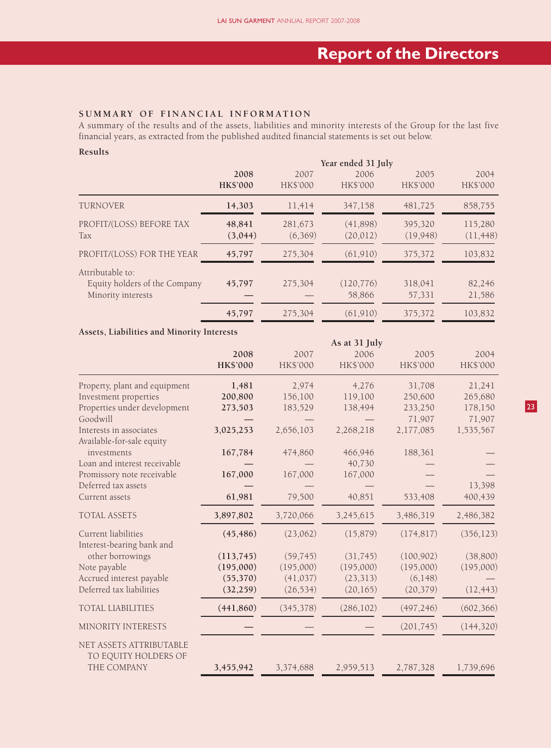# Report of the Directors

## SUMMARY OF FINANCIAL INFORMATION

A summary of the results and of the assets, liabilities and minority interests of the Group for the last five financial years, as extracted from the published audited financial statements is set out below.

### Results

| | Year ended 31 July | | | | |
|---|---|---|---|---|---|
| | **2008** | 2007 | 2006 | 2005 | 2004 |
| | **HK$'000** | HK$'000 | HK$'000 | HK$'000 | HK$'000 |
| TURNOVER | **14,303** | 11,414 | 347,158 | 481,725 | 858,755 |
| PROFIT/(LOSS) BEFORE TAX | **48,841** | 281,673 | (41,898) | 395,320 | 115,280 |
| Tax | **(3,044)** | (6,369) | (20,012) | (19,948) | (11,448) |
| PROFIT/(LOSS) FOR THE YEAR | **45,797** | 275,304 | (61,910) | 375,372 | 103,832 |
| Attributable to: | | | | | |
| Equity holders of the Company | **45,797** | 275,304 | (120,776) | 318,041 | 82,246 |
| Minority interests | **—** | — | 58,866 | 57,331 | 21,586 |
| | **45,797** | 275,304 | (61,910) | 375,372 | 103,832 |

### Assets, Liabilities and Minority Interests

| | As at 31 July | | | | |
|---|---|---|---|---|---|
| | **2008** | 2007 | 2006 | 2005 | 2004 |
| | **HK$'000** | HK$'000 | HK$'000 | HK$'000 | HK$'000 |
| Property, plant and equipment | **1,481** | 2,974 | 4,276 | 31,708 | 21,241 |
| Investment properties | **200,800** | 156,100 | 119,100 | 250,600 | 265,680 |
| Properties under development | **273,503** | 183,529 | 138,494 | 233,250 | 178,150 |
| Goodwill | **—** | — | — | 71,907 | 71,907 |
| Interests in associates | **3,025,253** | 2,656,103 | 2,268,218 | 2,177,085 | 1,535,567 |
| Available-for-sale equity investments | **167,784** | 474,860 | 466,946 | 188,361 | — |
| Loan and interest receivable | **—** | — | 40,730 | — | — |
| Promissory note receivable | **167,000** | 167,000 | 167,000 | — | — |
| Deferred tax assets | **—** | — | — | — | 13,398 |
| Current assets | **61,981** | 79,500 | 40,851 | 533,408 | 400,439 |
| TOTAL ASSETS | **3,897,802** | 3,720,066 | 3,245,615 | 3,486,319 | 2,486,382 |
| Current liabilities | **(45,486)** | (23,062) | (15,879) | (174,817) | (356,123) |
| Interest-bearing bank and other borrowings | **(113,745)** | (59,745) | (31,745) | (100,902) | (38,800) |
| Note payable | **(195,000)** | (195,000) | (195,000) | (195,000) | (195,000) |
| Accrued interest payable | **(55,370)** | (41,037) | (23,313) | (6,148) | — |
| Deferred tax liabilities | **(32,259)** | (26,534) | (20,165) | (20,379) | (12,443) |
| TOTAL LIABILITIES | **(441,860)** | (345,378) | (286,102) | (497,246) | (602,366) |
| MINORITY INTERESTS | **—** | — | — | (201,745) | (144,320) |
| NET ASSETS ATTRIBUTABLE TO EQUITY HOLDERS OF THE COMPANY | **3,455,942** | 3,374,688 | 2,959,513 | 2,787,328 | 1,739,696 |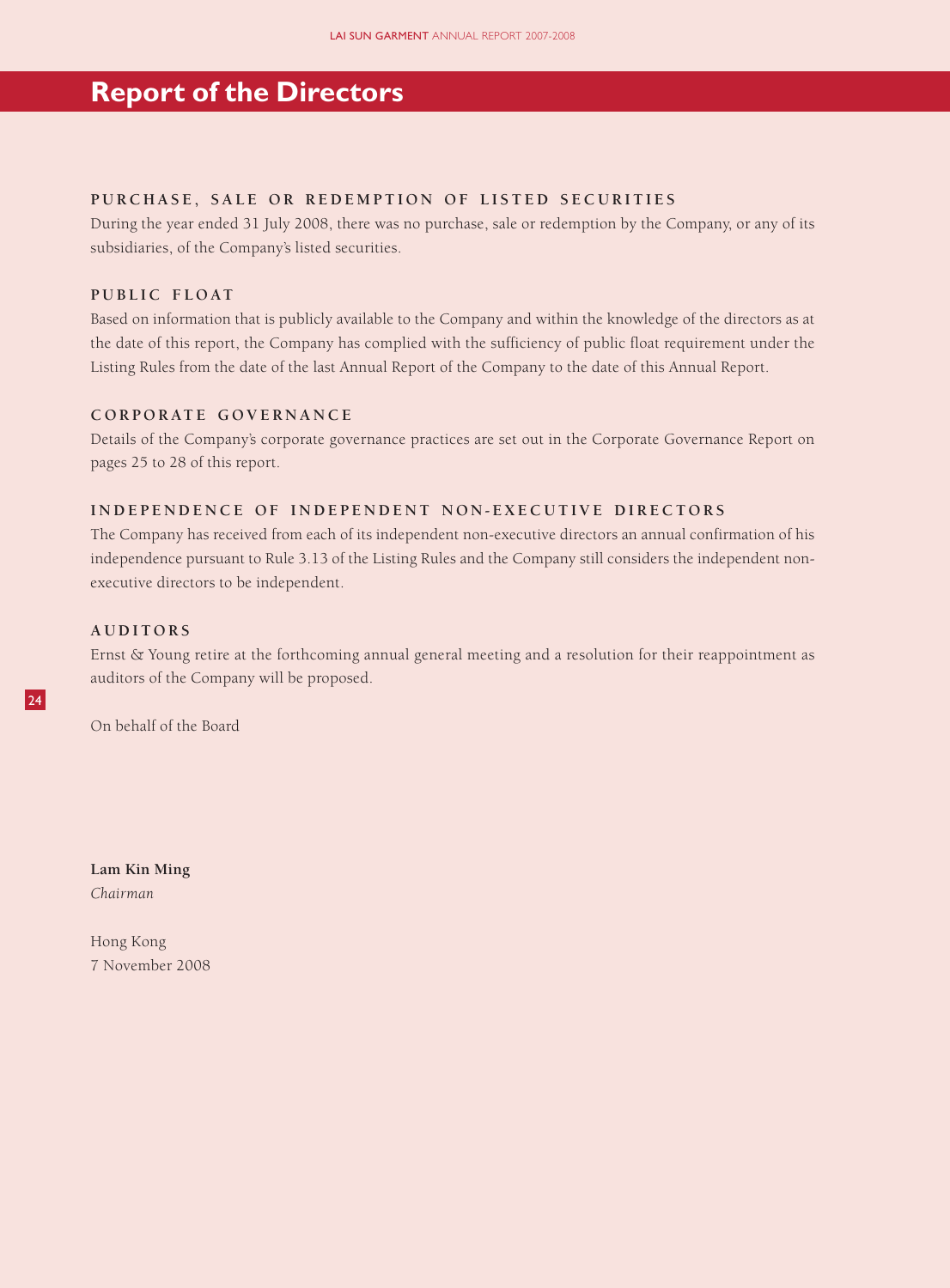# Report of the Directors

### PURCHASE, SALE OR REDEMPTION OF LISTED SECURITIES

During the year ended 31 July 2008, there was no purchase, sale or redemption by the Company, or any of its subsidiaries, of the Company's listed securities.

### PUBLIC FLOAT

Based on information that is publicly available to the Company and within the knowledge of the directors as at the date of this report, the Company has complied with the sufficiency of public float requirement under the Listing Rules from the date of the last Annual Report of the Company to the date of this Annual Report.

### CORPORATE GOVERNANCE

Details of the Company's corporate governance practices are set out in the Corporate Governance Report on pages 25 to 28 of this report.

### INDEPENDENCE OF INDEPENDENT NON-EXECUTIVE DIRECTORS

The Company has received from each of its independent non-executive directors an annual confirmation of his independence pursuant to Rule 3.13 of the Listing Rules and the Company still considers the independent non-executive directors to be independent.

### AUDITORS

Ernst & Young retire at the forthcoming annual general meeting and a resolution for their reappointment as auditors of the Company will be proposed.

On behalf of the Board

**Lam Kin Ming**
*Chairman*

Hong Kong
7 November 2008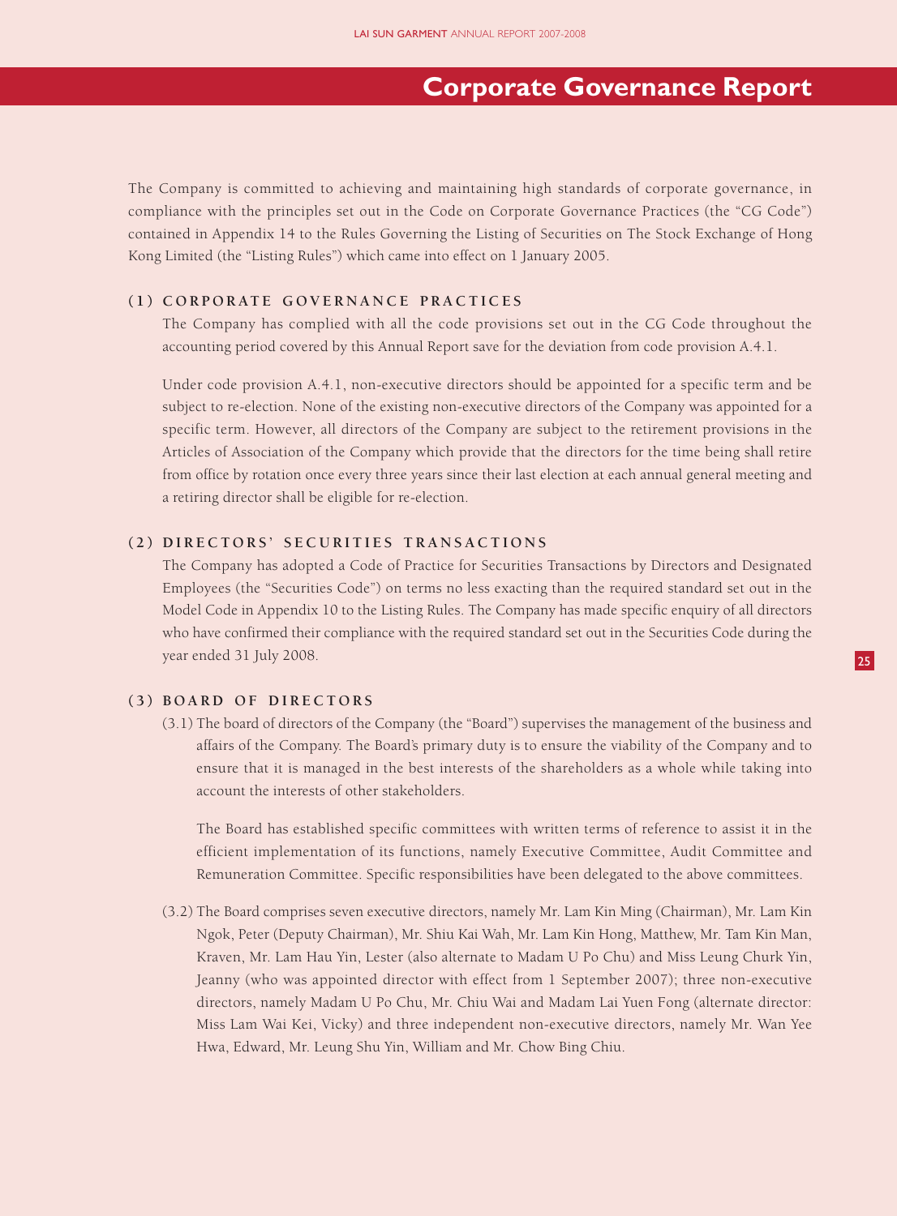# Corporate Governance Report

The Company is committed to achieving and maintaining high standards of corporate governance, in compliance with the principles set out in the Code on Corporate Governance Practices (the "CG Code") contained in Appendix 14 to the Rules Governing the Listing of Securities on The Stock Exchange of Hong Kong Limited (the "Listing Rules") which came into effect on 1 January 2005.

## (1) CORPORATE GOVERNANCE PRACTICES

The Company has complied with all the code provisions set out in the CG Code throughout the accounting period covered by this Annual Report save for the deviation from code provision A.4.1.

Under code provision A.4.1, non-executive directors should be appointed for a specific term and be subject to re-election. None of the existing non-executive directors of the Company was appointed for a specific term. However, all directors of the Company are subject to the retirement provisions in the Articles of Association of the Company which provide that the directors for the time being shall retire from office by rotation once every three years since their last election at each annual general meeting and a retiring director shall be eligible for re-election.

## (2) DIRECTORS' SECURITIES TRANSACTIONS

The Company has adopted a Code of Practice for Securities Transactions by Directors and Designated Employees (the "Securities Code") on terms no less exacting than the required standard set out in the Model Code in Appendix 10 to the Listing Rules. The Company has made specific enquiry of all directors who have confirmed their compliance with the required standard set out in the Securities Code during the year ended 31 July 2008.

## (3) BOARD OF DIRECTORS

(3.1) The board of directors of the Company (the "Board") supervises the management of the business and affairs of the Company. The Board's primary duty is to ensure the viability of the Company and to ensure that it is managed in the best interests of the shareholders as a whole while taking into account the interests of other stakeholders.

The Board has established specific committees with written terms of reference to assist it in the efficient implementation of its functions, namely Executive Committee, Audit Committee and Remuneration Committee. Specific responsibilities have been delegated to the above committees.

(3.2) The Board comprises seven executive directors, namely Mr. Lam Kin Ming (Chairman), Mr. Lam Kin Ngok, Peter (Deputy Chairman), Mr. Shiu Kai Wah, Mr. Lam Kin Hong, Matthew, Mr. Tam Kin Man, Kraven, Mr. Lam Hau Yin, Lester (also alternate to Madam U Po Chu) and Miss Leung Churk Yin, Jeanny (who was appointed director with effect from 1 September 2007); three non-executive directors, namely Madam U Po Chu, Mr. Chiu Wai and Madam Lai Yuen Fong (alternate director: Miss Lam Wai Kei, Vicky) and three independent non-executive directors, namely Mr. Wan Yee Hwa, Edward, Mr. Leung Shu Yin, William and Mr. Chow Bing Chiu.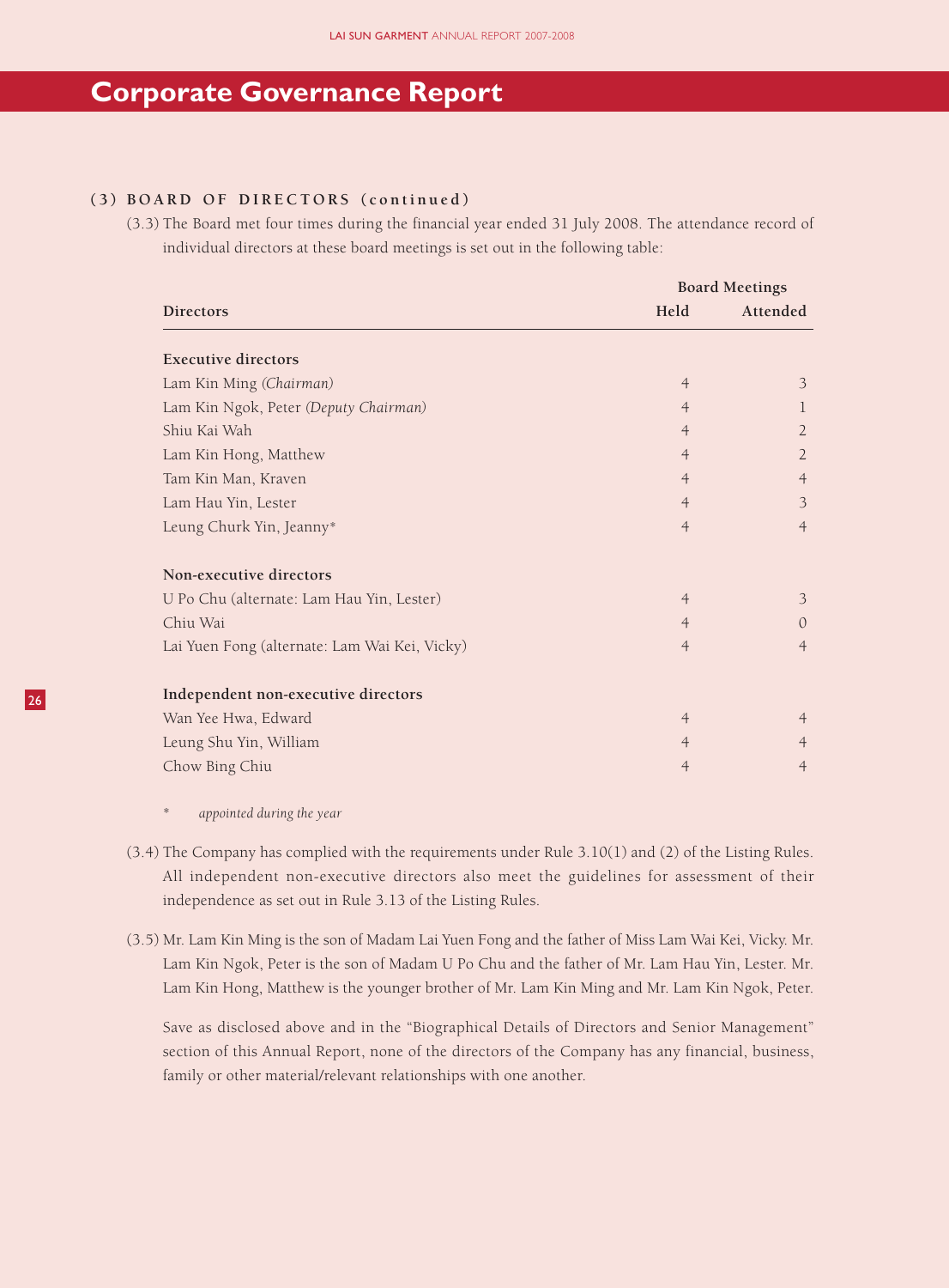# Corporate Governance Report

## (3) BOARD OF DIRECTORS (continued)

(3.3) The Board met four times during the financial year ended 31 July 2008. The attendance record of individual directors at these board meetings is set out in the following table:

| Directors | Board Meetings | |
|---|---|---|
| | Held | Attended |
| **Executive directors** | | |
| Lam Kin Ming *(Chairman)* | 4 | 3 |
| Lam Kin Ngok, Peter *(Deputy Chairman)* | 4 | 1 |
| Shiu Kai Wah | 4 | 2 |
| Lam Kin Hong, Matthew | 4 | 2 |
| Tam Kin Man, Kraven | 4 | 4 |
| Lam Hau Yin, Lester | 4 | 3 |
| Leung Churk Yin, Jeanny* | 4 | 4 |
| **Non-executive directors** | | |
| U Po Chu (alternate: Lam Hau Yin, Lester) | 4 | 3 |
| Chiu Wai | 4 | 0 |
| Lai Yuen Fong (alternate: Lam Wai Kei, Vicky) | 4 | 4 |
| **Independent non-executive directors** | | |
| Wan Yee Hwa, Edward | 4 | 4 |
| Leung Shu Yin, William | 4 | 4 |
| Chow Bing Chiu | 4 | 4 |

\* *appointed during the year*

(3.4) The Company has complied with the requirements under Rule 3.10(1) and (2) of the Listing Rules. All independent non-executive directors also meet the guidelines for assessment of their independence as set out in Rule 3.13 of the Listing Rules.

(3.5) Mr. Lam Kin Ming is the son of Madam Lai Yuen Fong and the father of Miss Lam Wai Kei, Vicky. Mr. Lam Kin Ngok, Peter is the son of Madam U Po Chu and the father of Mr. Lam Hau Yin, Lester. Mr. Lam Kin Hong, Matthew is the younger brother of Mr. Lam Kin Ming and Mr. Lam Kin Ngok, Peter.

Save as disclosed above and in the "Biographical Details of Directors and Senior Management" section of this Annual Report, none of the directors of the Company has any financial, business, family or other material/relevant relationships with one another.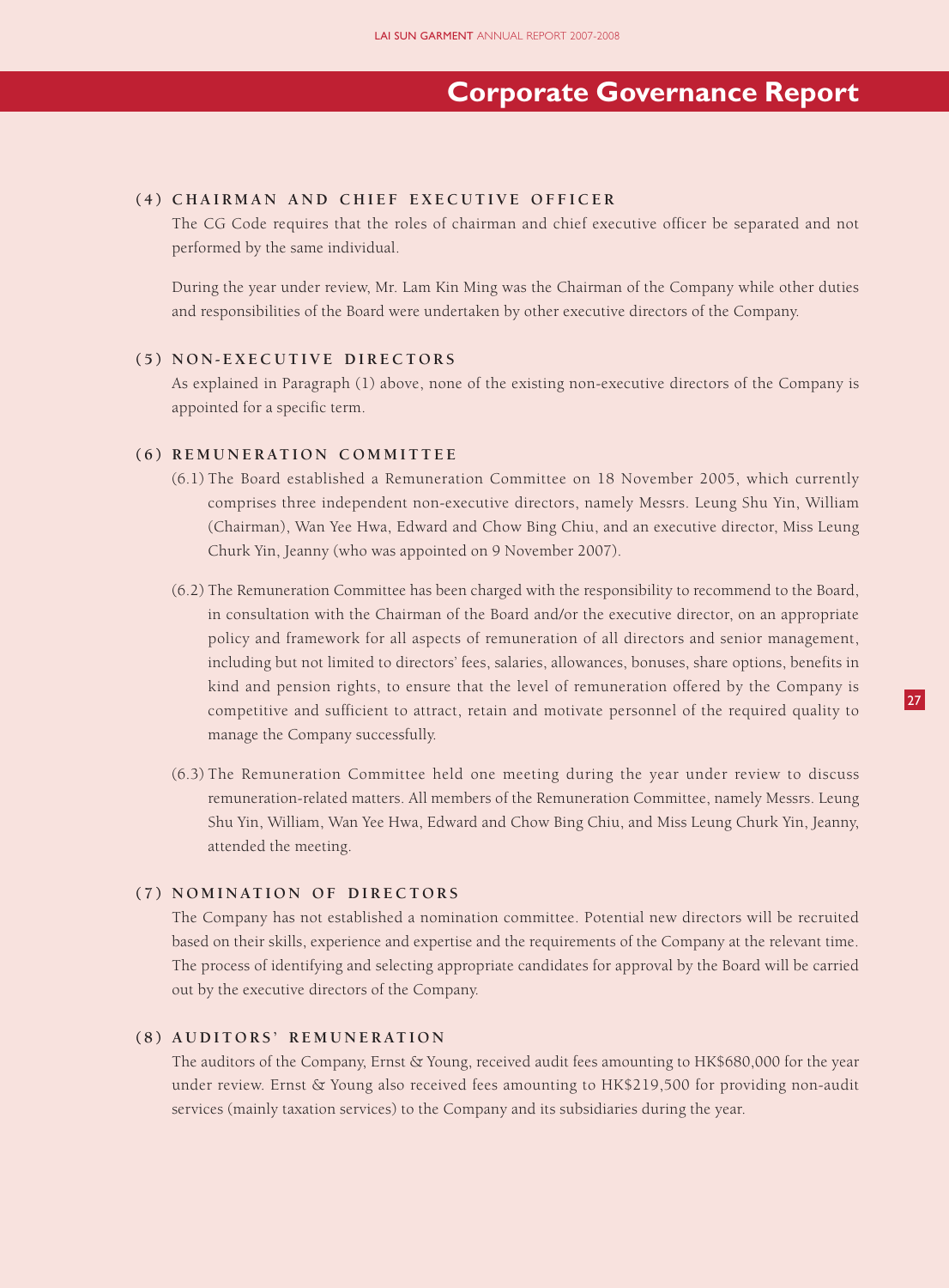# Corporate Governance Report

### (4) CHAIRMAN AND CHIEF EXECUTIVE OFFICER

The CG Code requires that the roles of chairman and chief executive officer be separated and not performed by the same individual.

During the year under review, Mr. Lam Kin Ming was the Chairman of the Company while other duties and responsibilities of the Board were undertaken by other executive directors of the Company.

### (5) NON-EXECUTIVE DIRECTORS

As explained in Paragraph (1) above, none of the existing non-executive directors of the Company is appointed for a specific term.

### (6) REMUNERATION COMMITTEE

(6.1) The Board established a Remuneration Committee on 18 November 2005, which currently comprises three independent non-executive directors, namely Messrs. Leung Shu Yin, William (Chairman), Wan Yee Hwa, Edward and Chow Bing Chiu, and an executive director, Miss Leung Churk Yin, Jeanny (who was appointed on 9 November 2007).

(6.2) The Remuneration Committee has been charged with the responsibility to recommend to the Board, in consultation with the Chairman of the Board and/or the executive director, on an appropriate policy and framework for all aspects of remuneration of all directors and senior management, including but not limited to directors' fees, salaries, allowances, bonuses, share options, benefits in kind and pension rights, to ensure that the level of remuneration offered by the Company is competitive and sufficient to attract, retain and motivate personnel of the required quality to manage the Company successfully.

(6.3) The Remuneration Committee held one meeting during the year under review to discuss remuneration-related matters. All members of the Remuneration Committee, namely Messrs. Leung Shu Yin, William, Wan Yee Hwa, Edward and Chow Bing Chiu, and Miss Leung Churk Yin, Jeanny, attended the meeting.

### (7) NOMINATION OF DIRECTORS

The Company has not established a nomination committee. Potential new directors will be recruited based on their skills, experience and expertise and the requirements of the Company at the relevant time. The process of identifying and selecting appropriate candidates for approval by the Board will be carried out by the executive directors of the Company.

### (8) AUDITORS' REMUNERATION

The auditors of the Company, Ernst & Young, received audit fees amounting to HK$680,000 for the year under review. Ernst & Young also received fees amounting to HK$219,500 for providing non-audit services (mainly taxation services) to the Company and its subsidiaries during the year.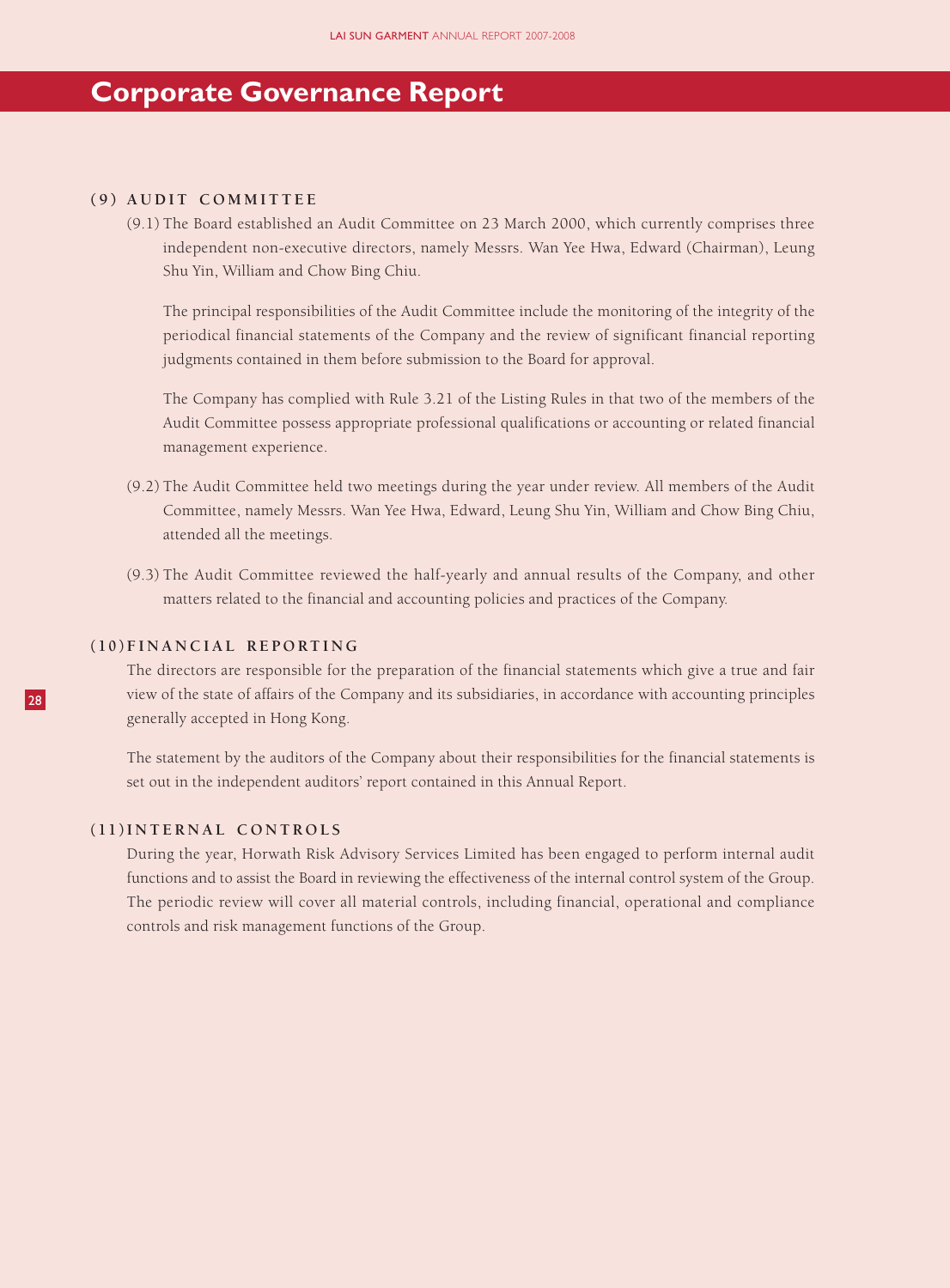# Corporate Governance Report

## (9) AUDIT COMMITTEE

(9.1) The Board established an Audit Committee on 23 March 2000, which currently comprises three independent non-executive directors, namely Messrs. Wan Yee Hwa, Edward (Chairman), Leung Shu Yin, William and Chow Bing Chiu.

The principal responsibilities of the Audit Committee include the monitoring of the integrity of the periodical financial statements of the Company and the review of significant financial reporting judgments contained in them before submission to the Board for approval.

The Company has complied with Rule 3.21 of the Listing Rules in that two of the members of the Audit Committee possess appropriate professional qualifications or accounting or related financial management experience.

(9.2) The Audit Committee held two meetings during the year under review. All members of the Audit Committee, namely Messrs. Wan Yee Hwa, Edward, Leung Shu Yin, William and Chow Bing Chiu, attended all the meetings.

(9.3) The Audit Committee reviewed the half-yearly and annual results of the Company, and other matters related to the financial and accounting policies and practices of the Company.

## (10) FINANCIAL REPORTING

The directors are responsible for the preparation of the financial statements which give a true and fair view of the state of affairs of the Company and its subsidiaries, in accordance with accounting principles generally accepted in Hong Kong.

The statement by the auditors of the Company about their responsibilities for the financial statements is set out in the independent auditors' report contained in this Annual Report.

## (11) INTERNAL CONTROLS

During the year, Horwath Risk Advisory Services Limited has been engaged to perform internal audit functions and to assist the Board in reviewing the effectiveness of the internal control system of the Group. The periodic review will cover all material controls, including financial, operational and compliance controls and risk management functions of the Group.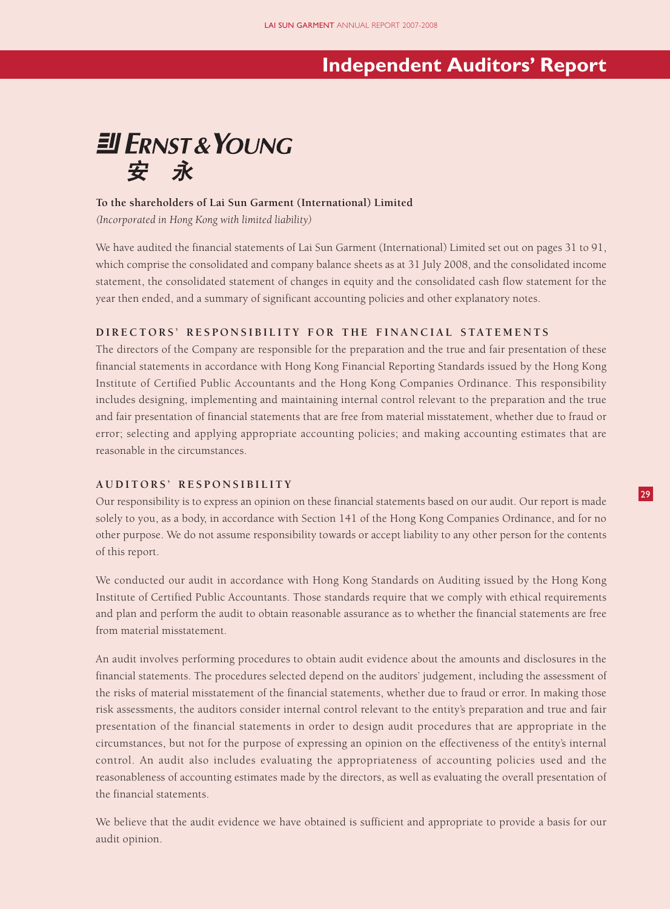# Independent Auditors' Report

ERNST & YOUNG
安 永

**To the shareholders of Lai Sun Garment (International) Limited**
*(Incorporated in Hong Kong with limited liability)*

We have audited the financial statements of Lai Sun Garment (International) Limited set out on pages 31 to 91, which comprise the consolidated and company balance sheets as at 31 July 2008, and the consolidated income statement, the consolidated statement of changes in equity and the consolidated cash flow statement for the year then ended, and a summary of significant accounting policies and other explanatory notes.

## DIRECTORS' RESPONSIBILITY FOR THE FINANCIAL STATEMENTS

The directors of the Company are responsible for the preparation and the true and fair presentation of these financial statements in accordance with Hong Kong Financial Reporting Standards issued by the Hong Kong Institute of Certified Public Accountants and the Hong Kong Companies Ordinance. This responsibility includes designing, implementing and maintaining internal control relevant to the preparation and the true and fair presentation of financial statements that are free from material misstatement, whether due to fraud or error; selecting and applying appropriate accounting policies; and making accounting estimates that are reasonable in the circumstances.

## AUDITORS' RESPONSIBILITY

Our responsibility is to express an opinion on these financial statements based on our audit. Our report is made solely to you, as a body, in accordance with Section 141 of the Hong Kong Companies Ordinance, and for no other purpose. We do not assume responsibility towards or accept liability to any other person for the contents of this report.

We conducted our audit in accordance with Hong Kong Standards on Auditing issued by the Hong Kong Institute of Certified Public Accountants. Those standards require that we comply with ethical requirements and plan and perform the audit to obtain reasonable assurance as to whether the financial statements are free from material misstatement.

An audit involves performing procedures to obtain audit evidence about the amounts and disclosures in the financial statements. The procedures selected depend on the auditors' judgement, including the assessment of the risks of material misstatement of the financial statements, whether due to fraud or error. In making those risk assessments, the auditors consider internal control relevant to the entity's preparation and true and fair presentation of the financial statements in order to design audit procedures that are appropriate in the circumstances, but not for the purpose of expressing an opinion on the effectiveness of the entity's internal control. An audit also includes evaluating the appropriateness of accounting policies used and the reasonableness of accounting estimates made by the directors, as well as evaluating the overall presentation of the financial statements.

We believe that the audit evidence we have obtained is sufficient and appropriate to provide a basis for our audit opinion.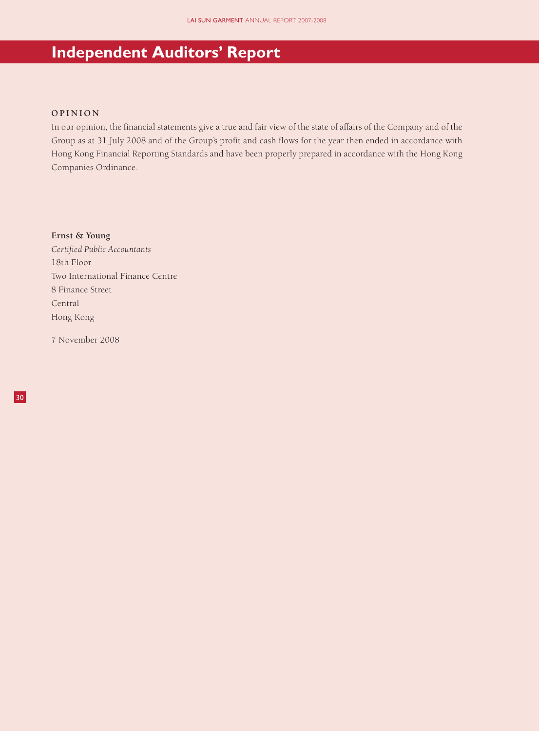# Independent Auditors' Report

## OPINION

In our opinion, the financial statements give a true and fair view of the state of affairs of the Company and of the Group as at 31 July 2008 and of the Group's profit and cash flows for the year then ended in accordance with Hong Kong Financial Reporting Standards and have been properly prepared in accordance with the Hong Kong Companies Ordinance.

**Ernst & Young**
*Certified Public Accountants*
18th Floor
Two International Finance Centre
8 Finance Street
Central
Hong Kong

7 November 2008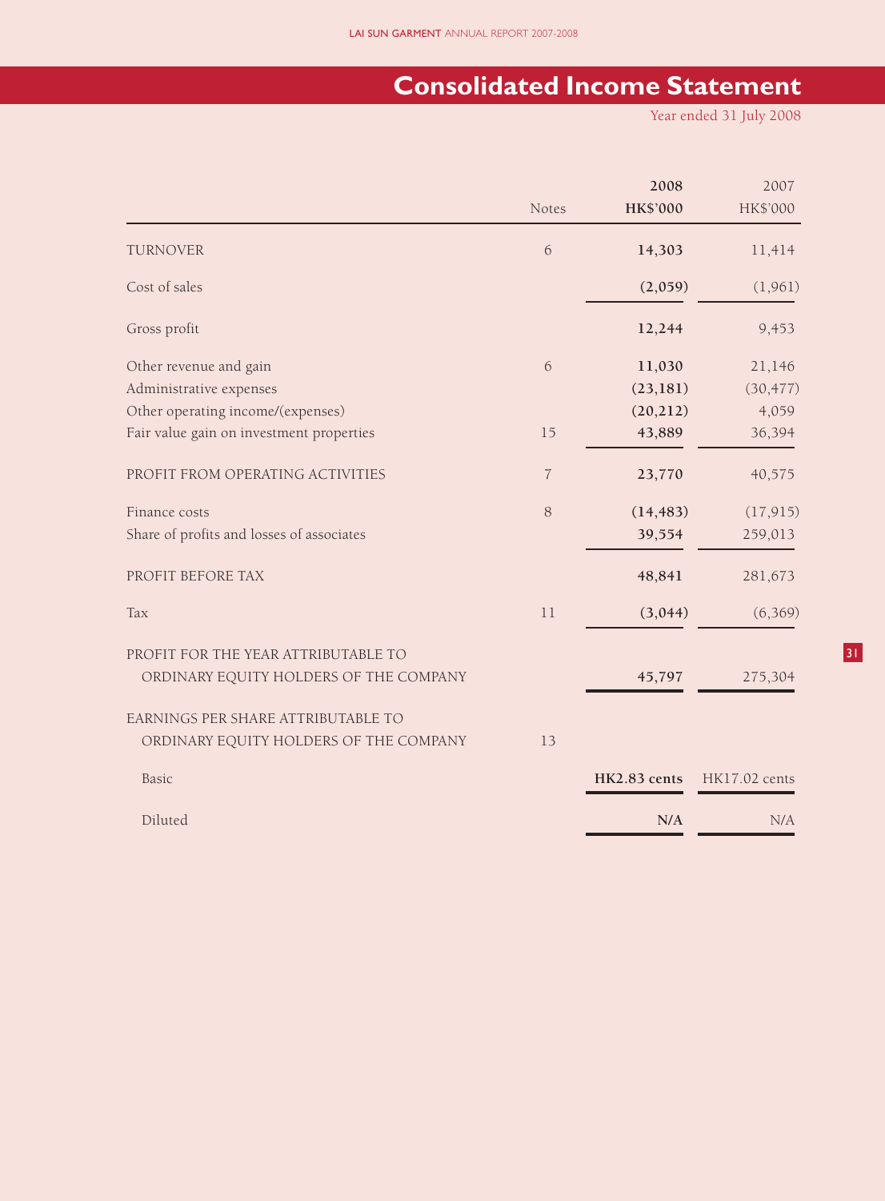# Consolidated Income Statement

Year ended 31 July 2008

| | Notes | 2008 HK$'000 | 2007 HK$'000 |
|---|---|---|---|
| TURNOVER | 6 | **14,303** | 11,414 |
| Cost of sales | | **(2,059)** | (1,961) |
| Gross profit | | **12,244** | 9,453 |
| Other revenue and gain | 6 | **11,030** | 21,146 |
| Administrative expenses | | **(23,181)** | (30,477) |
| Other operating income/(expenses) | | **(20,212)** | 4,059 |
| Fair value gain on investment properties | 15 | **43,889** | 36,394 |
| PROFIT FROM OPERATING ACTIVITIES | 7 | **23,770** | 40,575 |
| Finance costs | 8 | **(14,483)** | (17,915) |
| Share of profits and losses of associates | | **39,554** | 259,013 |
| PROFIT BEFORE TAX | | **48,841** | 281,673 |
| Tax | 11 | **(3,044)** | (6,369) |
| PROFIT FOR THE YEAR ATTRIBUTABLE TO ORDINARY EQUITY HOLDERS OF THE COMPANY | | **45,797** | 275,304 |
| EARNINGS PER SHARE ATTRIBUTABLE TO ORDINARY EQUITY HOLDERS OF THE COMPANY | 13 | | |
| Basic | | **HK2.83 cents** | HK17.02 cents |
| Diluted | | **N/A** | N/A |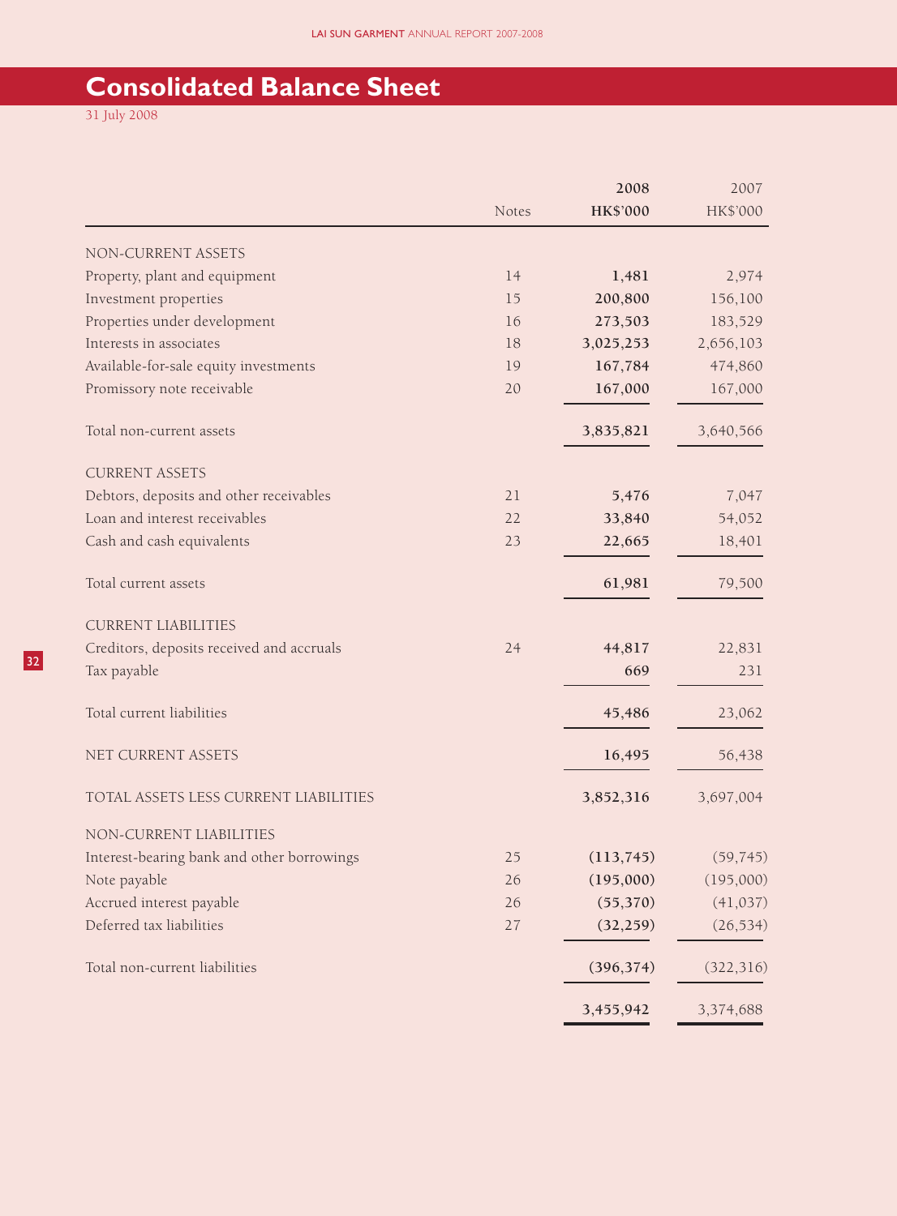# Consolidated Balance Sheet

31 July 2008

| | Notes | 2008 HK$'000 | 2007 HK$'000 |
|---|---|---|---|
| NON-CURRENT ASSETS | | | |
| Property, plant and equipment | 14 | **1,481** | 2,974 |
| Investment properties | 15 | **200,800** | 156,100 |
| Properties under development | 16 | **273,503** | 183,529 |
| Interests in associates | 18 | **3,025,253** | 2,656,103 |
| Available-for-sale equity investments | 19 | **167,784** | 474,860 |
| Promissory note receivable | 20 | **167,000** | 167,000 |
| Total non-current assets | | **3,835,821** | 3,640,566 |
| CURRENT ASSETS | | | |
| Debtors, deposits and other receivables | 21 | **5,476** | 7,047 |
| Loan and interest receivables | 22 | **33,840** | 54,052 |
| Cash and cash equivalents | 23 | **22,665** | 18,401 |
| Total current assets | | **61,981** | 79,500 |
| CURRENT LIABILITIES | | | |
| Creditors, deposits received and accruals | 24 | **44,817** | 22,831 |
| Tax payable | | **669** | 231 |
| Total current liabilities | | **45,486** | 23,062 |
| NET CURRENT ASSETS | | **16,495** | 56,438 |
| TOTAL ASSETS LESS CURRENT LIABILITIES | | **3,852,316** | 3,697,004 |
| NON-CURRENT LIABILITIES | | | |
| Interest-bearing bank and other borrowings | 25 | **(113,745)** | (59,745) |
| Note payable | 26 | **(195,000)** | (195,000) |
| Accrued interest payable | 26 | **(55,370)** | (41,037) |
| Deferred tax liabilities | 27 | **(32,259)** | (26,534) |
| Total non-current liabilities | | **(396,374)** | (322,316) |
| | | **3,455,942** | 3,374,688 |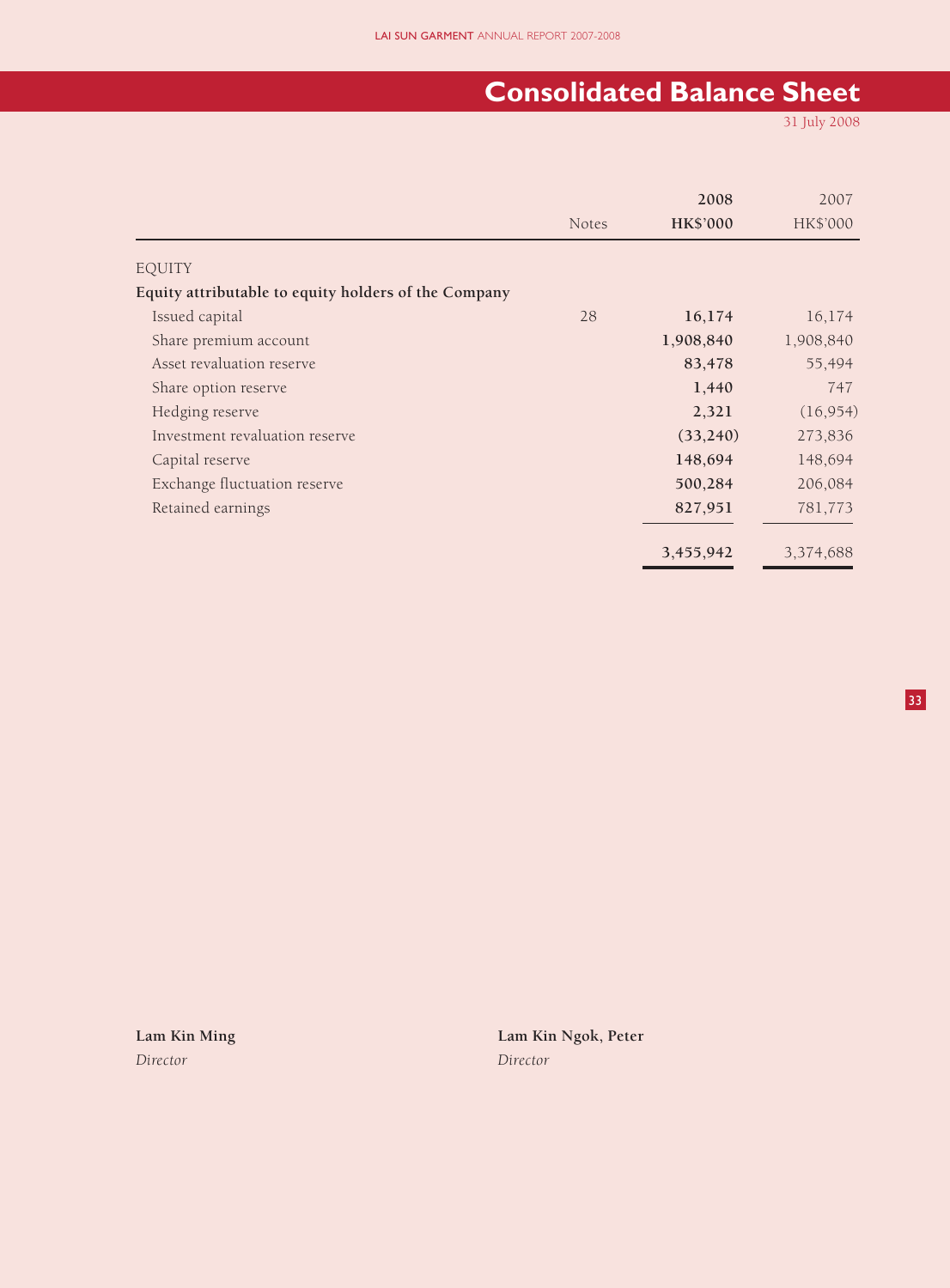# Consolidated Balance Sheet

31 July 2008

| | Notes | 2008 HK$'000 | 2007 HK$'000 |
|---|---|---|---|
| EQUITY | | | |
| **Equity attributable to equity holders of the Company** | | | |
| Issued capital | 28 | **16,174** | 16,174 |
| Share premium account | | **1,908,840** | 1,908,840 |
| Asset revaluation reserve | | **83,478** | 55,494 |
| Share option reserve | | **1,440** | 747 |
| Hedging reserve | | **2,321** | (16,954) |
| Investment revaluation reserve | | **(33,240)** | 273,836 |
| Capital reserve | | **148,694** | 148,694 |
| Exchange fluctuation reserve | | **500,284** | 206,084 |
| Retained earnings | | **827,951** | 781,773 |
| | | **3,455,942** | 3,374,688 |

**Lam Kin Ming**
*Director*

**Lam Kin Ngok, Peter**
*Director*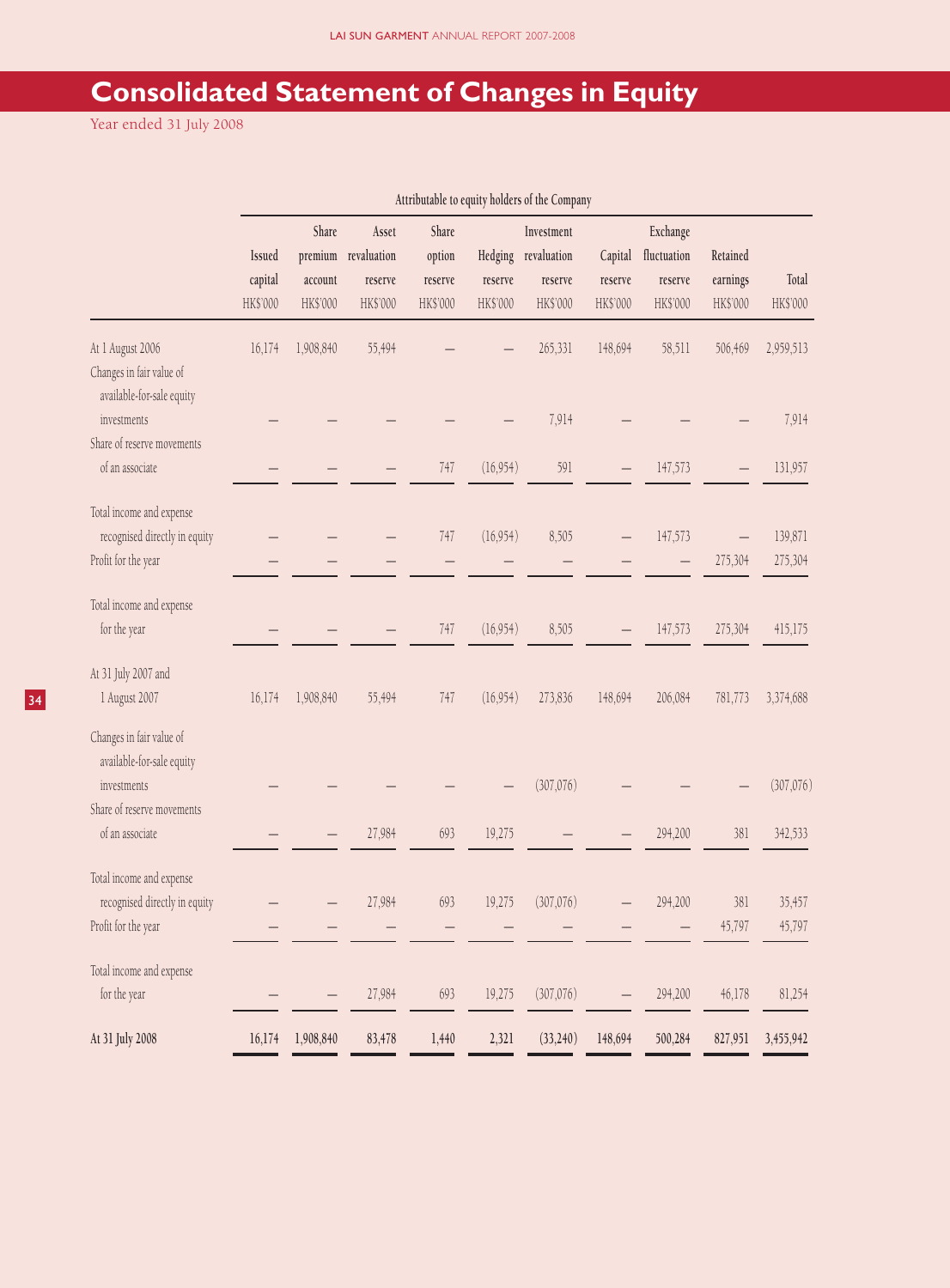# Consolidated Statement of Changes in Equity

Year ended 31 July 2008

| | Attributable to equity holders of the Company | | | | | | | | | |
|---|---|---|---|---|---|---|---|---|---|---|
| | Issued capital HK$'000 | Share premium account HK$'000 | Asset revaluation reserve HK$'000 | Share option reserve HK$'000 | Hedging reserve HK$'000 | Investment revaluation reserve HK$'000 | Capital reserve HK$'000 | Exchange fluctuation reserve HK$'000 | Retained earnings HK$'000 | Total HK$'000 |
| At 1 August 2006 | 16,174 | 1,908,840 | 55,494 | – | – | 265,331 | 148,694 | 58,511 | 506,469 | 2,959,513 |
| Changes in fair value of available-for-sale equity investments | – | – | – | – | – | 7,914 | – | – | – | 7,914 |
| Share of reserve movements of an associate | – | – | – | 747 | (16,954) | 591 | – | 147,573 | – | 131,957 |
| Total income and expense recognised directly in equity | – | – | – | 747 | (16,954) | 8,505 | – | 147,573 | – | 139,871 |
| Profit for the year | – | – | – | – | – | – | – | – | 275,304 | 275,304 |
| Total income and expense for the year | – | – | – | 747 | (16,954) | 8,505 | – | 147,573 | 275,304 | 415,175 |
| At 31 July 2007 and 1 August 2007 | 16,174 | 1,908,840 | 55,494 | 747 | (16,954) | 273,836 | 148,694 | 206,084 | 781,773 | 3,374,688 |
| Changes in fair value of available-for-sale equity investments | – | – | – | – | – | (307,076) | – | – | – | (307,076) |
| Share of reserve movements of an associate | – | – | 27,984 | 693 | 19,275 | – | – | 294,200 | 381 | 342,533 |
| Total income and expense recognised directly in equity | – | – | 27,984 | 693 | 19,275 | (307,076) | – | 294,200 | 381 | 35,457 |
| Profit for the year | – | – | – | – | – | – | – | – | 45,797 | 45,797 |
| Total income and expense for the year | – | – | 27,984 | 693 | 19,275 | (307,076) | – | 294,200 | 46,178 | 81,254 |
| **At 31 July 2008** | **16,174** | **1,908,840** | **83,478** | **1,440** | **2,321** | **(33,240)** | **148,694** | **500,284** | **827,951** | **3,455,942** |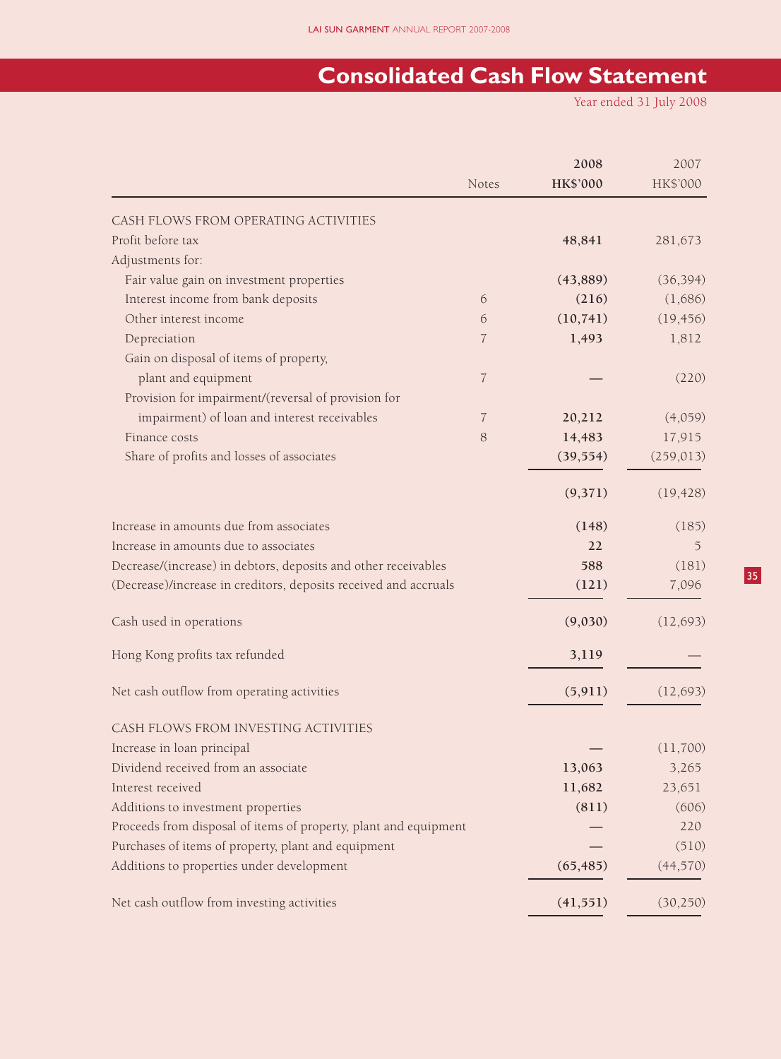# Consolidated Cash Flow Statement

Year ended 31 July 2008

| | Notes | 2008 HK$'000 | 2007 HK$'000 |
|---|---|---|---|
| CASH FLOWS FROM OPERATING ACTIVITIES | | | |
| Profit before tax | | **48,841** | 281,673 |
| Adjustments for: | | | |
| Fair value gain on investment properties | | **(43,889)** | (36,394) |
| Interest income from bank deposits | 6 | **(216)** | (1,686) |
| Other interest income | 6 | **(10,741)** | (19,456) |
| Depreciation | 7 | **1,493** | 1,812 |
| Gain on disposal of items of property, plant and equipment | 7 | **—** | (220) |
| Provision for impairment/(reversal of provision for impairment) of loan and interest receivables | 7 | **20,212** | (4,059) |
| Finance costs | 8 | **14,483** | 17,915 |
| Share of profits and losses of associates | | **(39,554)** | (259,013) |
| | | **(9,371)** | (19,428) |
| Increase in amounts due from associates | | **(148)** | (185) |
| Increase in amounts due to associates | | **22** | 5 |
| Decrease/(increase) in debtors, deposits and other receivables | | **588** | (181) |
| (Decrease)/increase in creditors, deposits received and accruals | | **(121)** | 7,096 |
| Cash used in operations | | **(9,030)** | (12,693) |
| Hong Kong profits tax refunded | | **3,119** | — |
| Net cash outflow from operating activities | | **(5,911)** | (12,693) |
| CASH FLOWS FROM INVESTING ACTIVITIES | | | |
| Increase in loan principal | | **—** | (11,700) |
| Dividend received from an associate | | **13,063** | 3,265 |
| Interest received | | **11,682** | 23,651 |
| Additions to investment properties | | **(811)** | (606) |
| Proceeds from disposal of items of property, plant and equipment | | **—** | 220 |
| Purchases of items of property, plant and equipment | | **—** | (510) |
| Additions to properties under development | | **(65,485)** | (44,570) |
| Net cash outflow from investing activities | | **(41,551)** | (30,250) |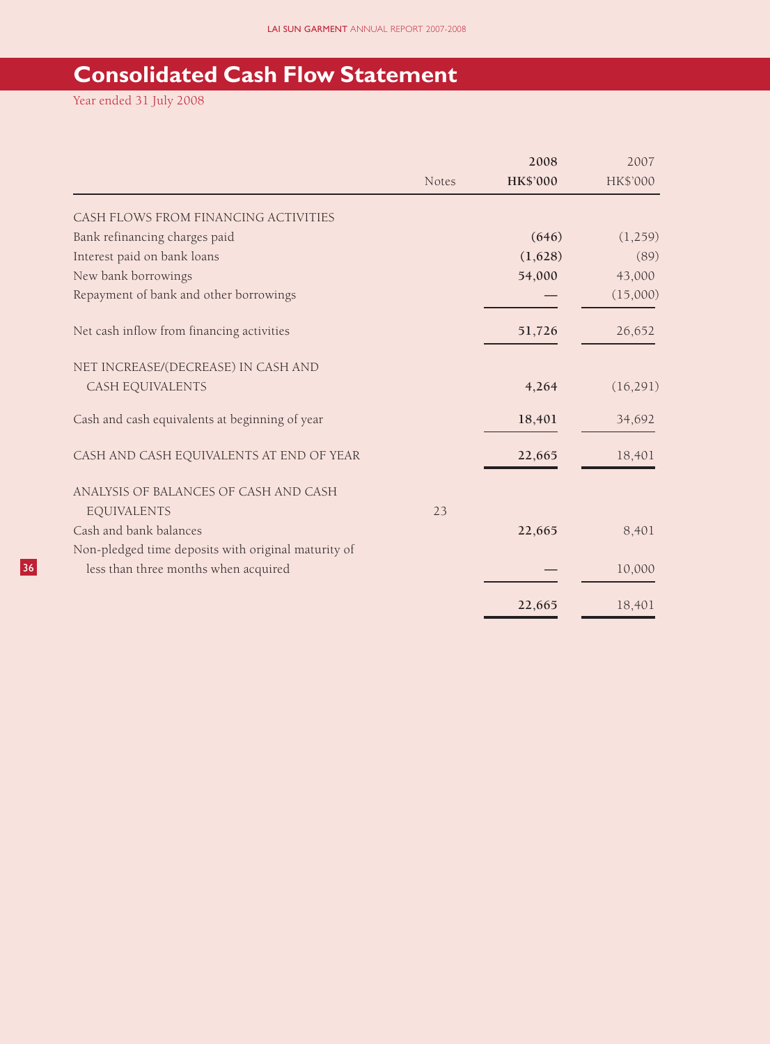# Consolidated Cash Flow Statement

Year ended 31 July 2008

| | Notes | 2008<br>HK$'000 | 2007<br>HK$'000 |
|---|---|---|---|
| CASH FLOWS FROM FINANCING ACTIVITIES | | | |
| Bank refinancing charges paid | | **(646)** | (1,259) |
| Interest paid on bank loans | | **(1,628)** | (89) |
| New bank borrowings | | **54,000** | 43,000 |
| Repayment of bank and other borrowings | | **—** | (15,000) |
| Net cash inflow from financing activities | | **51,726** | 26,652 |
| NET INCREASE/(DECREASE) IN CASH AND CASH EQUIVALENTS | | **4,264** | (16,291) |
| Cash and cash equivalents at beginning of year | | **18,401** | 34,692 |
| CASH AND CASH EQUIVALENTS AT END OF YEAR | | **22,665** | 18,401 |
| ANALYSIS OF BALANCES OF CASH AND CASH EQUIVALENTS | 23 | | |
| Cash and bank balances | | **22,665** | 8,401 |
| Non-pledged time deposits with original maturity of less than three months when acquired | | **—** | 10,000 |
| | | **22,665** | 18,401 |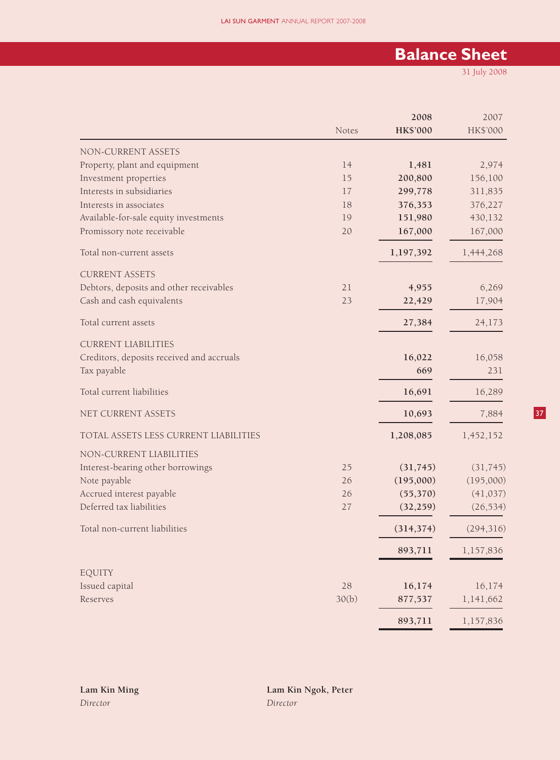# Balance Sheet

31 July 2008

| | Notes | 2008 HK$'000 | 2007 HK$'000 |
|---|---|---|---|
| NON-CURRENT ASSETS | | | |
| Property, plant and equipment | 14 | **1,481** | 2,974 |
| Investment properties | 15 | **200,800** | 156,100 |
| Interests in subsidiaries | 17 | **299,778** | 311,835 |
| Interests in associates | 18 | **376,353** | 376,227 |
| Available-for-sale equity investments | 19 | **151,980** | 430,132 |
| Promissory note receivable | 20 | **167,000** | 167,000 |
| Total non-current assets | | **1,197,392** | 1,444,268 |
| CURRENT ASSETS | | | |
| Debtors, deposits and other receivables | 21 | **4,955** | 6,269 |
| Cash and cash equivalents | 23 | **22,429** | 17,904 |
| Total current assets | | **27,384** | 24,173 |
| CURRENT LIABILITIES | | | |
| Creditors, deposits received and accruals | | **16,022** | 16,058 |
| Tax payable | | **669** | 231 |
| Total current liabilities | | **16,691** | 16,289 |
| NET CURRENT ASSETS | | **10,693** | 7,884 |
| TOTAL ASSETS LESS CURRENT LIABILITIES | | **1,208,085** | 1,452,152 |
| NON-CURRENT LIABILITIES | | | |
| Interest-bearing other borrowings | 25 | **(31,745)** | (31,745) |
| Note payable | 26 | **(195,000)** | (195,000) |
| Accrued interest payable | 26 | **(55,370)** | (41,037) |
| Deferred tax liabilities | 27 | **(32,259)** | (26,534) |
| Total non-current liabilities | | **(314,374)** | (294,316) |
| | | **893,711** | 1,157,836 |
| EQUITY | | | |
| Issued capital | 28 | **16,174** | 16,174 |
| Reserves | 30(b) | **877,537** | 1,141,662 |
| | | **893,711** | 1,157,836 |

**Lam Kin Ming**
*Director*

**Lam Kin Ngok, Peter**
*Director*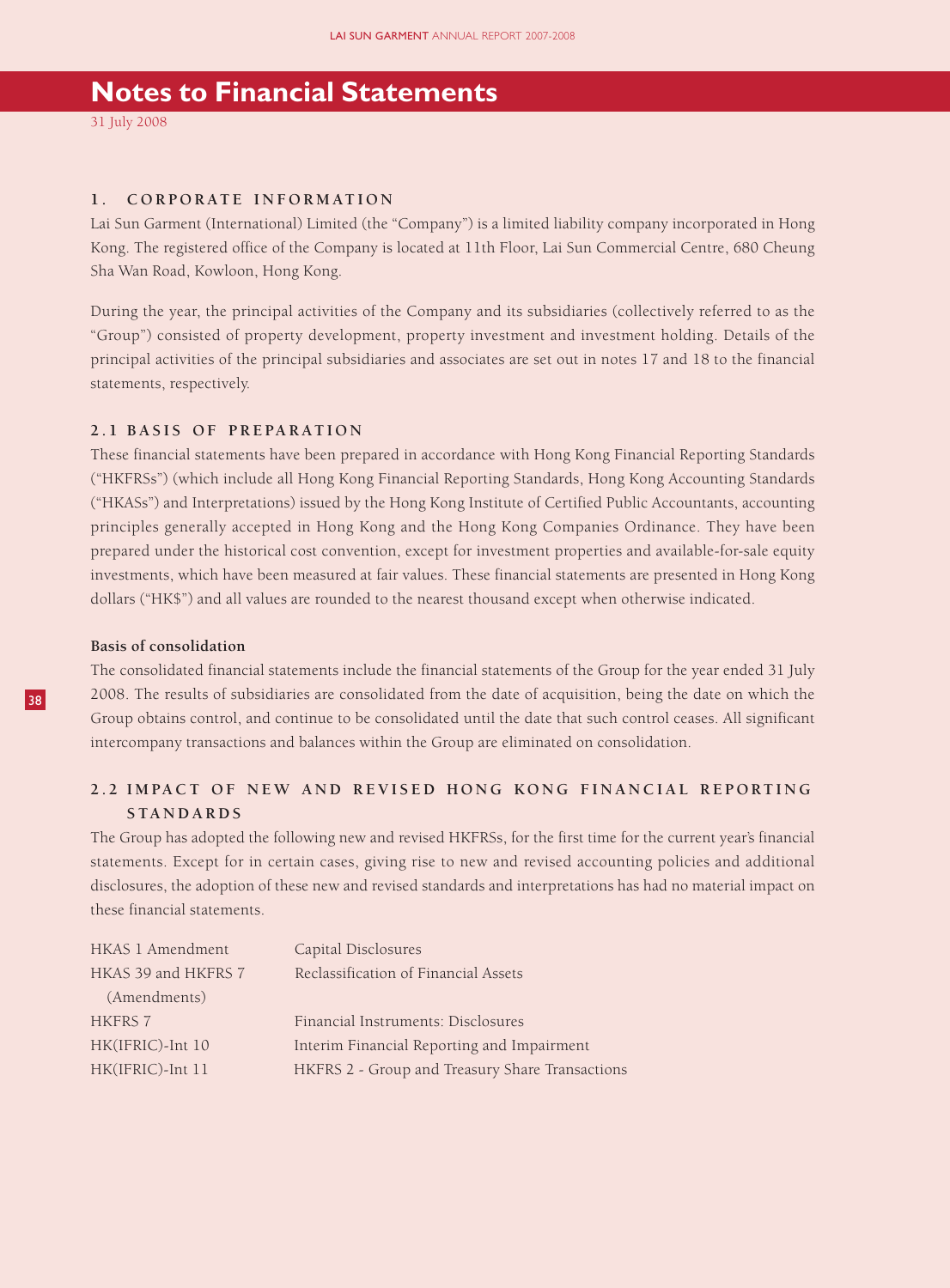# Notes to Financial Statements

31 July 2008

## 1. CORPORATE INFORMATION

Lai Sun Garment (International) Limited (the "Company") is a limited liability company incorporated in Hong Kong. The registered office of the Company is located at 11th Floor, Lai Sun Commercial Centre, 680 Cheung Sha Wan Road, Kowloon, Hong Kong.

During the year, the principal activities of the Company and its subsidiaries (collectively referred to as the "Group") consisted of property development, property investment and investment holding. Details of the principal activities of the principal subsidiaries and associates are set out in notes 17 and 18 to the financial statements, respectively.

## 2.1 BASIS OF PREPARATION

These financial statements have been prepared in accordance with Hong Kong Financial Reporting Standards ("HKFRSs") (which include all Hong Kong Financial Reporting Standards, Hong Kong Accounting Standards ("HKASs") and Interpretations) issued by the Hong Kong Institute of Certified Public Accountants, accounting principles generally accepted in Hong Kong and the Hong Kong Companies Ordinance. They have been prepared under the historical cost convention, except for investment properties and available-for-sale equity investments, which have been measured at fair values. These financial statements are presented in Hong Kong dollars ("HK$") and all values are rounded to the nearest thousand except when otherwise indicated.

**Basis of consolidation**

The consolidated financial statements include the financial statements of the Group for the year ended 31 July 2008. The results of subsidiaries are consolidated from the date of acquisition, being the date on which the Group obtains control, and continue to be consolidated until the date that such control ceases. All significant intercompany transactions and balances within the Group are eliminated on consolidation.

## 2.2 IMPACT OF NEW AND REVISED HONG KONG FINANCIAL REPORTING STANDARDS

The Group has adopted the following new and revised HKFRSs, for the first time for the current year's financial statements. Except for in certain cases, giving rise to new and revised accounting policies and additional disclosures, the adoption of these new and revised standards and interpretations has had no material impact on these financial statements.

| | |
|---|---|
| HKAS 1 Amendment | Capital Disclosures |
| HKAS 39 and HKFRS 7 (Amendments) | Reclassification of Financial Assets |
| HKFRS 7 | Financial Instruments: Disclosures |
| HK(IFRIC)-Int 10 | Interim Financial Reporting and Impairment |
| HK(IFRIC)-Int 11 | HKFRS 2 - Group and Treasury Share Transactions |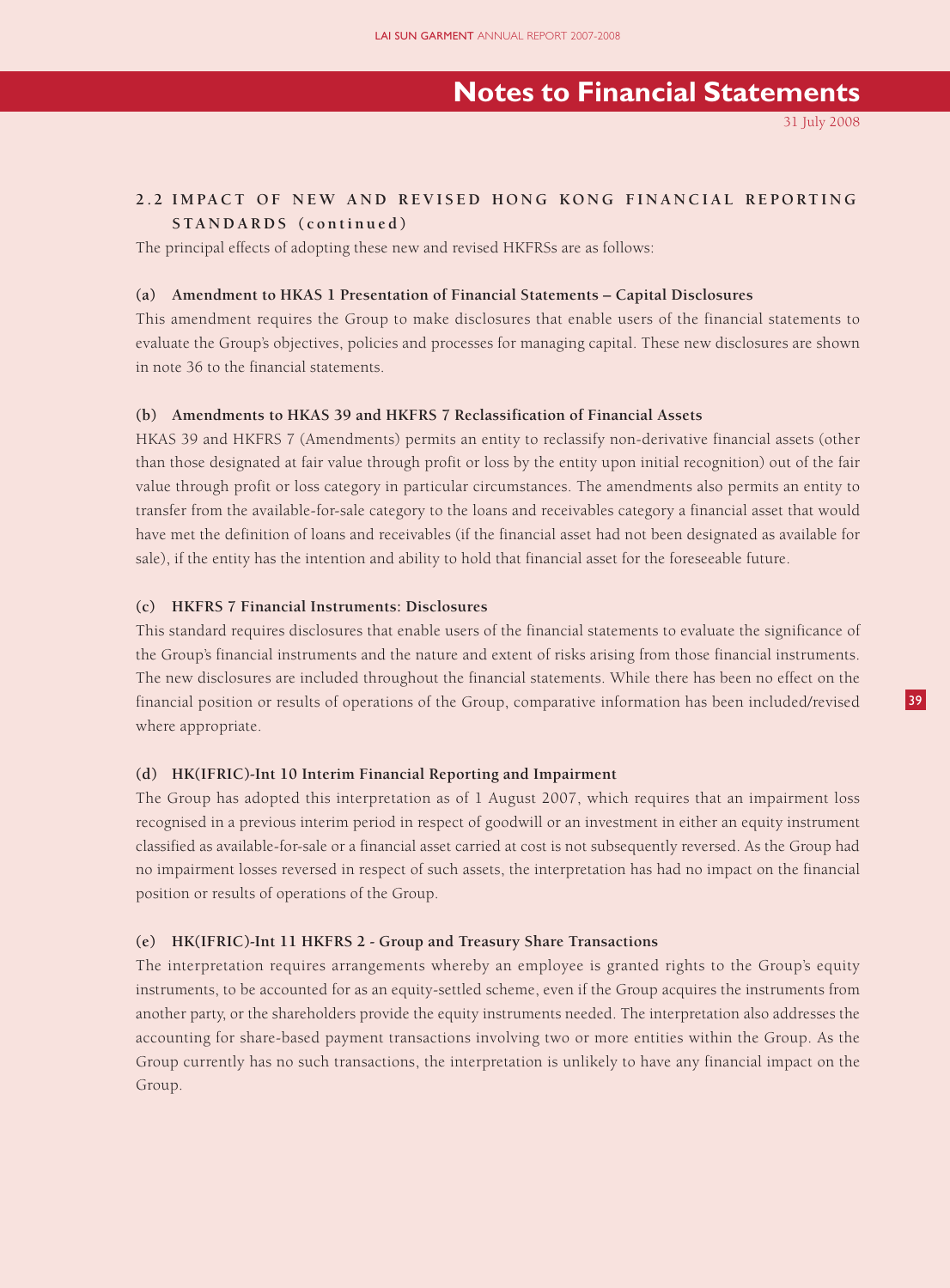## 2.2 IMPACT OF NEW AND REVISED HONG KONG FINANCIAL REPORTING STANDARDS (continued)

The principal effects of adopting these new and revised HKFRSs are as follows:

**(a) Amendment to HKAS 1 Presentation of Financial Statements – Capital Disclosures**

This amendment requires the Group to make disclosures that enable users of the financial statements to evaluate the Group's objectives, policies and processes for managing capital. These new disclosures are shown in note 36 to the financial statements.

**(b) Amendments to HKAS 39 and HKFRS 7 Reclassification of Financial Assets**

HKAS 39 and HKFRS 7 (Amendments) permits an entity to reclassify non-derivative financial assets (other than those designated at fair value through profit or loss by the entity upon initial recognition) out of the fair value through profit or loss category in particular circumstances. The amendments also permits an entity to transfer from the available-for-sale category to the loans and receivables category a financial asset that would have met the definition of loans and receivables (if the financial asset had not been designated as available for sale), if the entity has the intention and ability to hold that financial asset for the foreseeable future.

**(c) HKFRS 7 Financial Instruments: Disclosures**

This standard requires disclosures that enable users of the financial statements to evaluate the significance of the Group's financial instruments and the nature and extent of risks arising from those financial instruments. The new disclosures are included throughout the financial statements. While there has been no effect on the financial position or results of operations of the Group, comparative information has been included/revised where appropriate.

**(d) HK(IFRIC)-Int 10 Interim Financial Reporting and Impairment**

The Group has adopted this interpretation as of 1 August 2007, which requires that an impairment loss recognised in a previous interim period in respect of goodwill or an investment in either an equity instrument classified as available-for-sale or a financial asset carried at cost is not subsequently reversed. As the Group had no impairment losses reversed in respect of such assets, the interpretation has had no impact on the financial position or results of operations of the Group.

**(e) HK(IFRIC)-Int 11 HKFRS 2 - Group and Treasury Share Transactions**

The interpretation requires arrangements whereby an employee is granted rights to the Group's equity instruments, to be accounted for as an equity-settled scheme, even if the Group acquires the instruments from another party, or the shareholders provide the equity instruments needed. The interpretation also addresses the accounting for share-based payment transactions involving two or more entities within the Group. As the Group currently has no such transactions, the interpretation is unlikely to have any financial impact on the Group.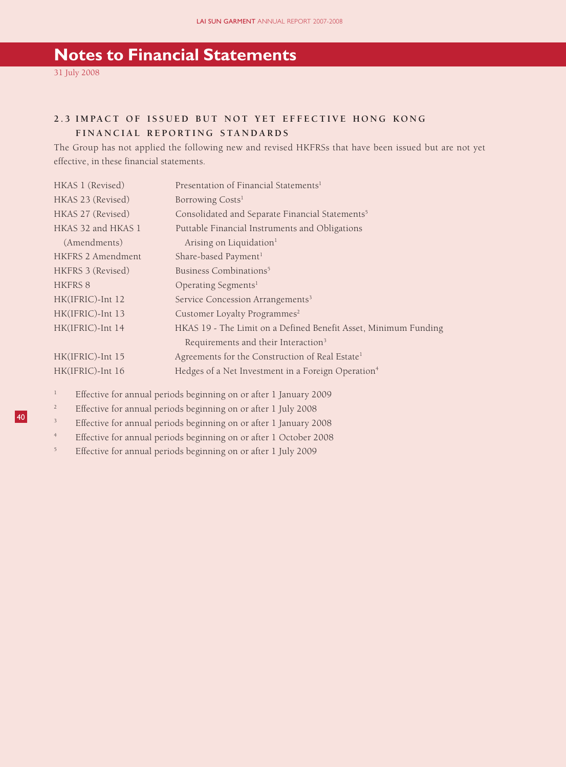# Notes to Financial Statements

31 July 2008

## 2.3 IMPACT OF ISSUED BUT NOT YET EFFECTIVE HONG KONG FINANCIAL REPORTING STANDARDS

The Group has not applied the following new and revised HKFRSs that have been issued but are not yet effective, in these financial statements.

| | |
|---|---|
| HKAS 1 (Revised) | Presentation of Financial Statements[1] |
| HKAS 23 (Revised) | Borrowing Costs[1] |
| HKAS 27 (Revised) | Consolidated and Separate Financial Statements[5] |
| HKAS 32 and HKAS 1 (Amendments) | Puttable Financial Instruments and Obligations Arising on Liquidation[1] |
| HKFRS 2 Amendment | Share-based Payment[1] |
| HKFRS 3 (Revised) | Business Combinations[5] |
| HKFRS 8 | Operating Segments[1] |
| HK(IFRIC)-Int 12 | Service Concession Arrangements[3] |
| HK(IFRIC)-Int 13 | Customer Loyalty Programmes[2] |
| HK(IFRIC)-Int 14 | HKAS 19 - The Limit on a Defined Benefit Asset, Minimum Funding Requirements and their Interaction[3] |
| HK(IFRIC)-Int 15 | Agreements for the Construction of Real Estate[1] |
| HK(IFRIC)-Int 16 | Hedges of a Net Investment in a Foreign Operation[4] |

[1] Effective for annual periods beginning on or after 1 January 2009

[2] Effective for annual periods beginning on or after 1 July 2008

[3] Effective for annual periods beginning on or after 1 January 2008

[4] Effective for annual periods beginning on or after 1 October 2008

[5] Effective for annual periods beginning on or after 1 July 2009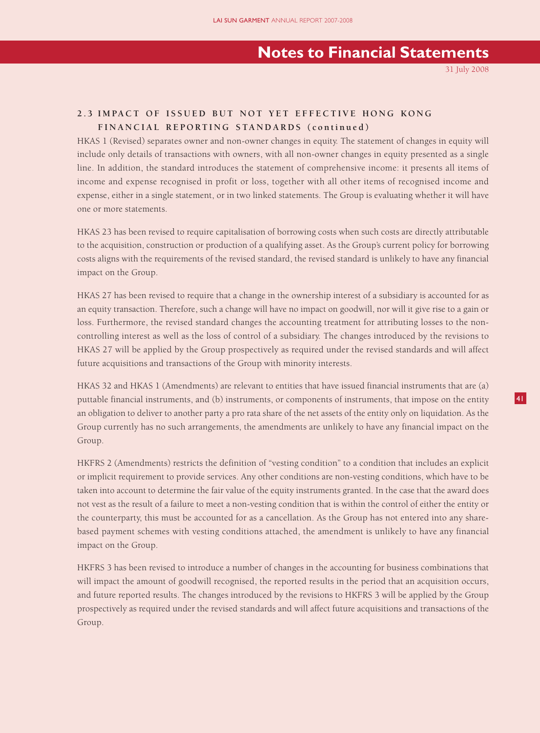## 2.3 IMPACT OF ISSUED BUT NOT YET EFFECTIVE HONG KONG FINANCIAL REPORTING STANDARDS (continued)

HKAS 1 (Revised) separates owner and non-owner changes in equity. The statement of changes in equity will include only details of transactions with owners, with all non-owner changes in equity presented as a single line. In addition, the standard introduces the statement of comprehensive income: it presents all items of income and expense recognised in profit or loss, together with all other items of recognised income and expense, either in a single statement, or in two linked statements. The Group is evaluating whether it will have one or more statements.

HKAS 23 has been revised to require capitalisation of borrowing costs when such costs are directly attributable to the acquisition, construction or production of a qualifying asset. As the Group's current policy for borrowing costs aligns with the requirements of the revised standard, the revised standard is unlikely to have any financial impact on the Group.

HKAS 27 has been revised to require that a change in the ownership interest of a subsidiary is accounted for as an equity transaction. Therefore, such a change will have no impact on goodwill, nor will it give rise to a gain or loss. Furthermore, the revised standard changes the accounting treatment for attributing losses to the non-controlling interest as well as the loss of control of a subsidiary. The changes introduced by the revisions to HKAS 27 will be applied by the Group prospectively as required under the revised standards and will affect future acquisitions and transactions of the Group with minority interests.

HKAS 32 and HKAS 1 (Amendments) are relevant to entities that have issued financial instruments that are (a) puttable financial instruments, and (b) instruments, or components of instruments, that impose on the entity an obligation to deliver to another party a pro rata share of the net assets of the entity only on liquidation. As the Group currently has no such arrangements, the amendments are unlikely to have any financial impact on the Group.

HKFRS 2 (Amendments) restricts the definition of "vesting condition" to a condition that includes an explicit or implicit requirement to provide services. Any other conditions are non-vesting conditions, which have to be taken into account to determine the fair value of the equity instruments granted. In the case that the award does not vest as the result of a failure to meet a non-vesting condition that is within the control of either the entity or the counterparty, this must be accounted for as a cancellation. As the Group has not entered into any share-based payment schemes with vesting conditions attached, the amendment is unlikely to have any financial impact on the Group.

HKFRS 3 has been revised to introduce a number of changes in the accounting for business combinations that will impact the amount of goodwill recognised, the reported results in the period that an acquisition occurs, and future reported results. The changes introduced by the revisions to HKFRS 3 will be applied by the Group prospectively as required under the revised standards and will affect future acquisitions and transactions of the Group.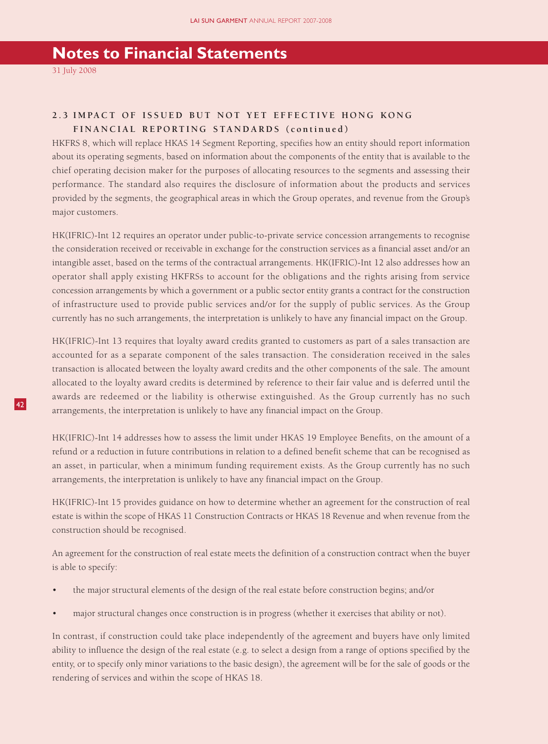# Notes to Financial Statements

31 July 2008

## 2.3 IMPACT OF ISSUED BUT NOT YET EFFECTIVE HONG KONG FINANCIAL REPORTING STANDARDS (continued)

HKFRS 8, which will replace HKAS 14 Segment Reporting, specifies how an entity should report information about its operating segments, based on information about the components of the entity that is available to the chief operating decision maker for the purposes of allocating resources to the segments and assessing their performance. The standard also requires the disclosure of information about the products and services provided by the segments, the geographical areas in which the Group operates, and revenue from the Group's major customers.

HK(IFRIC)-Int 12 requires an operator under public-to-private service concession arrangements to recognise the consideration received or receivable in exchange for the construction services as a financial asset and/or an intangible asset, based on the terms of the contractual arrangements. HK(IFRIC)-Int 12 also addresses how an operator shall apply existing HKFRSs to account for the obligations and the rights arising from service concession arrangements by which a government or a public sector entity grants a contract for the construction of infrastructure used to provide public services and/or for the supply of public services. As the Group currently has no such arrangements, the interpretation is unlikely to have any financial impact on the Group.

HK(IFRIC)-Int 13 requires that loyalty award credits granted to customers as part of a sales transaction are accounted for as a separate component of the sales transaction. The consideration received in the sales transaction is allocated between the loyalty award credits and the other components of the sale. The amount allocated to the loyalty award credits is determined by reference to their fair value and is deferred until the awards are redeemed or the liability is otherwise extinguished. As the Group currently has no such arrangements, the interpretation is unlikely to have any financial impact on the Group.

HK(IFRIC)-Int 14 addresses how to assess the limit under HKAS 19 Employee Benefits, on the amount of a refund or a reduction in future contributions in relation to a defined benefit scheme that can be recognised as an asset, in particular, when a minimum funding requirement exists. As the Group currently has no such arrangements, the interpretation is unlikely to have any financial impact on the Group.

HK(IFRIC)-Int 15 provides guidance on how to determine whether an agreement for the construction of real estate is within the scope of HKAS 11 Construction Contracts or HKAS 18 Revenue and when revenue from the construction should be recognised.

An agreement for the construction of real estate meets the definition of a construction contract when the buyer is able to specify:

- the major structural elements of the design of the real estate before construction begins; and/or
- major structural changes once construction is in progress (whether it exercises that ability or not).

In contrast, if construction could take place independently of the agreement and buyers have only limited ability to influence the design of the real estate (e.g. to select a design from a range of options specified by the entity, or to specify only minor variations to the basic design), the agreement will be for the sale of goods or the rendering of services and within the scope of HKAS 18.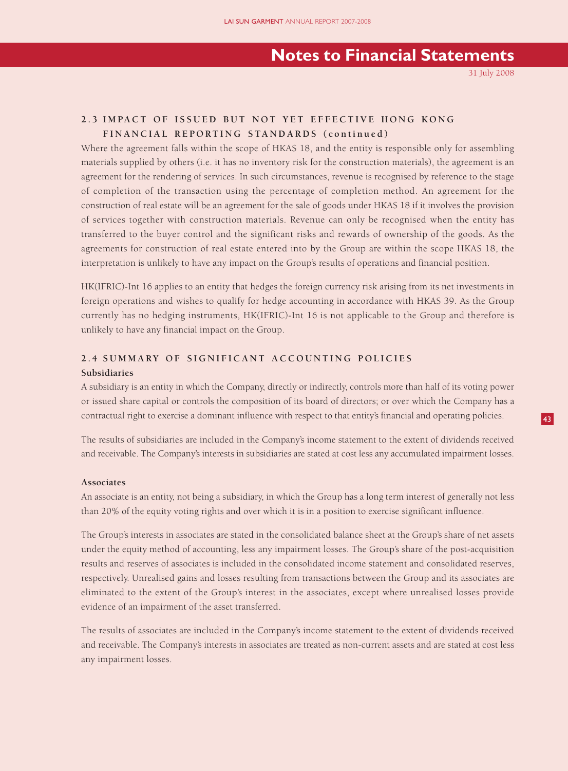## 2.3 IMPACT OF ISSUED BUT NOT YET EFFECTIVE HONG KONG FINANCIAL REPORTING STANDARDS (continued)

Where the agreement falls within the scope of HKAS 18, and the entity is responsible only for assembling materials supplied by others (i.e. it has no inventory risk for the construction materials), the agreement is an agreement for the rendering of services. In such circumstances, revenue is recognised by reference to the stage of completion of the transaction using the percentage of completion method. An agreement for the construction of real estate will be an agreement for the sale of goods under HKAS 18 if it involves the provision of services together with construction materials. Revenue can only be recognised when the entity has transferred to the buyer control and the significant risks and rewards of ownership of the goods. As the agreements for construction of real estate entered into by the Group are within the scope HKAS 18, the interpretation is unlikely to have any impact on the Group's results of operations and financial position.

HK(IFRIC)-Int 16 applies to an entity that hedges the foreign currency risk arising from its net investments in foreign operations and wishes to qualify for hedge accounting in accordance with HKAS 39. As the Group currently has no hedging instruments, HK(IFRIC)-Int 16 is not applicable to the Group and therefore is unlikely to have any financial impact on the Group.

## 2.4 SUMMARY OF SIGNIFICANT ACCOUNTING POLICIES

### Subsidiaries

A subsidiary is an entity in which the Company, directly or indirectly, controls more than half of its voting power or issued share capital or controls the composition of its board of directors; or over which the Company has a contractual right to exercise a dominant influence with respect to that entity's financial and operating policies.

The results of subsidiaries are included in the Company's income statement to the extent of dividends received and receivable. The Company's interests in subsidiaries are stated at cost less any accumulated impairment losses.

### Associates

An associate is an entity, not being a subsidiary, in which the Group has a long term interest of generally not less than 20% of the equity voting rights and over which it is in a position to exercise significant influence.

The Group's interests in associates are stated in the consolidated balance sheet at the Group's share of net assets under the equity method of accounting, less any impairment losses. The Group's share of the post-acquisition results and reserves of associates is included in the consolidated income statement and consolidated reserves, respectively. Unrealised gains and losses resulting from transactions between the Group and its associates are eliminated to the extent of the Group's interest in the associates, except where unrealised losses provide evidence of an impairment of the asset transferred.

The results of associates are included in the Company's income statement to the extent of dividends received and receivable. The Company's interests in associates are treated as non-current assets and are stated at cost less any impairment losses.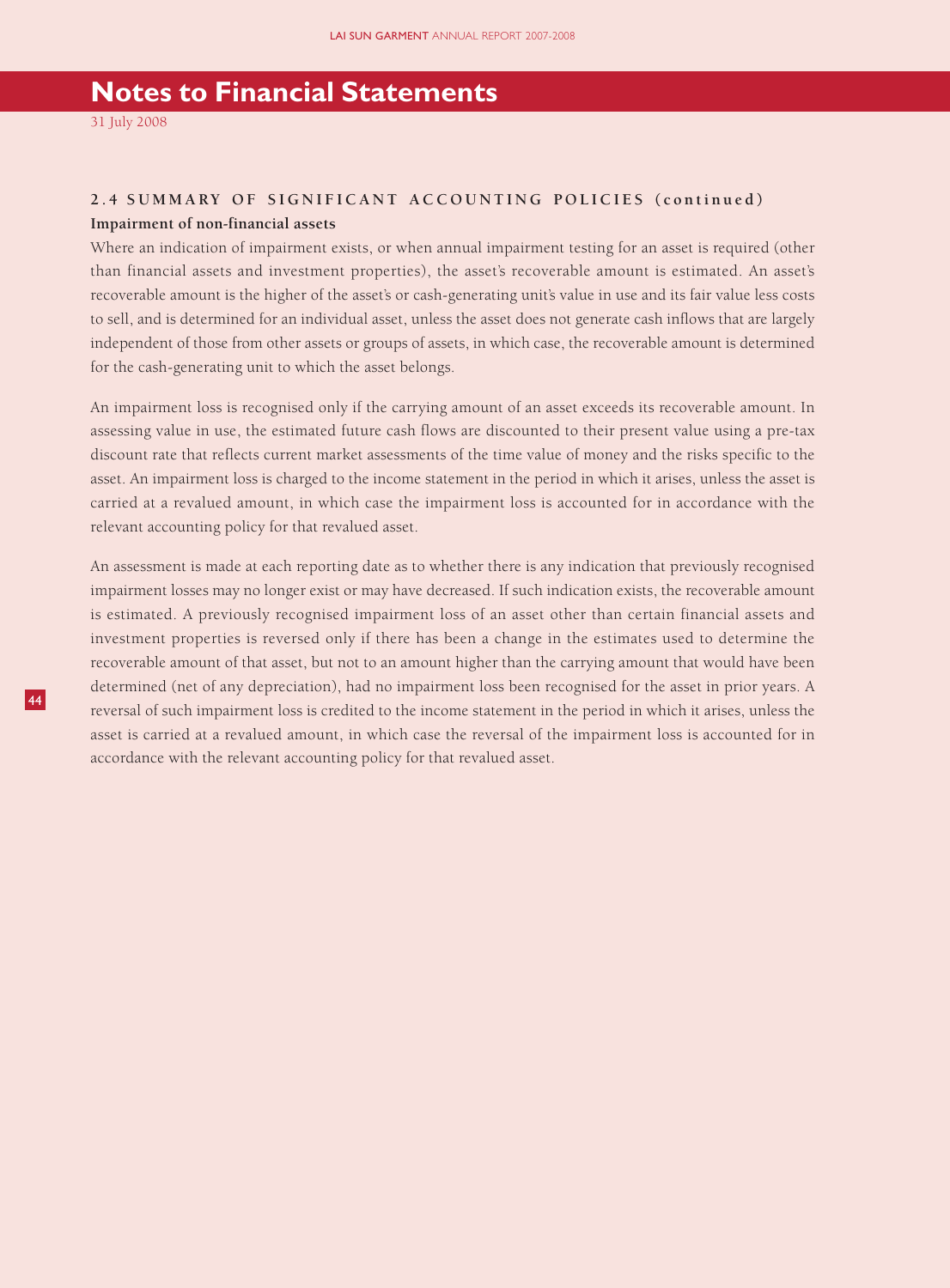# Notes to Financial Statements

31 July 2008

## 2.4 SUMMARY OF SIGNIFICANT ACCOUNTING POLICIES (continued)

**Impairment of non-financial assets**

Where an indication of impairment exists, or when annual impairment testing for an asset is required (other than financial assets and investment properties), the asset's recoverable amount is estimated. An asset's recoverable amount is the higher of the asset's or cash-generating unit's value in use and its fair value less costs to sell, and is determined for an individual asset, unless the asset does not generate cash inflows that are largely independent of those from other assets or groups of assets, in which case, the recoverable amount is determined for the cash-generating unit to which the asset belongs.

An impairment loss is recognised only if the carrying amount of an asset exceeds its recoverable amount. In assessing value in use, the estimated future cash flows are discounted to their present value using a pre-tax discount rate that reflects current market assessments of the time value of money and the risks specific to the asset. An impairment loss is charged to the income statement in the period in which it arises, unless the asset is carried at a revalued amount, in which case the impairment loss is accounted for in accordance with the relevant accounting policy for that revalued asset.

An assessment is made at each reporting date as to whether there is any indication that previously recognised impairment losses may no longer exist or may have decreased. If such indication exists, the recoverable amount is estimated. A previously recognised impairment loss of an asset other than certain financial assets and investment properties is reversed only if there has been a change in the estimates used to determine the recoverable amount of that asset, but not to an amount higher than the carrying amount that would have been determined (net of any depreciation), had no impairment loss been recognised for the asset in prior years. A reversal of such impairment loss is credited to the income statement in the period in which it arises, unless the asset is carried at a revalued amount, in which case the reversal of the impairment loss is accounted for in accordance with the relevant accounting policy for that revalued asset.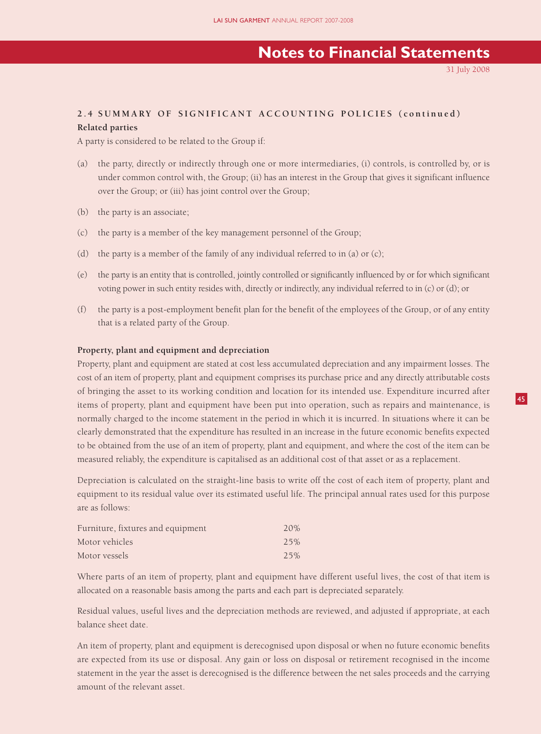## 2.4 SUMMARY OF SIGNIFICANT ACCOUNTING POLICIES (continued)

**Related parties**

A party is considered to be related to the Group if:

(a) the party, directly or indirectly through one or more intermediaries, (i) controls, is controlled by, or is under common control with, the Group; (ii) has an interest in the Group that gives it significant influence over the Group; or (iii) has joint control over the Group;

(b) the party is an associate;

(c) the party is a member of the key management personnel of the Group;

(d) the party is a member of the family of any individual referred to in (a) or (c);

(e) the party is an entity that is controlled, jointly controlled or significantly influenced by or for which significant voting power in such entity resides with, directly or indirectly, any individual referred to in (c) or (d); or

(f) the party is a post-employment benefit plan for the benefit of the employees of the Group, or of any entity that is a related party of the Group.

**Property, plant and equipment and depreciation**

Property, plant and equipment are stated at cost less accumulated depreciation and any impairment losses. The cost of an item of property, plant and equipment comprises its purchase price and any directly attributable costs of bringing the asset to its working condition and location for its intended use. Expenditure incurred after items of property, plant and equipment have been put into operation, such as repairs and maintenance, is normally charged to the income statement in the period in which it is incurred. In situations where it can be clearly demonstrated that the expenditure has resulted in an increase in the future economic benefits expected to be obtained from the use of an item of property, plant and equipment, and where the cost of the item can be measured reliably, the expenditure is capitalised as an additional cost of that asset or as a replacement.

Depreciation is calculated on the straight-line basis to write off the cost of each item of property, plant and equipment to its residual value over its estimated useful life. The principal annual rates used for this purpose are as follows:

| | |
|---|---|
| Furniture, fixtures and equipment | 20% |
| Motor vehicles | 25% |
| Motor vessels | 25% |

Where parts of an item of property, plant and equipment have different useful lives, the cost of that item is allocated on a reasonable basis among the parts and each part is depreciated separately.

Residual values, useful lives and the depreciation methods are reviewed, and adjusted if appropriate, at each balance sheet date.

An item of property, plant and equipment is derecognised upon disposal or when no future economic benefits are expected from its use or disposal. Any gain or loss on disposal or retirement recognised in the income statement in the year the asset is derecognised is the difference between the net sales proceeds and the carrying amount of the relevant asset.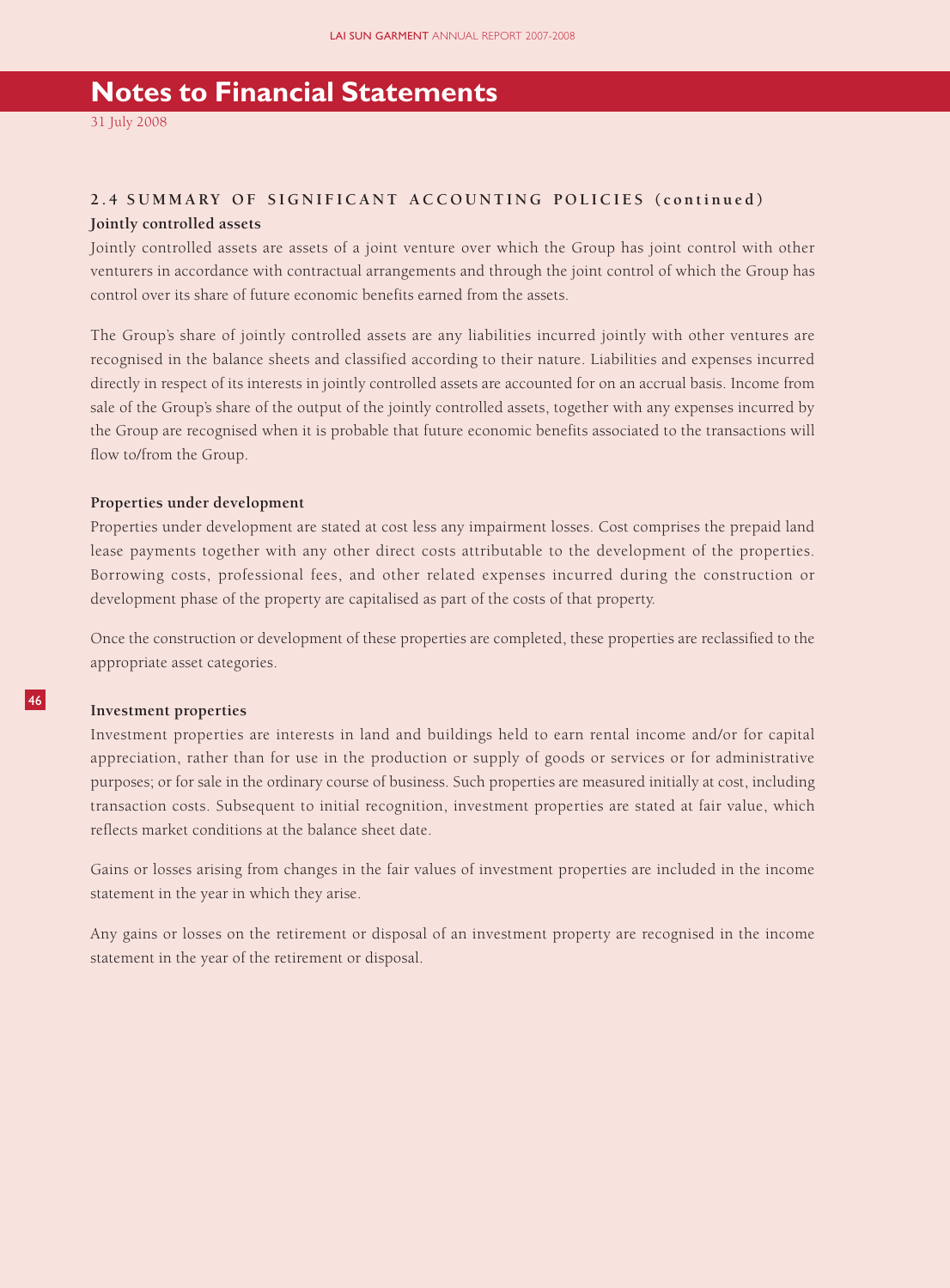# Notes to Financial Statements

31 July 2008

## 2.4 SUMMARY OF SIGNIFICANT ACCOUNTING POLICIES (continued)

**Jointly controlled assets**

Jointly controlled assets are assets of a joint venture over which the Group has joint control with other venturers in accordance with contractual arrangements and through the joint control of which the Group has control over its share of future economic benefits earned from the assets.

The Group's share of jointly controlled assets are any liabilities incurred jointly with other ventures are recognised in the balance sheets and classified according to their nature. Liabilities and expenses incurred directly in respect of its interests in jointly controlled assets are accounted for on an accrual basis. Income from sale of the Group's share of the output of the jointly controlled assets, together with any expenses incurred by the Group are recognised when it is probable that future economic benefits associated to the transactions will flow to/from the Group.

**Properties under development**

Properties under development are stated at cost less any impairment losses. Cost comprises the prepaid land lease payments together with any other direct costs attributable to the development of the properties. Borrowing costs, professional fees, and other related expenses incurred during the construction or development phase of the property are capitalised as part of the costs of that property.

Once the construction or development of these properties are completed, these properties are reclassified to the appropriate asset categories.

**Investment properties**

Investment properties are interests in land and buildings held to earn rental income and/or for capital appreciation, rather than for use in the production or supply of goods or services or for administrative purposes; or for sale in the ordinary course of business. Such properties are measured initially at cost, including transaction costs. Subsequent to initial recognition, investment properties are stated at fair value, which reflects market conditions at the balance sheet date.

Gains or losses arising from changes in the fair values of investment properties are included in the income statement in the year in which they arise.

Any gains or losses on the retirement or disposal of an investment property are recognised in the income statement in the year of the retirement or disposal.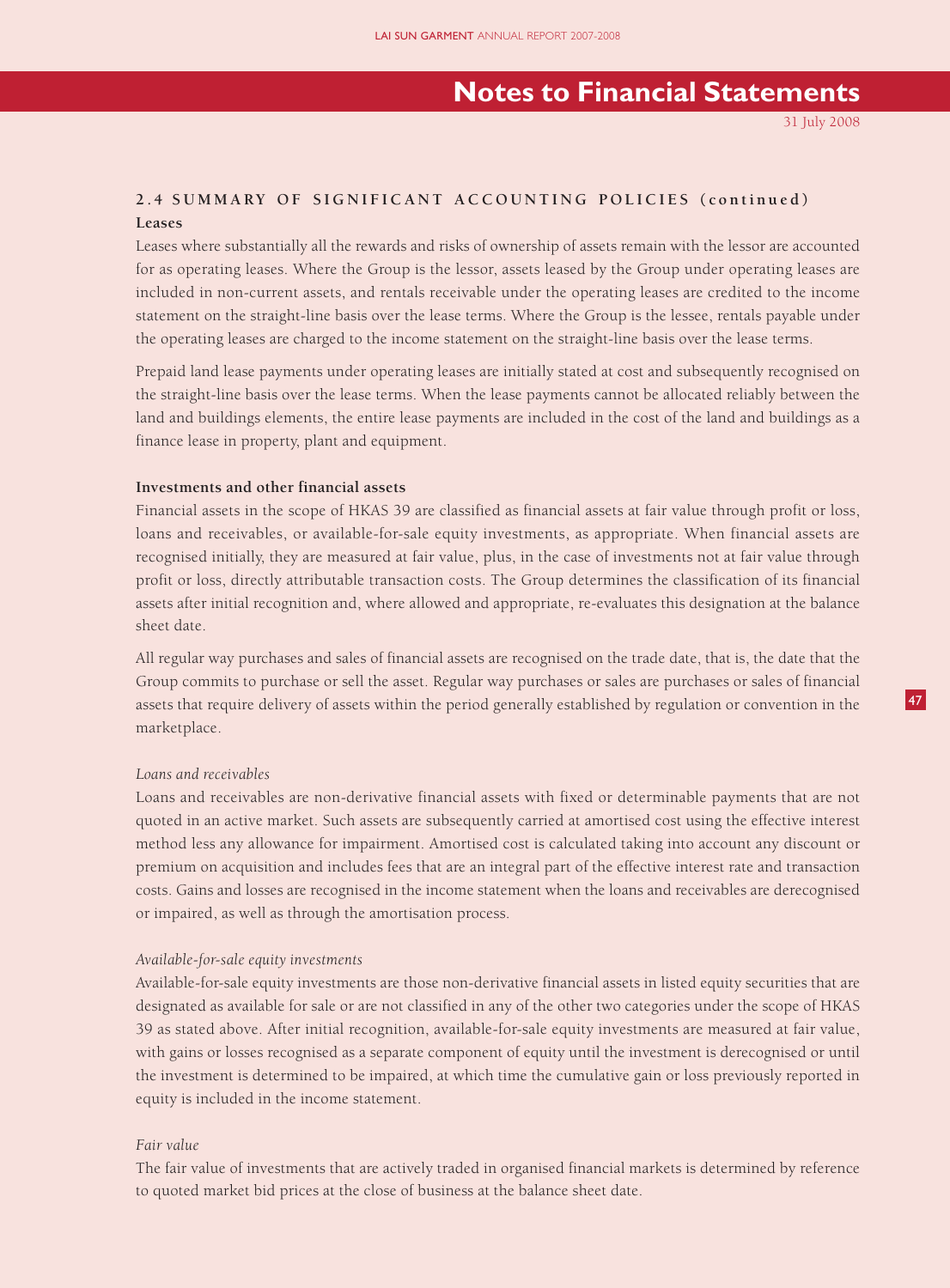## 2.4 SUMMARY OF SIGNIFICANT ACCOUNTING POLICIES (continued)

**Leases**

Leases where substantially all the rewards and risks of ownership of assets remain with the lessor are accounted for as operating leases. Where the Group is the lessor, assets leased by the Group under operating leases are included in non-current assets, and rentals receivable under the operating leases are credited to the income statement on the straight-line basis over the lease terms. Where the Group is the lessee, rentals payable under the operating leases are charged to the income statement on the straight-line basis over the lease terms.

Prepaid land lease payments under operating leases are initially stated at cost and subsequently recognised on the straight-line basis over the lease terms. When the lease payments cannot be allocated reliably between the land and buildings elements, the entire lease payments are included in the cost of the land and buildings as a finance lease in property, plant and equipment.

**Investments and other financial assets**

Financial assets in the scope of HKAS 39 are classified as financial assets at fair value through profit or loss, loans and receivables, or available-for-sale equity investments, as appropriate. When financial assets are recognised initially, they are measured at fair value, plus, in the case of investments not at fair value through profit or loss, directly attributable transaction costs. The Group determines the classification of its financial assets after initial recognition and, where allowed and appropriate, re-evaluates this designation at the balance sheet date.

All regular way purchases and sales of financial assets are recognised on the trade date, that is, the date that the Group commits to purchase or sell the asset. Regular way purchases or sales are purchases or sales of financial assets that require delivery of assets within the period generally established by regulation or convention in the marketplace.

*Loans and receivables*

Loans and receivables are non-derivative financial assets with fixed or determinable payments that are not quoted in an active market. Such assets are subsequently carried at amortised cost using the effective interest method less any allowance for impairment. Amortised cost is calculated taking into account any discount or premium on acquisition and includes fees that are an integral part of the effective interest rate and transaction costs. Gains and losses are recognised in the income statement when the loans and receivables are derecognised or impaired, as well as through the amortisation process.

*Available-for-sale equity investments*

Available-for-sale equity investments are those non-derivative financial assets in listed equity securities that are designated as available for sale or are not classified in any of the other two categories under the scope of HKAS 39 as stated above. After initial recognition, available-for-sale equity investments are measured at fair value, with gains or losses recognised as a separate component of equity until the investment is derecognised or until the investment is determined to be impaired, at which time the cumulative gain or loss previously reported in equity is included in the income statement.

*Fair value*

The fair value of investments that are actively traded in organised financial markets is determined by reference to quoted market bid prices at the close of business at the balance sheet date.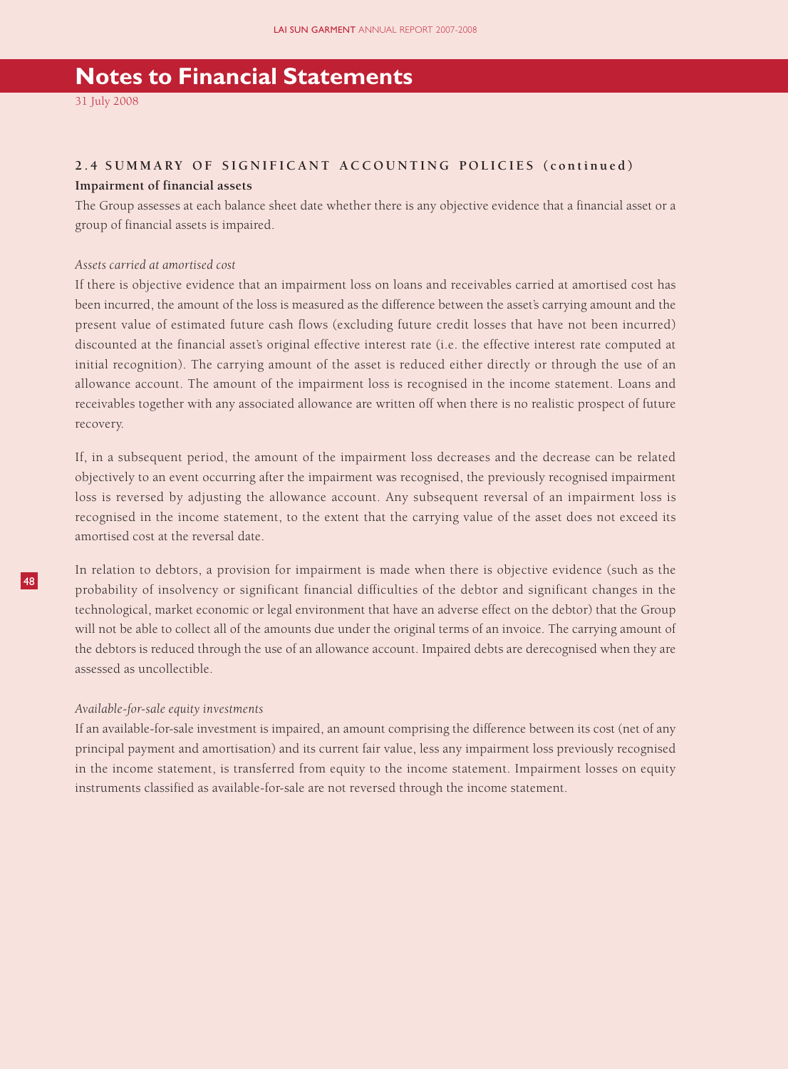# Notes to Financial Statements

31 July 2008

## 2.4 SUMMARY OF SIGNIFICANT ACCOUNTING POLICIES (continued)

**Impairment of financial assets**

The Group assesses at each balance sheet date whether there is any objective evidence that a financial asset or a group of financial assets is impaired.

*Assets carried at amortised cost*

If there is objective evidence that an impairment loss on loans and receivables carried at amortised cost has been incurred, the amount of the loss is measured as the difference between the asset's carrying amount and the present value of estimated future cash flows (excluding future credit losses that have not been incurred) discounted at the financial asset's original effective interest rate (i.e. the effective interest rate computed at initial recognition). The carrying amount of the asset is reduced either directly or through the use of an allowance account. The amount of the impairment loss is recognised in the income statement. Loans and receivables together with any associated allowance are written off when there is no realistic prospect of future recovery.

If, in a subsequent period, the amount of the impairment loss decreases and the decrease can be related objectively to an event occurring after the impairment was recognised, the previously recognised impairment loss is reversed by adjusting the allowance account. Any subsequent reversal of an impairment loss is recognised in the income statement, to the extent that the carrying value of the asset does not exceed its amortised cost at the reversal date.

In relation to debtors, a provision for impairment is made when there is objective evidence (such as the probability of insolvency or significant financial difficulties of the debtor and significant changes in the technological, market economic or legal environment that have an adverse effect on the debtor) that the Group will not be able to collect all of the amounts due under the original terms of an invoice. The carrying amount of the debtors is reduced through the use of an allowance account. Impaired debts are derecognised when they are assessed as uncollectible.

*Available-for-sale equity investments*

If an available-for-sale investment is impaired, an amount comprising the difference between its cost (net of any principal payment and amortisation) and its current fair value, less any impairment loss previously recognised in the income statement, is transferred from equity to the income statement. Impairment losses on equity instruments classified as available-for-sale are not reversed through the income statement.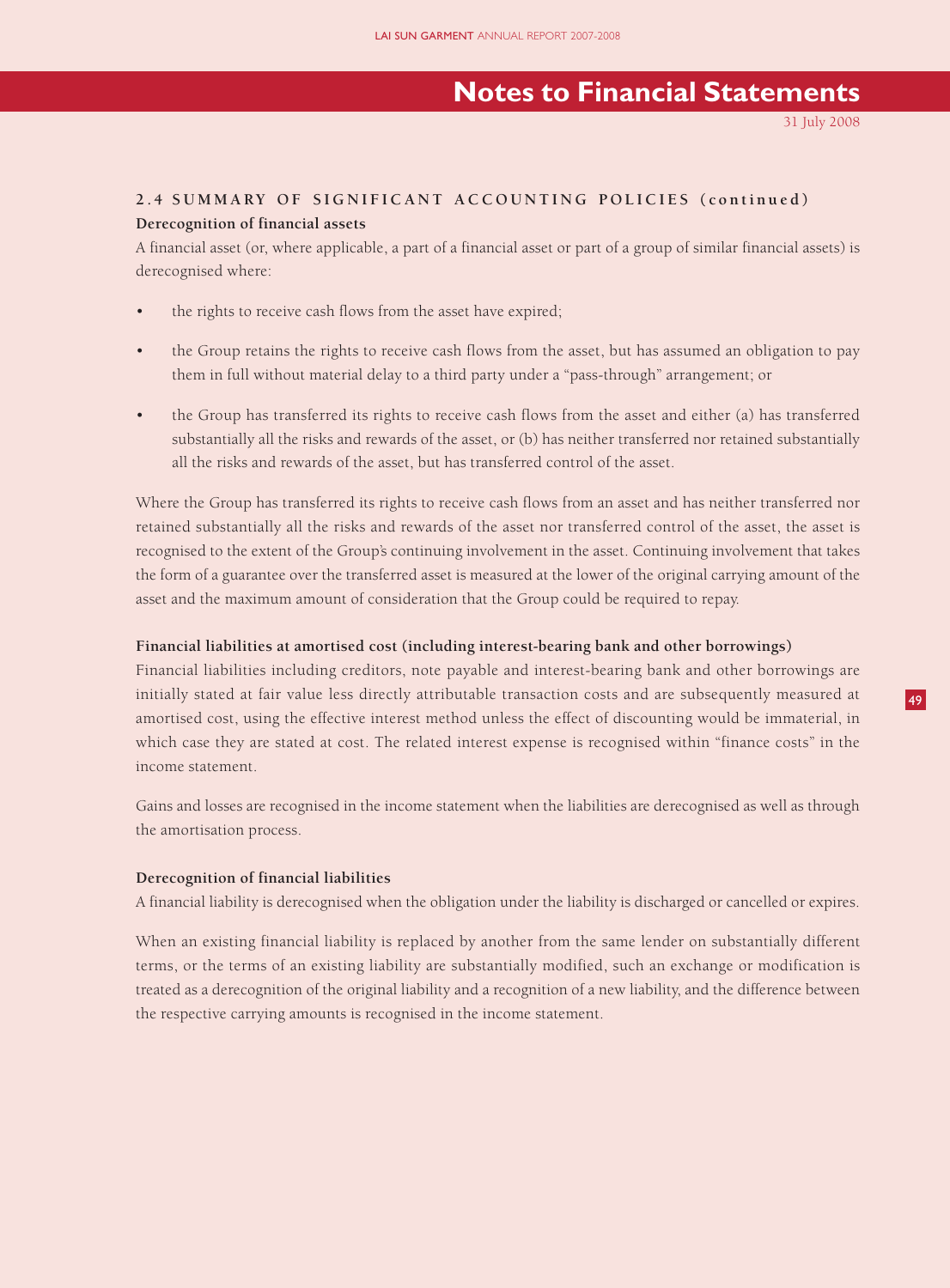## 2.4 SUMMARY OF SIGNIFICANT ACCOUNTING POLICIES (continued)

**Derecognition of financial assets**

A financial asset (or, where applicable, a part of a financial asset or part of a group of similar financial assets) is derecognised where:

- the rights to receive cash flows from the asset have expired;
- the Group retains the rights to receive cash flows from the asset, but has assumed an obligation to pay them in full without material delay to a third party under a "pass-through" arrangement; or
- the Group has transferred its rights to receive cash flows from the asset and either (a) has transferred substantially all the risks and rewards of the asset, or (b) has neither transferred nor retained substantially all the risks and rewards of the asset, but has transferred control of the asset.

Where the Group has transferred its rights to receive cash flows from an asset and has neither transferred nor retained substantially all the risks and rewards of the asset nor transferred control of the asset, the asset is recognised to the extent of the Group's continuing involvement in the asset. Continuing involvement that takes the form of a guarantee over the transferred asset is measured at the lower of the original carrying amount of the asset and the maximum amount of consideration that the Group could be required to repay.

**Financial liabilities at amortised cost (including interest-bearing bank and other borrowings)**

Financial liabilities including creditors, note payable and interest-bearing bank and other borrowings are initially stated at fair value less directly attributable transaction costs and are subsequently measured at amortised cost, using the effective interest method unless the effect of discounting would be immaterial, in which case they are stated at cost. The related interest expense is recognised within "finance costs" in the income statement.

Gains and losses are recognised in the income statement when the liabilities are derecognised as well as through the amortisation process.

**Derecognition of financial liabilities**

A financial liability is derecognised when the obligation under the liability is discharged or cancelled or expires.

When an existing financial liability is replaced by another from the same lender on substantially different terms, or the terms of an existing liability are substantially modified, such an exchange or modification is treated as a derecognition of the original liability and a recognition of a new liability, and the difference between the respective carrying amounts is recognised in the income statement.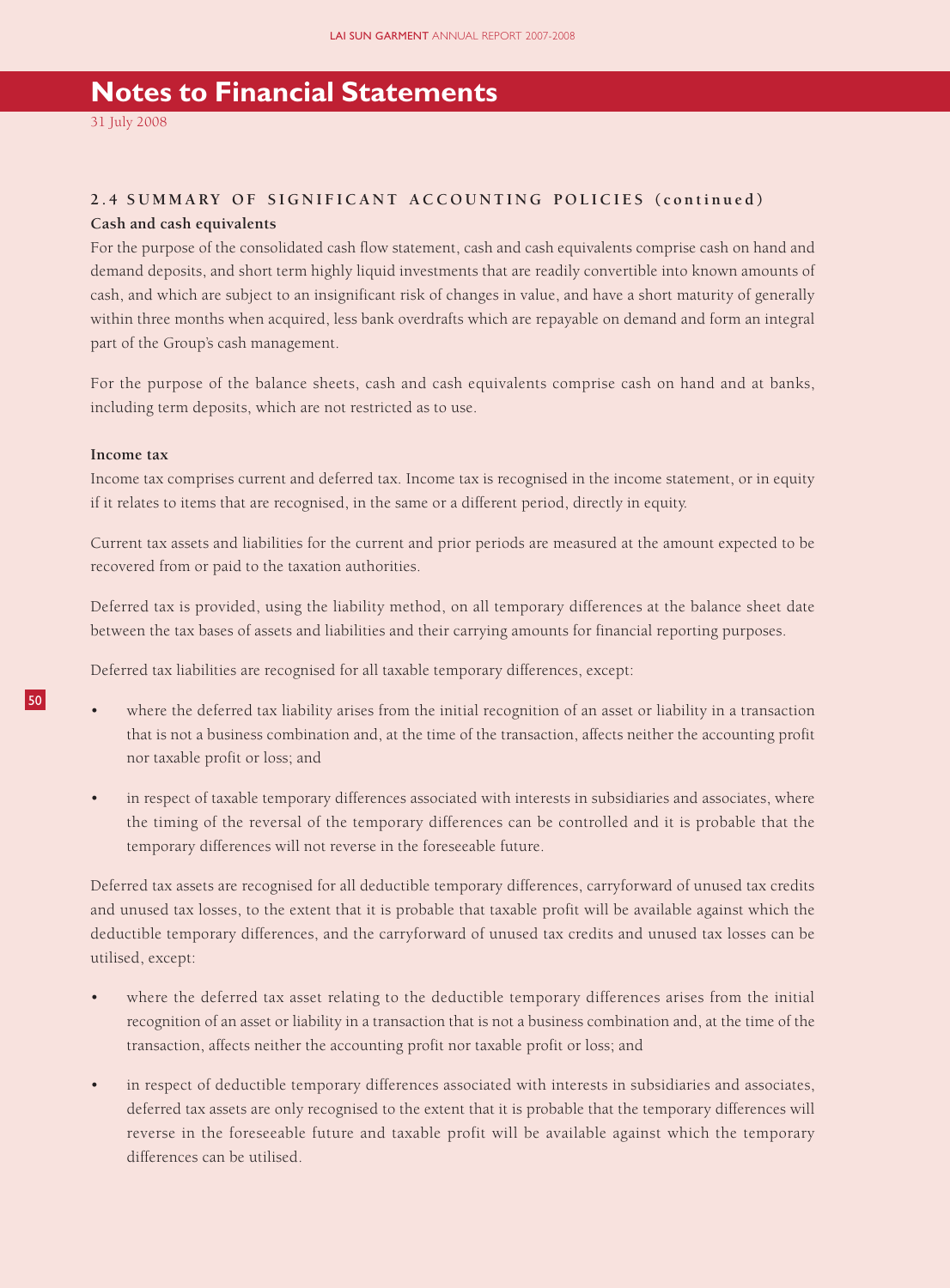# Notes to Financial Statements

31 July 2008

## 2.4 SUMMARY OF SIGNIFICANT ACCOUNTING POLICIES (continued)

### Cash and cash equivalents

For the purpose of the consolidated cash flow statement, cash and cash equivalents comprise cash on hand and demand deposits, and short term highly liquid investments that are readily convertible into known amounts of cash, and which are subject to an insignificant risk of changes in value, and have a short maturity of generally within three months when acquired, less bank overdrafts which are repayable on demand and form an integral part of the Group's cash management.

For the purpose of the balance sheets, cash and cash equivalents comprise cash on hand and at banks, including term deposits, which are not restricted as to use.

### Income tax

Income tax comprises current and deferred tax. Income tax is recognised in the income statement, or in equity if it relates to items that are recognised, in the same or a different period, directly in equity.

Current tax assets and liabilities for the current and prior periods are measured at the amount expected to be recovered from or paid to the taxation authorities.

Deferred tax is provided, using the liability method, on all temporary differences at the balance sheet date between the tax bases of assets and liabilities and their carrying amounts for financial reporting purposes.

Deferred tax liabilities are recognised for all taxable temporary differences, except:

- where the deferred tax liability arises from the initial recognition of an asset or liability in a transaction that is not a business combination and, at the time of the transaction, affects neither the accounting profit nor taxable profit or loss; and
- in respect of taxable temporary differences associated with interests in subsidiaries and associates, where the timing of the reversal of the temporary differences can be controlled and it is probable that the temporary differences will not reverse in the foreseeable future.

Deferred tax assets are recognised for all deductible temporary differences, carryforward of unused tax credits and unused tax losses, to the extent that it is probable that taxable profit will be available against which the deductible temporary differences, and the carryforward of unused tax credits and unused tax losses can be utilised, except:

- where the deferred tax asset relating to the deductible temporary differences arises from the initial recognition of an asset or liability in a transaction that is not a business combination and, at the time of the transaction, affects neither the accounting profit nor taxable profit or loss; and
- in respect of deductible temporary differences associated with interests in subsidiaries and associates, deferred tax assets are only recognised to the extent that it is probable that the temporary differences will reverse in the foreseeable future and taxable profit will be available against which the temporary differences can be utilised.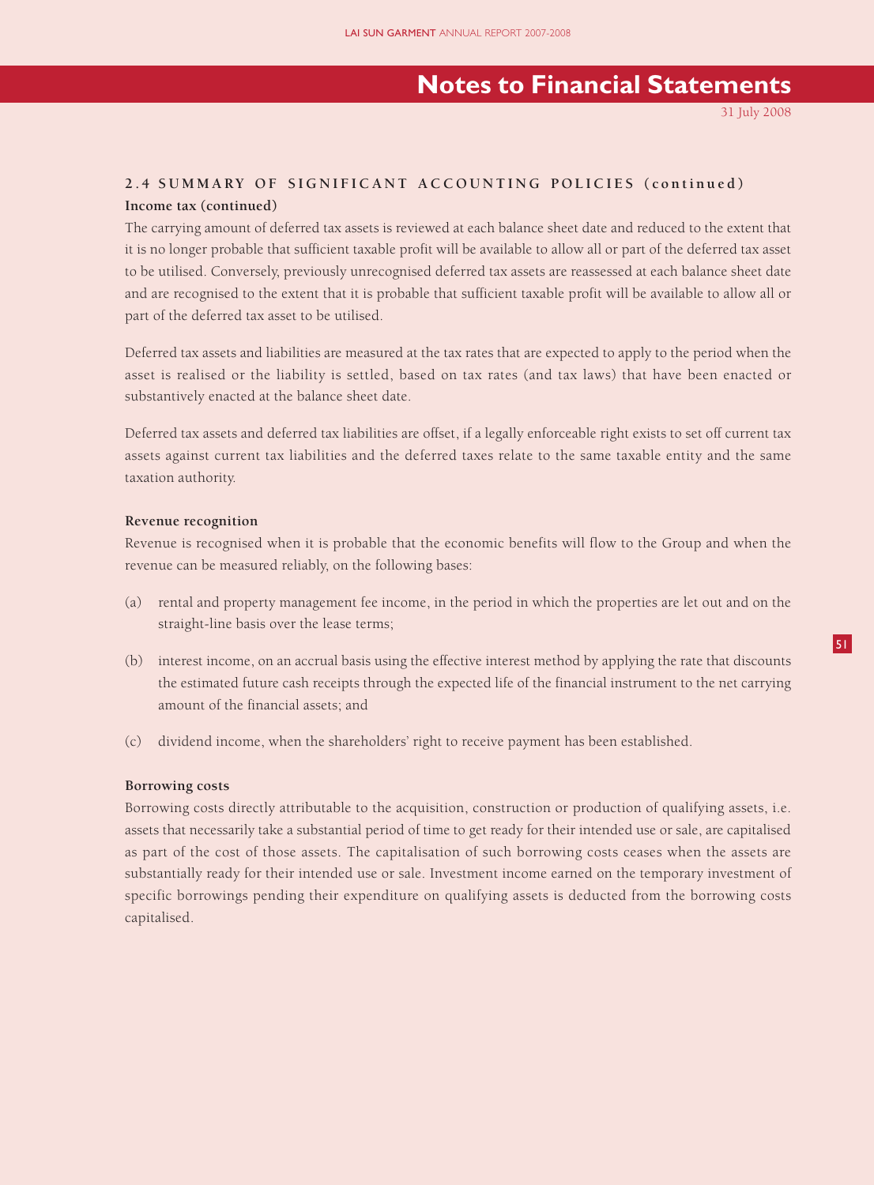## 2.4 SUMMARY OF SIGNIFICANT ACCOUNTING POLICIES (continued)

**Income tax (continued)**

The carrying amount of deferred tax assets is reviewed at each balance sheet date and reduced to the extent that it is no longer probable that sufficient taxable profit will be available to allow all or part of the deferred tax asset to be utilised. Conversely, previously unrecognised deferred tax assets are reassessed at each balance sheet date and are recognised to the extent that it is probable that sufficient taxable profit will be available to allow all or part of the deferred tax asset to be utilised.

Deferred tax assets and liabilities are measured at the tax rates that are expected to apply to the period when the asset is realised or the liability is settled, based on tax rates (and tax laws) that have been enacted or substantively enacted at the balance sheet date.

Deferred tax assets and deferred tax liabilities are offset, if a legally enforceable right exists to set off current tax assets against current tax liabilities and the deferred taxes relate to the same taxable entity and the same taxation authority.

**Revenue recognition**

Revenue is recognised when it is probable that the economic benefits will flow to the Group and when the revenue can be measured reliably, on the following bases:

(a) rental and property management fee income, in the period in which the properties are let out and on the straight-line basis over the lease terms;

(b) interest income, on an accrual basis using the effective interest method by applying the rate that discounts the estimated future cash receipts through the expected life of the financial instrument to the net carrying amount of the financial assets; and

(c) dividend income, when the shareholders' right to receive payment has been established.

**Borrowing costs**

Borrowing costs directly attributable to the acquisition, construction or production of qualifying assets, i.e. assets that necessarily take a substantial period of time to get ready for their intended use or sale, are capitalised as part of the cost of those assets. The capitalisation of such borrowing costs ceases when the assets are substantially ready for their intended use or sale. Investment income earned on the temporary investment of specific borrowings pending their expenditure on qualifying assets is deducted from the borrowing costs capitalised.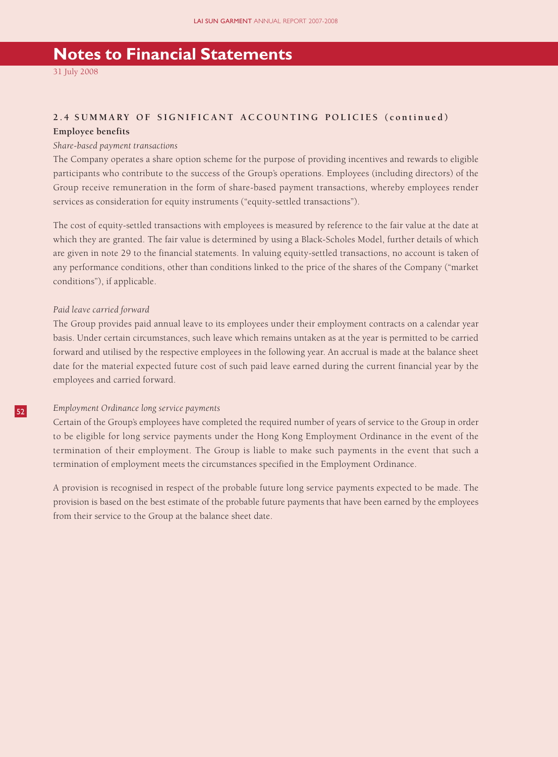# Notes to Financial Statements

31 July 2008

## 2.4 SUMMARY OF SIGNIFICANT ACCOUNTING POLICIES (continued)

### Employee benefits

*Share-based payment transactions*

The Company operates a share option scheme for the purpose of providing incentives and rewards to eligible participants who contribute to the success of the Group's operations. Employees (including directors) of the Group receive remuneration in the form of share-based payment transactions, whereby employees render services as consideration for equity instruments ("equity-settled transactions").

The cost of equity-settled transactions with employees is measured by reference to the fair value at the date at which they are granted. The fair value is determined by using a Black-Scholes Model, further details of which are given in note 29 to the financial statements. In valuing equity-settled transactions, no account is taken of any performance conditions, other than conditions linked to the price of the shares of the Company ("market conditions"), if applicable.

*Paid leave carried forward*

The Group provides paid annual leave to its employees under their employment contracts on a calendar year basis. Under certain circumstances, such leave which remains untaken as at the year is permitted to be carried forward and utilised by the respective employees in the following year. An accrual is made at the balance sheet date for the material expected future cost of such paid leave earned during the current financial year by the employees and carried forward.

*Employment Ordinance long service payments*

Certain of the Group's employees have completed the required number of years of service to the Group in order to be eligible for long service payments under the Hong Kong Employment Ordinance in the event of the termination of their employment. The Group is liable to make such payments in the event that such a termination of employment meets the circumstances specified in the Employment Ordinance.

A provision is recognised in respect of the probable future long service payments expected to be made. The provision is based on the best estimate of the probable future payments that have been earned by the employees from their service to the Group at the balance sheet date.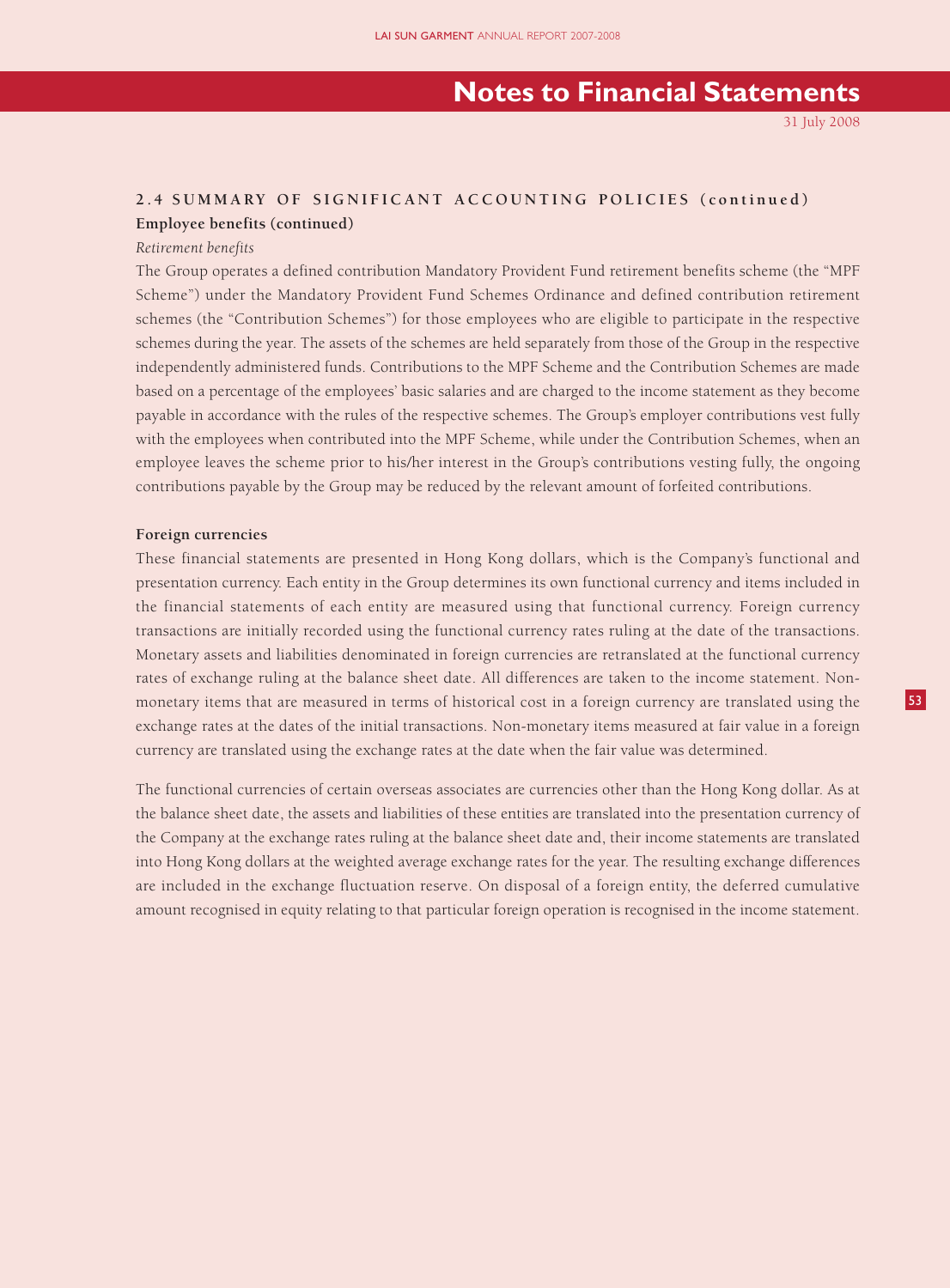## 2.4 SUMMARY OF SIGNIFICANT ACCOUNTING POLICIES (continued)

### Employee benefits (continued)

*Retirement benefits*

The Group operates a defined contribution Mandatory Provident Fund retirement benefits scheme (the "MPF Scheme") under the Mandatory Provident Fund Schemes Ordinance and defined contribution retirement schemes (the "Contribution Schemes") for those employees who are eligible to participate in the respective schemes during the year. The assets of the schemes are held separately from those of the Group in the respective independently administered funds. Contributions to the MPF Scheme and the Contribution Schemes are made based on a percentage of the employees' basic salaries and are charged to the income statement as they become payable in accordance with the rules of the respective schemes. The Group's employer contributions vest fully with the employees when contributed into the MPF Scheme, while under the Contribution Schemes, when an employee leaves the scheme prior to his/her interest in the Group's contributions vesting fully, the ongoing contributions payable by the Group may be reduced by the relevant amount of forfeited contributions.

### Foreign currencies

These financial statements are presented in Hong Kong dollars, which is the Company's functional and presentation currency. Each entity in the Group determines its own functional currency and items included in the financial statements of each entity are measured using that functional currency. Foreign currency transactions are initially recorded using the functional currency rates ruling at the date of the transactions. Monetary assets and liabilities denominated in foreign currencies are retranslated at the functional currency rates of exchange ruling at the balance sheet date. All differences are taken to the income statement. Non-monetary items that are measured in terms of historical cost in a foreign currency are translated using the exchange rates at the dates of the initial transactions. Non-monetary items measured at fair value in a foreign currency are translated using the exchange rates at the date when the fair value was determined.

The functional currencies of certain overseas associates are currencies other than the Hong Kong dollar. As at the balance sheet date, the assets and liabilities of these entities are translated into the presentation currency of the Company at the exchange rates ruling at the balance sheet date and, their income statements are translated into Hong Kong dollars at the weighted average exchange rates for the year. The resulting exchange differences are included in the exchange fluctuation reserve. On disposal of a foreign entity, the deferred cumulative amount recognised in equity relating to that particular foreign operation is recognised in the income statement.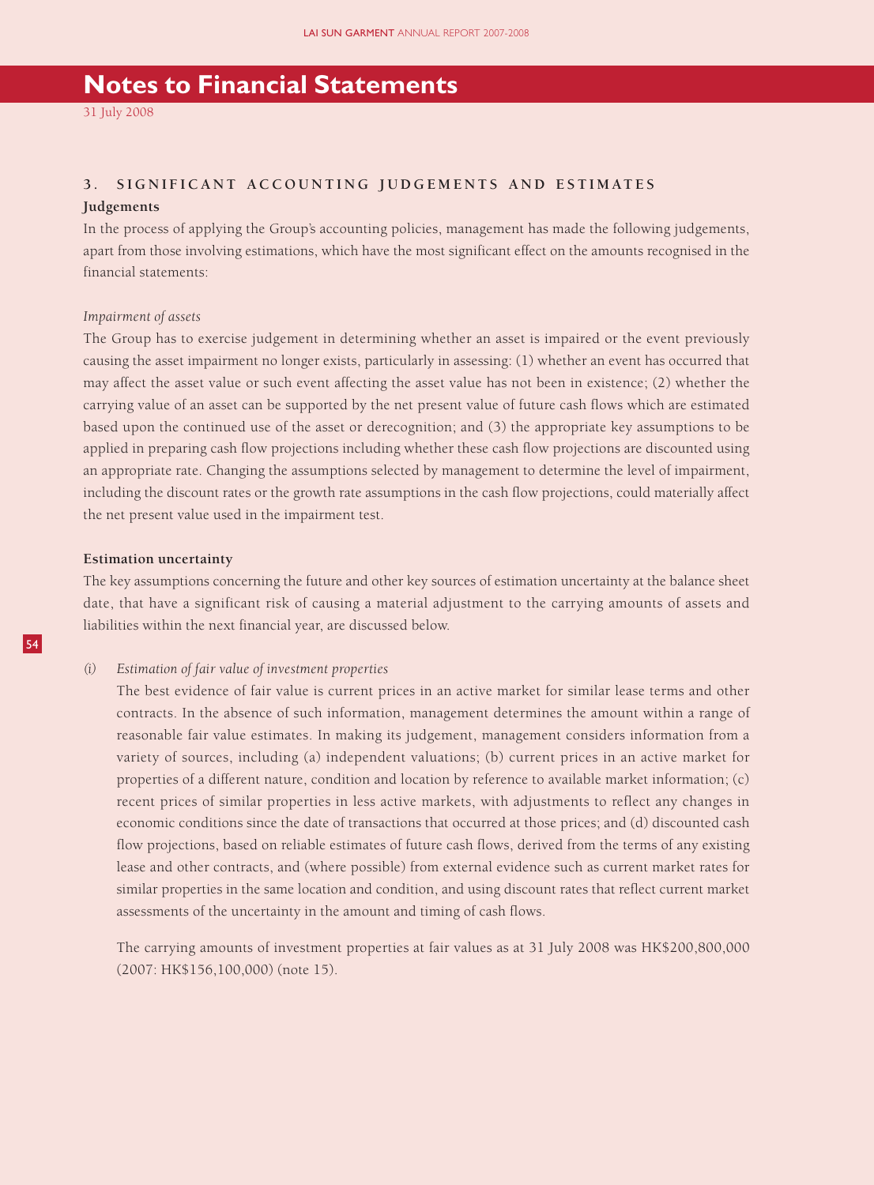# Notes to Financial Statements

31 July 2008

## 3. SIGNIFICANT ACCOUNTING JUDGEMENTS AND ESTIMATES

**Judgements**

In the process of applying the Group's accounting policies, management has made the following judgements, apart from those involving estimations, which have the most significant effect on the amounts recognised in the financial statements:

*Impairment of assets*

The Group has to exercise judgement in determining whether an asset is impaired or the event previously causing the asset impairment no longer exists, particularly in assessing: (1) whether an event has occurred that may affect the asset value or such event affecting the asset value has not been in existence; (2) whether the carrying value of an asset can be supported by the net present value of future cash flows which are estimated based upon the continued use of the asset or derecognition; and (3) the appropriate key assumptions to be applied in preparing cash flow projections including whether these cash flow projections are discounted using an appropriate rate. Changing the assumptions selected by management to determine the level of impairment, including the discount rates or the growth rate assumptions in the cash flow projections, could materially affect the net present value used in the impairment test.

**Estimation uncertainty**

The key assumptions concerning the future and other key sources of estimation uncertainty at the balance sheet date, that have a significant risk of causing a material adjustment to the carrying amounts of assets and liabilities within the next financial year, are discussed below.

*(i) Estimation of fair value of investment properties*

The best evidence of fair value is current prices in an active market for similar lease terms and other contracts. In the absence of such information, management determines the amount within a range of reasonable fair value estimates. In making its judgement, management considers information from a variety of sources, including (a) independent valuations; (b) current prices in an active market for properties of a different nature, condition and location by reference to available market information; (c) recent prices of similar properties in less active markets, with adjustments to reflect any changes in economic conditions since the date of transactions that occurred at those prices; and (d) discounted cash flow projections, based on reliable estimates of future cash flows, derived from the terms of any existing lease and other contracts, and (where possible) from external evidence such as current market rates for similar properties in the same location and condition, and using discount rates that reflect current market assessments of the uncertainty in the amount and timing of cash flows.

The carrying amounts of investment properties at fair values as at 31 July 2008 was HK$200,800,000 (2007: HK$156,100,000) (note 15).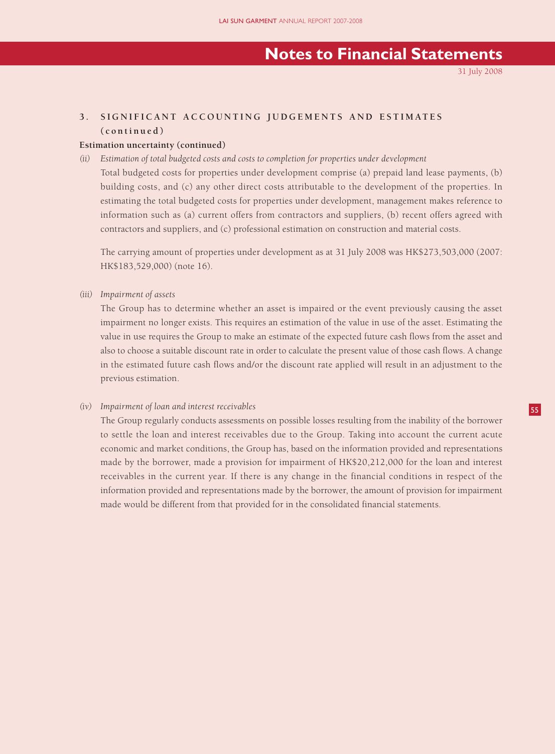## 3. SIGNIFICANT ACCOUNTING JUDGEMENTS AND ESTIMATES (continued)

**Estimation uncertainty (continued)**

*(ii) Estimation of total budgeted costs and costs to completion for properties under development*

Total budgeted costs for properties under development comprise (a) prepaid land lease payments, (b) building costs, and (c) any other direct costs attributable to the development of the properties. In estimating the total budgeted costs for properties under development, management makes reference to information such as (a) current offers from contractors and suppliers, (b) recent offers agreed with contractors and suppliers, and (c) professional estimation on construction and material costs.

The carrying amount of properties under development as at 31 July 2008 was HK$273,503,000 (2007: HK$183,529,000) (note 16).

*(iii) Impairment of assets*

The Group has to determine whether an asset is impaired or the event previously causing the asset impairment no longer exists. This requires an estimation of the value in use of the asset. Estimating the value in use requires the Group to make an estimate of the expected future cash flows from the asset and also to choose a suitable discount rate in order to calculate the present value of those cash flows. A change in the estimated future cash flows and/or the discount rate applied will result in an adjustment to the previous estimation.

*(iv) Impairment of loan and interest receivables*

The Group regularly conducts assessments on possible losses resulting from the inability of the borrower to settle the loan and interest receivables due to the Group. Taking into account the current acute economic and market conditions, the Group has, based on the information provided and representations made by the borrower, made a provision for impairment of HK$20,212,000 for the loan and interest receivables in the current year. If there is any change in the financial conditions in respect of the information provided and representations made by the borrower, the amount of provision for impairment made would be different from that provided for in the consolidated financial statements.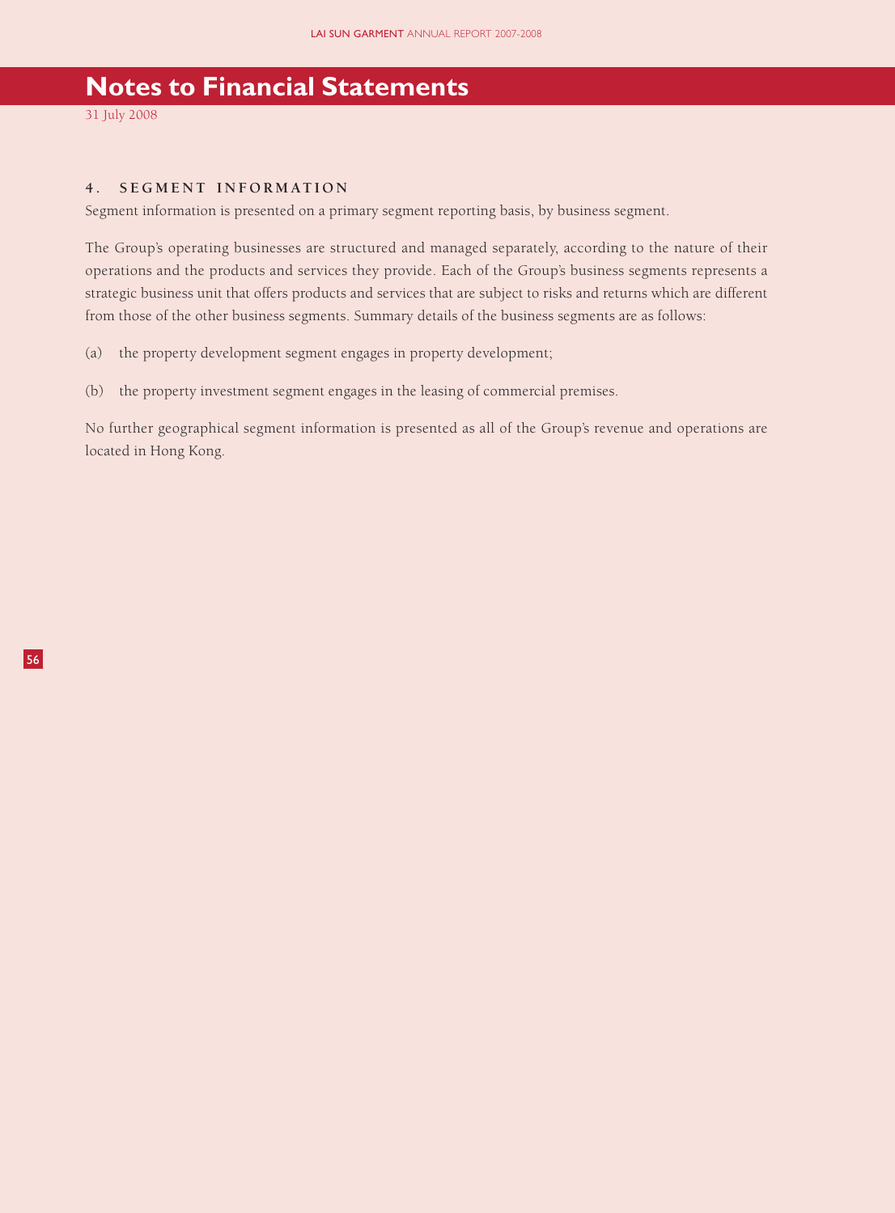# Notes to Financial Statements

31 July 2008

## 4. SEGMENT INFORMATION

Segment information is presented on a primary segment reporting basis, by business segment.

The Group's operating businesses are structured and managed separately, according to the nature of their operations and the products and services they provide. Each of the Group's business segments represents a strategic business unit that offers products and services that are subject to risks and returns which are different from those of the other business segments. Summary details of the business segments are as follows:

(a) the property development segment engages in property development;

(b) the property investment segment engages in the leasing of commercial premises.

No further geographical segment information is presented as all of the Group's revenue and operations are located in Hong Kong.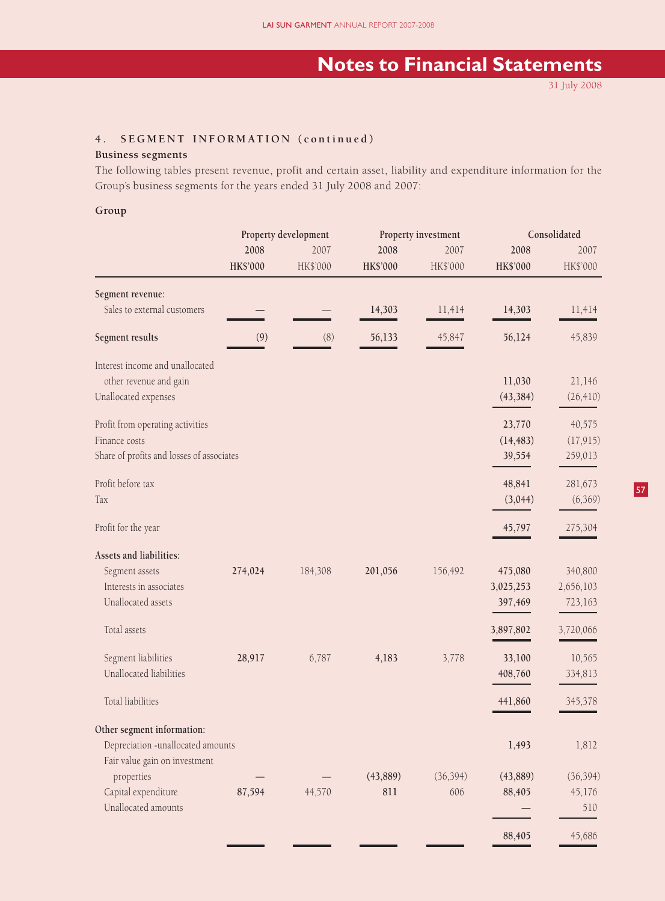# Notes to Financial Statements

31 July 2008

## 4. SEGMENT INFORMATION (continued)

### Business segments

The following tables present revenue, profit and certain asset, liability and expenditure information for the Group's business segments for the years ended 31 July 2008 and 2007:

### Group

| | Property development | | Property investment | | Consolidated | |
|---|---|---|---|---|---|---|
| | **2008** | 2007 | **2008** | 2007 | **2008** | 2007 |
| | **HK$'000** | HK$'000 | **HK$'000** | HK$'000 | **HK$'000** | HK$'000 |
| **Segment revenue:** | | | | | | |
| Sales to external customers | **—** | — | **14,303** | 11,414 | **14,303** | 11,414 |
| **Segment results** | **(9)** | (8) | **56,133** | 45,847 | **56,124** | 45,839 |
| Interest income and unallocated other revenue and gain | | | | | **11,030** | 21,146 |
| Unallocated expenses | | | | | **(43,384)** | (26,410) |
| Profit from operating activities | | | | | **23,770** | 40,575 |
| Finance costs | | | | | **(14,483)** | (17,915) |
| Share of profits and losses of associates | | | | | **39,554** | 259,013 |
| Profit before tax | | | | | **48,841** | 281,673 |
| Tax | | | | | **(3,044)** | (6,369) |
| Profit for the year | | | | | **45,797** | 275,304 |
| **Assets and liabilities:** | | | | | | |
| Segment assets | **274,024** | 184,308 | **201,056** | 156,492 | **475,080** | 340,800 |
| Interests in associates | | | | | **3,025,253** | 2,656,103 |
| Unallocated assets | | | | | **397,469** | 723,163 |
| Total assets | | | | | **3,897,802** | 3,720,066 |
| Segment liabilities | **28,917** | 6,787 | **4,183** | 3,778 | **33,100** | 10,565 |
| Unallocated liabilities | | | | | **408,760** | 334,813 |
| Total liabilities | | | | | **441,860** | 345,378 |
| **Other segment information:** | | | | | | |
| Depreciation -unallocated amounts | | | | | **1,493** | 1,812 |
| Fair value gain on investment properties | **—** | — | **(43,889)** | (36,394) | **(43,889)** | (36,394) |
| Capital expenditure | **87,594** | 44,570 | **811** | 606 | **88,405** | 45,176 |
| Unallocated amounts | | | | | **—** | 510 |
| | | | | | **88,405** | 45,686 |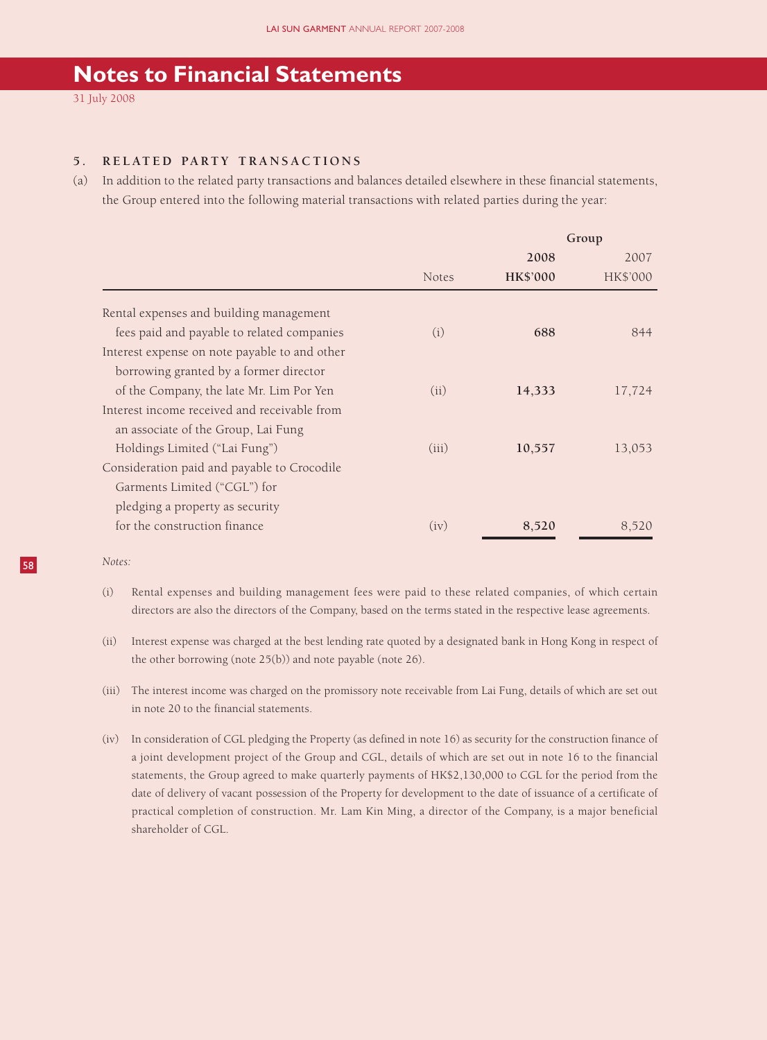# Notes to Financial Statements

31 July 2008

## 5. RELATED PARTY TRANSACTIONS

(a) In addition to the related party transactions and balances detailed elsewhere in these financial statements, the Group entered into the following material transactions with related parties during the year:

| | | Group | |
|---|---|---|---|
| | | **2008** | 2007 |
| | Notes | **HK$'000** | HK$'000 |
| Rental expenses and building management fees paid and payable to related companies | (i) | **688** | 844 |
| Interest expense on note payable to and other borrowing granted by a former director of the Company, the late Mr. Lim Por Yen | (ii) | **14,333** | 17,724 |
| Interest income received and receivable from an associate of the Group, Lai Fung Holdings Limited ("Lai Fung") | (iii) | **10,557** | 13,053 |
| Consideration paid and payable to Crocodile Garments Limited ("CGL") for pledging a property as security for the construction finance | (iv) | **8,520** | 8,520 |

*Notes:*

(i) Rental expenses and building management fees were paid to these related companies, of which certain directors are also the directors of the Company, based on the terms stated in the respective lease agreements.

(ii) Interest expense was charged at the best lending rate quoted by a designated bank in Hong Kong in respect of the other borrowing (note 25(b)) and note payable (note 26).

(iii) The interest income was charged on the promissory note receivable from Lai Fung, details of which are set out in note 20 to the financial statements.

(iv) In consideration of CGL pledging the Property (as defined in note 16) as security for the construction finance of a joint development project of the Group and CGL, details of which are set out in note 16 to the financial statements, the Group agreed to make quarterly payments of HK$2,130,000 to CGL for the period from the date of delivery of vacant possession of the Property for development to the date of issuance of a certificate of practical completion of construction. Mr. Lam Kin Ming, a director of the Company, is a major beneficial shareholder of CGL.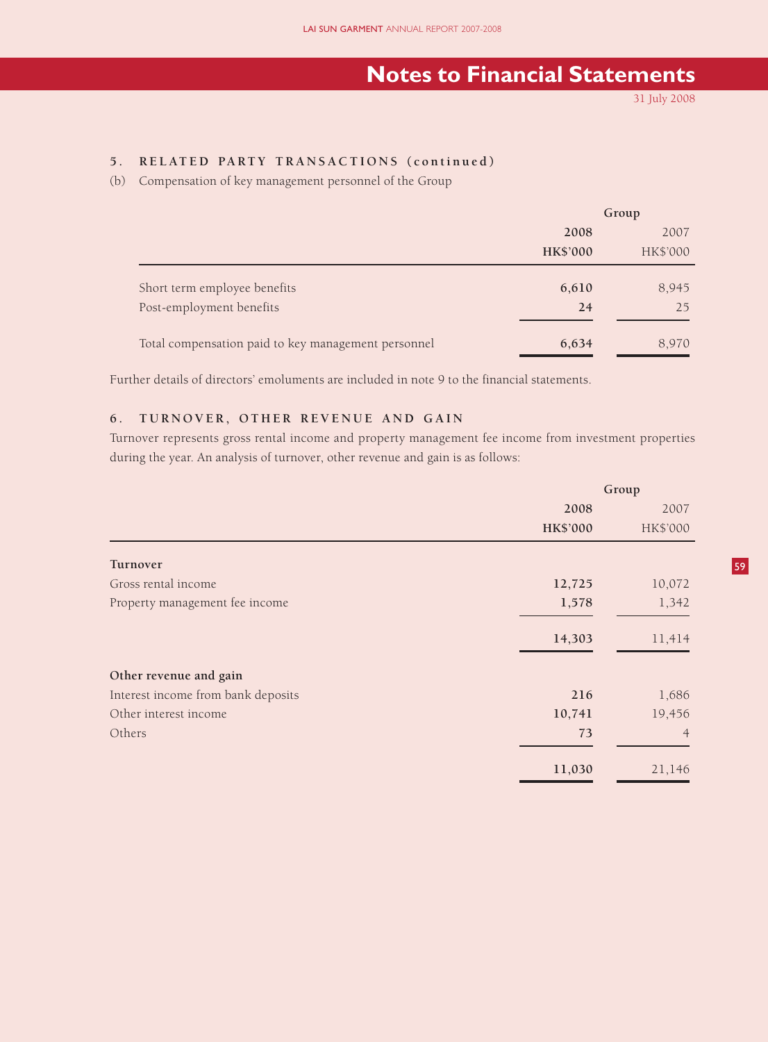## Notes to Financial Statements

31 July 2008

### 5. RELATED PARTY TRANSACTIONS (continued)

(b) Compensation of key management personnel of the Group

| | Group | |
|---|---|---|
| | **2008** | 2007 |
| | **HK$'000** | HK$'000 |
| Short term employee benefits | **6,610** | 8,945 |
| Post-employment benefits | **24** | 25 |
| Total compensation paid to key management personnel | **6,634** | 8,970 |

Further details of directors' emoluments are included in note 9 to the financial statements.

### 6. TURNOVER, OTHER REVENUE AND GAIN

Turnover represents gross rental income and property management fee income from investment properties during the year. An analysis of turnover, other revenue and gain is as follows:

| | Group | |
|---|---|---|
| | **2008** | 2007 |
| | **HK$'000** | HK$'000 |
| **Turnover** | | |
| Gross rental income | **12,725** | 10,072 |
| Property management fee income | **1,578** | 1,342 |
| | **14,303** | 11,414 |
| **Other revenue and gain** | | |
| Interest income from bank deposits | **216** | 1,686 |
| Other interest income | **10,741** | 19,456 |
| Others | **73** | 4 |
| | **11,030** | 21,146 |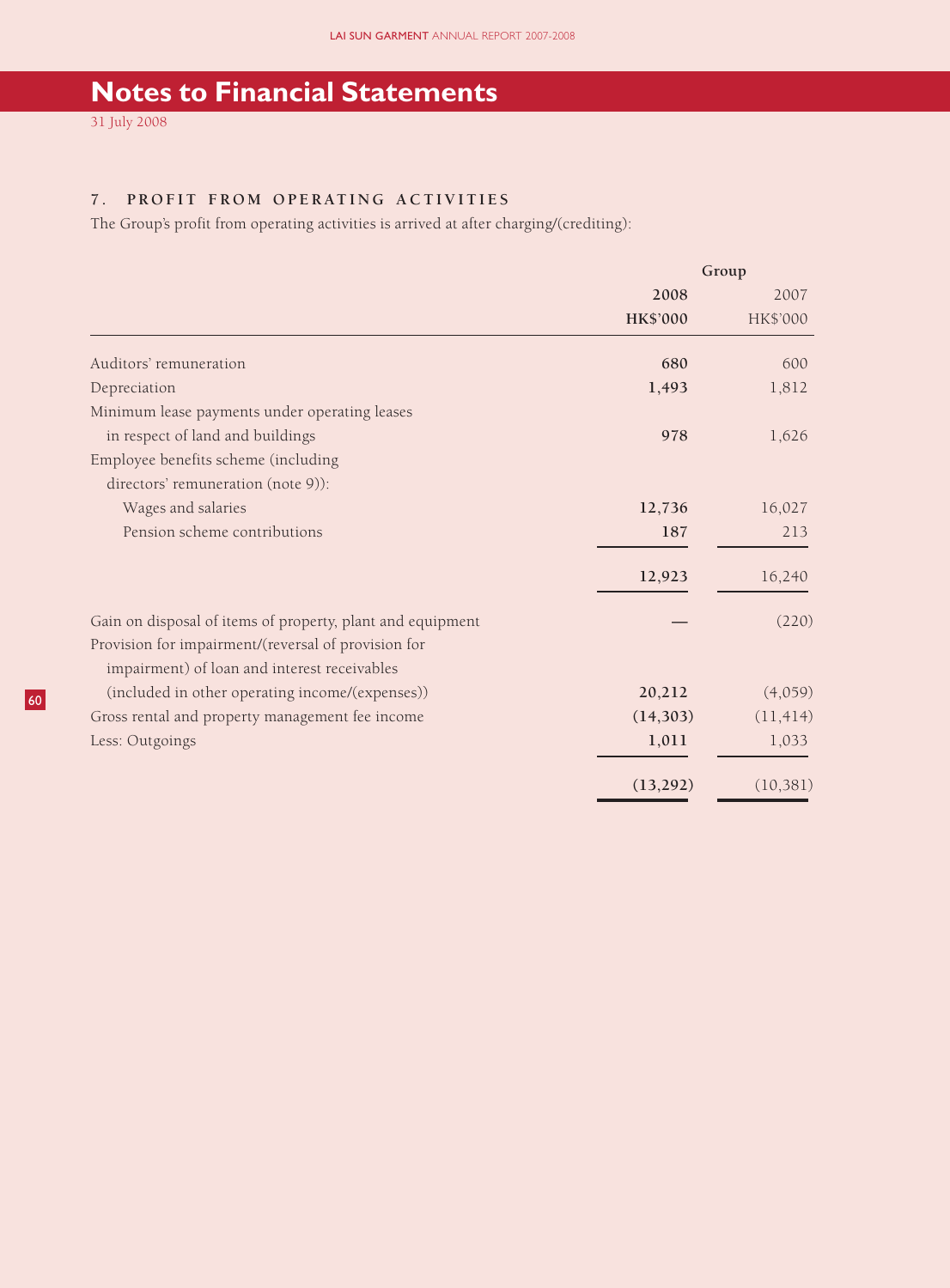# Notes to Financial Statements

31 July 2008

## 7. PROFIT FROM OPERATING ACTIVITIES

The Group's profit from operating activities is arrived at after charging/(crediting):

| | Group | |
|---|---|---|
| | **2008** | 2007 |
| | **HK$'000** | HK$'000 |
| Auditors' remuneration | **680** | 600 |
| Depreciation | **1,493** | 1,812 |
| Minimum lease payments under operating leases in respect of land and buildings | **978** | 1,626 |
| Employee benefits scheme (including directors' remuneration (note 9)): | | |
| Wages and salaries | **12,736** | 16,027 |
| Pension scheme contributions | **187** | 213 |
| | **12,923** | 16,240 |
| Gain on disposal of items of property, plant and equipment | **—** | (220) |
| Provision for impairment/(reversal of provision for impairment) of loan and interest receivables (included in other operating income/(expenses)) | **20,212** | (4,059) |
| Gross rental and property management fee income | **(14,303)** | (11,414) |
| Less: Outgoings | **1,011** | 1,033 |
| | **(13,292)** | (10,381) |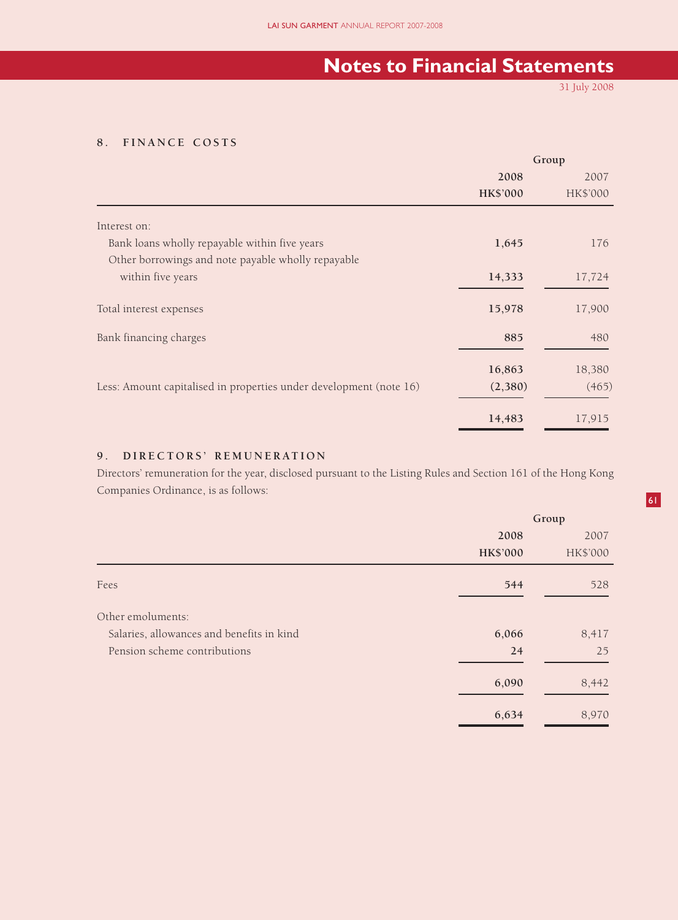# Notes to Financial Statements

31 July 2008

## 8. FINANCE COSTS

| | Group | |
|---|---|---|
| | **2008** | 2007 |
| | **HK$'000** | HK$'000 |
| Interest on: | | |
| Bank loans wholly repayable within five years | **1,645** | 176 |
| Other borrowings and note payable wholly repayable within five years | **14,333** | 17,724 |
| Total interest expenses | **15,978** | 17,900 |
| Bank financing charges | **885** | 480 |
| | **16,863** | 18,380 |
| Less: Amount capitalised in properties under development (note 16) | **(2,380)** | (465) |
| | **14,483** | 17,915 |

## 9. DIRECTORS' REMUNERATION

Directors' remuneration for the year, disclosed pursuant to the Listing Rules and Section 161 of the Hong Kong Companies Ordinance, is as follows:

| | Group | |
|---|---|---|
| | **2008** | 2007 |
| | **HK$'000** | HK$'000 |
| Fees | **544** | 528 |
| Other emoluments: | | |
| Salaries, allowances and benefits in kind | **6,066** | 8,417 |
| Pension scheme contributions | **24** | 25 |
| | **6,090** | 8,442 |
| | **6,634** | 8,970 |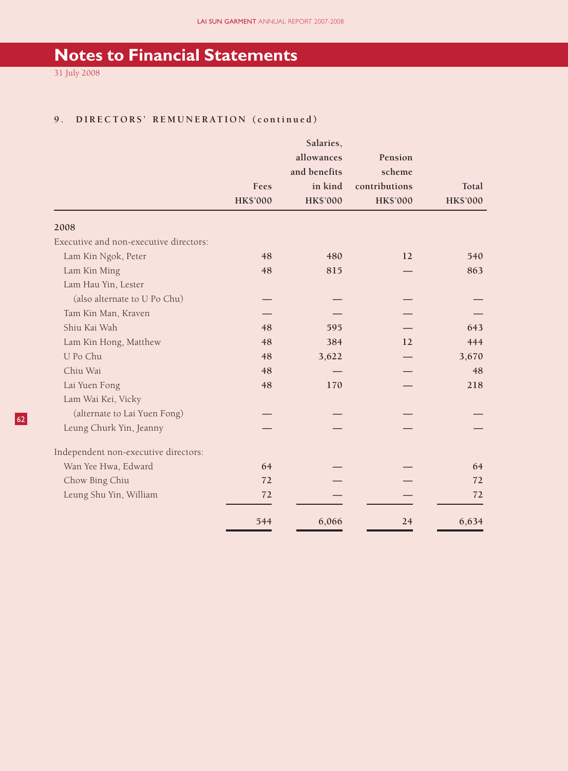# Notes to Financial Statements

31 July 2008

## 9. DIRECTORS' REMUNERATION (continued)

| | Fees HK$'000 | Salaries, allowances and benefits in kind HK$'000 | Pension scheme contributions HK$'000 | Total HK$'000 |
|---|---|---|---|---|
| **2008** | | | | |
| Executive and non-executive directors: | | | | |
| Lam Kin Ngok, Peter | 48 | 480 | 12 | 540 |
| Lam Kin Ming | 48 | 815 | — | 863 |
| Lam Hau Yin, Lester (also alternate to U Po Chu) | — | — | — | — |
| Tam Kin Man, Kraven | — | — | — | — |
| Shiu Kai Wah | 48 | 595 | — | 643 |
| Lam Kin Hong, Matthew | 48 | 384 | 12 | 444 |
| U Po Chu | 48 | 3,622 | — | 3,670 |
| Chiu Wai | 48 | — | — | 48 |
| Lai Yuen Fong | 48 | 170 | — | 218 |
| Lam Wai Kei, Vicky (alternate to Lai Yuen Fong) | — | — | — | — |
| Leung Churk Yin, Jeanny | — | — | — | — |
| Independent non-executive directors: | | | | |
| Wan Yee Hwa, Edward | 64 | — | — | 64 |
| Chow Bing Chiu | 72 | — | — | 72 |
| Leung Shu Yin, William | 72 | — | — | 72 |
| | 544 | 6,066 | 24 | 6,634 |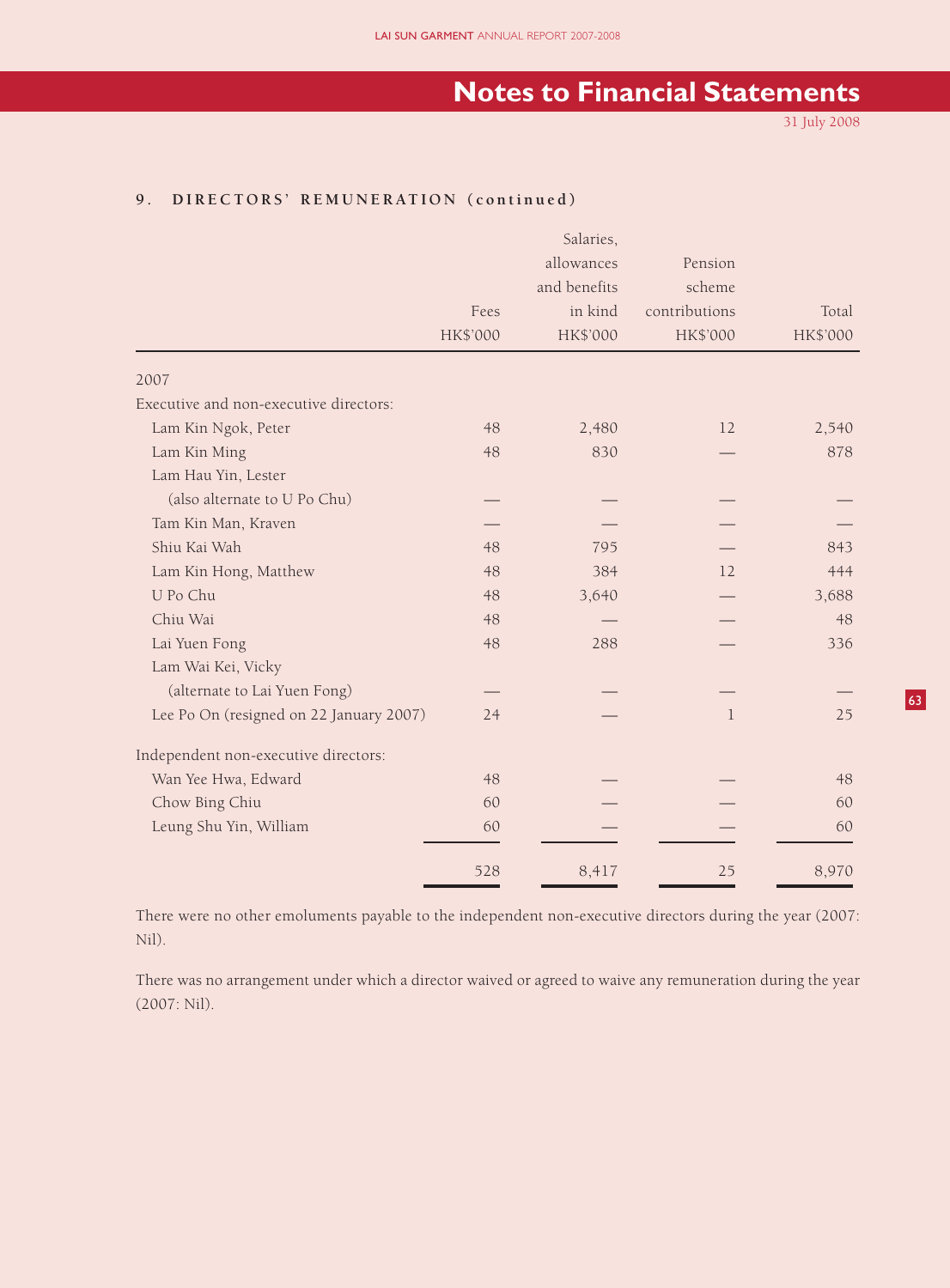## 9. DIRECTORS' REMUNERATION (continued)

| | Fees HK$'000 | Salaries, allowances and benefits in kind HK$'000 | Pension scheme contributions HK$'000 | Total HK$'000 |
|---|---|---|---|---|
| 2007 | | | | |
| Executive and non-executive directors: | | | | |
| Lam Kin Ngok, Peter | 48 | 2,480 | 12 | 2,540 |
| Lam Kin Ming | 48 | 830 | — | 878 |
| Lam Hau Yin, Lester (also alternate to U Po Chu) | — | — | — | — |
| Tam Kin Man, Kraven | — | — | — | — |
| Shiu Kai Wah | 48 | 795 | — | 843 |
| Lam Kin Hong, Matthew | 48 | 384 | 12 | 444 |
| U Po Chu | 48 | 3,640 | — | 3,688 |
| Chiu Wai | 48 | — | — | 48 |
| Lai Yuen Fong | 48 | 288 | — | 336 |
| Lam Wai Kei, Vicky (alternate to Lai Yuen Fong) | — | — | — | — |
| Lee Po On (resigned on 22 January 2007) | 24 | — | 1 | 25 |
| Independent non-executive directors: | | | | |
| Wan Yee Hwa, Edward | 48 | — | — | 48 |
| Chow Bing Chiu | 60 | — | — | 60 |
| Leung Shu Yin, William | 60 | — | — | 60 |
| | 528 | 8,417 | 25 | 8,970 |

There were no other emoluments payable to the independent non-executive directors during the year (2007: Nil).

There was no arrangement under which a director waived or agreed to waive any remuneration during the year (2007: Nil).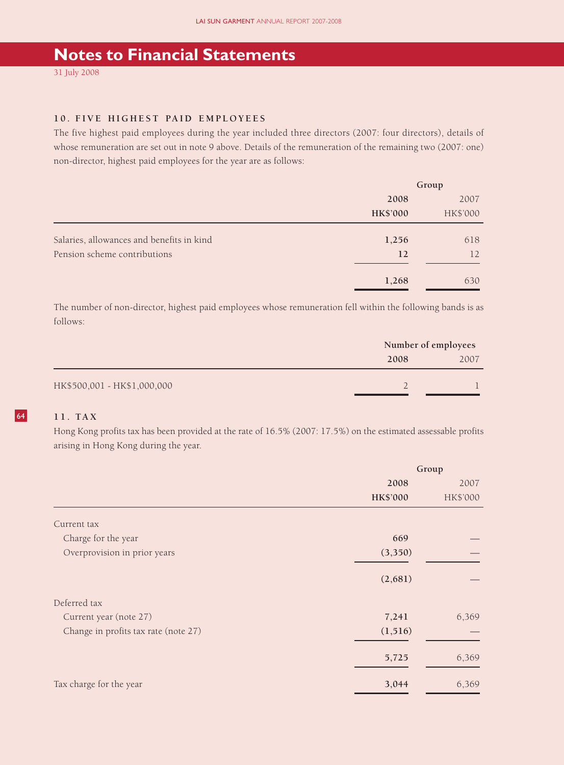# Notes to Financial Statements

31 July 2008

## 10. FIVE HIGHEST PAID EMPLOYEES

The five highest paid employees during the year included three directors (2007: four directors), details of whose remuneration are set out in note 9 above. Details of the remuneration of the remaining two (2007: one) non-director, highest paid employees for the year are as follows:

| | Group | |
|---|---|---|
| | **2008** | 2007 |
| | **HK$'000** | HK$'000 |
| Salaries, allowances and benefits in kind | **1,256** | 618 |
| Pension scheme contributions | **12** | 12 |
| | **1,268** | 630 |

The number of non-director, highest paid employees whose remuneration fell within the following bands is as follows:

| | Number of employees | |
|---|---|---|
| | **2008** | 2007 |
| HK$500,001 - HK$1,000,000 | 2 | 1 |

## 11. TAX

Hong Kong profits tax has been provided at the rate of 16.5% (2007: 17.5%) on the estimated assessable profits arising in Hong Kong during the year.

| | Group | |
|---|---|---|
| | **2008** | 2007 |
| | **HK$'000** | HK$'000 |
| Current tax | | |
| Charge for the year | **669** | — |
| Overprovision in prior years | **(3,350)** | — |
| | **(2,681)** | — |
| Deferred tax | | |
| Current year (note 27) | **7,241** | 6,369 |
| Change in profits tax rate (note 27) | **(1,516)** | — |
| | **5,725** | 6,369 |
| Tax charge for the year | **3,044** | 6,369 |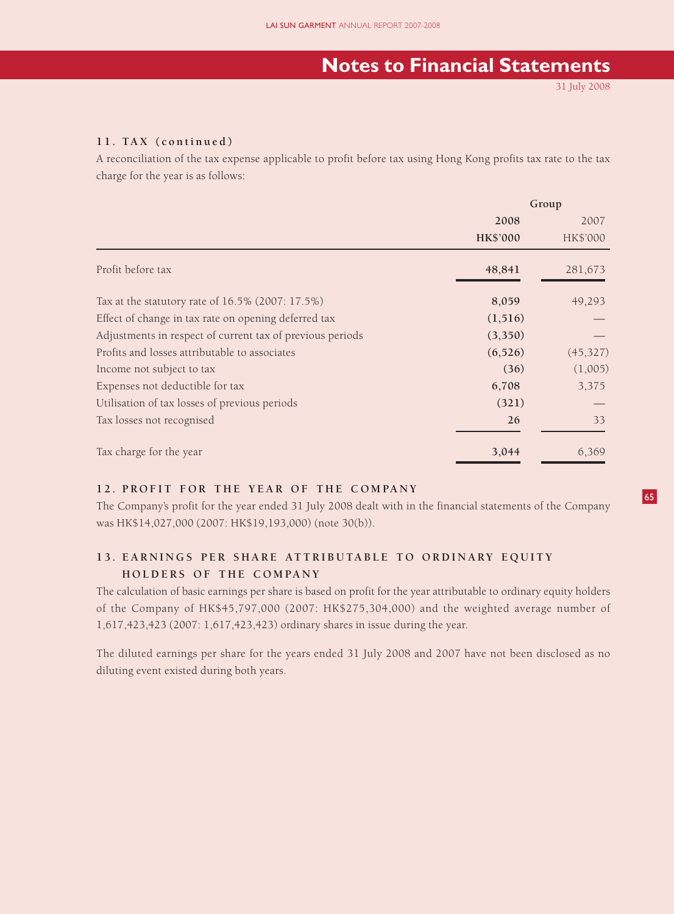# Notes to Financial Statements

31 July 2008

### 11. TAX (continued)

A reconciliation of the tax expense applicable to profit before tax using Hong Kong profits tax rate to the tax charge for the year is as follows:

| | Group | |
|---|---|---|
| | **2008** | 2007 |
| | **HK$'000** | HK$'000 |
| Profit before tax | **48,841** | 281,673 |
| Tax at the statutory rate of 16.5% (2007: 17.5%) | **8,059** | 49,293 |
| Effect of change in tax rate on opening deferred tax | **(1,516)** | — |
| Adjustments in respect of current tax of previous periods | **(3,350)** | — |
| Profits and losses attributable to associates | **(6,526)** | (45,327) |
| Income not subject to tax | **(36)** | (1,005) |
| Expenses not deductible for tax | **6,708** | 3,375 |
| Utilisation of tax losses of previous periods | **(321)** | — |
| Tax losses not recognised | **26** | 33 |
| Tax charge for the year | **3,044** | 6,369 |

### 12. PROFIT FOR THE YEAR OF THE COMPANY

The Company's profit for the year ended 31 July 2008 dealt with in the financial statements of the Company was HK$14,027,000 (2007: HK$19,193,000) (note 30(b)).

### 13. EARNINGS PER SHARE ATTRIBUTABLE TO ORDINARY EQUITY HOLDERS OF THE COMPANY

The calculation of basic earnings per share is based on profit for the year attributable to ordinary equity holders of the Company of HK$45,797,000 (2007: HK$275,304,000) and the weighted average number of 1,617,423,423 (2007: 1,617,423,423) ordinary shares in issue during the year.

The diluted earnings per share for the years ended 31 July 2008 and 2007 have not been disclosed as no diluting event existed during both years.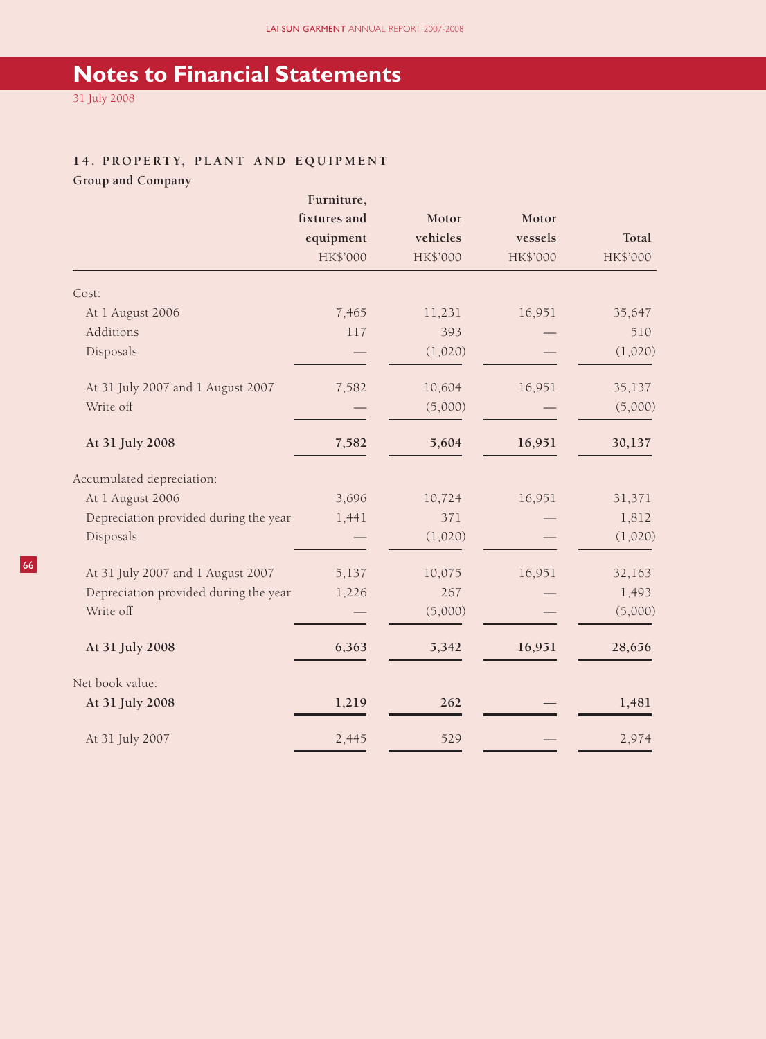# Notes to Financial Statements

31 July 2008

## 14. PROPERTY, PLANT AND EQUIPMENT

### Group and Company

| | Furniture, fixtures and equipment HK$'000 | Motor vehicles HK$'000 | Motor vessels HK$'000 | Total HK$'000 |
|---|---|---|---|---|
| Cost: | | | | |
| At 1 August 2006 | 7,465 | 11,231 | 16,951 | 35,647 |
| Additions | 117 | 393 | — | 510 |
| Disposals | — | (1,020) | — | (1,020) |
| At 31 July 2007 and 1 August 2007 | 7,582 | 10,604 | 16,951 | 35,137 |
| Write off | — | (5,000) | — | (5,000) |
| **At 31 July 2008** | **7,582** | **5,604** | **16,951** | **30,137** |
| Accumulated depreciation: | | | | |
| At 1 August 2006 | 3,696 | 10,724 | 16,951 | 31,371 |
| Depreciation provided during the year | 1,441 | 371 | — | 1,812 |
| Disposals | — | (1,020) | — | (1,020) |
| At 31 July 2007 and 1 August 2007 | 5,137 | 10,075 | 16,951 | 32,163 |
| Depreciation provided during the year | 1,226 | 267 | — | 1,493 |
| Write off | — | (5,000) | — | (5,000) |
| **At 31 July 2008** | **6,363** | **5,342** | **16,951** | **28,656** |
| Net book value: | | | | |
| **At 31 July 2008** | **1,219** | **262** | **—** | **1,481** |
| At 31 July 2007 | 2,445 | 529 | — | 2,974 |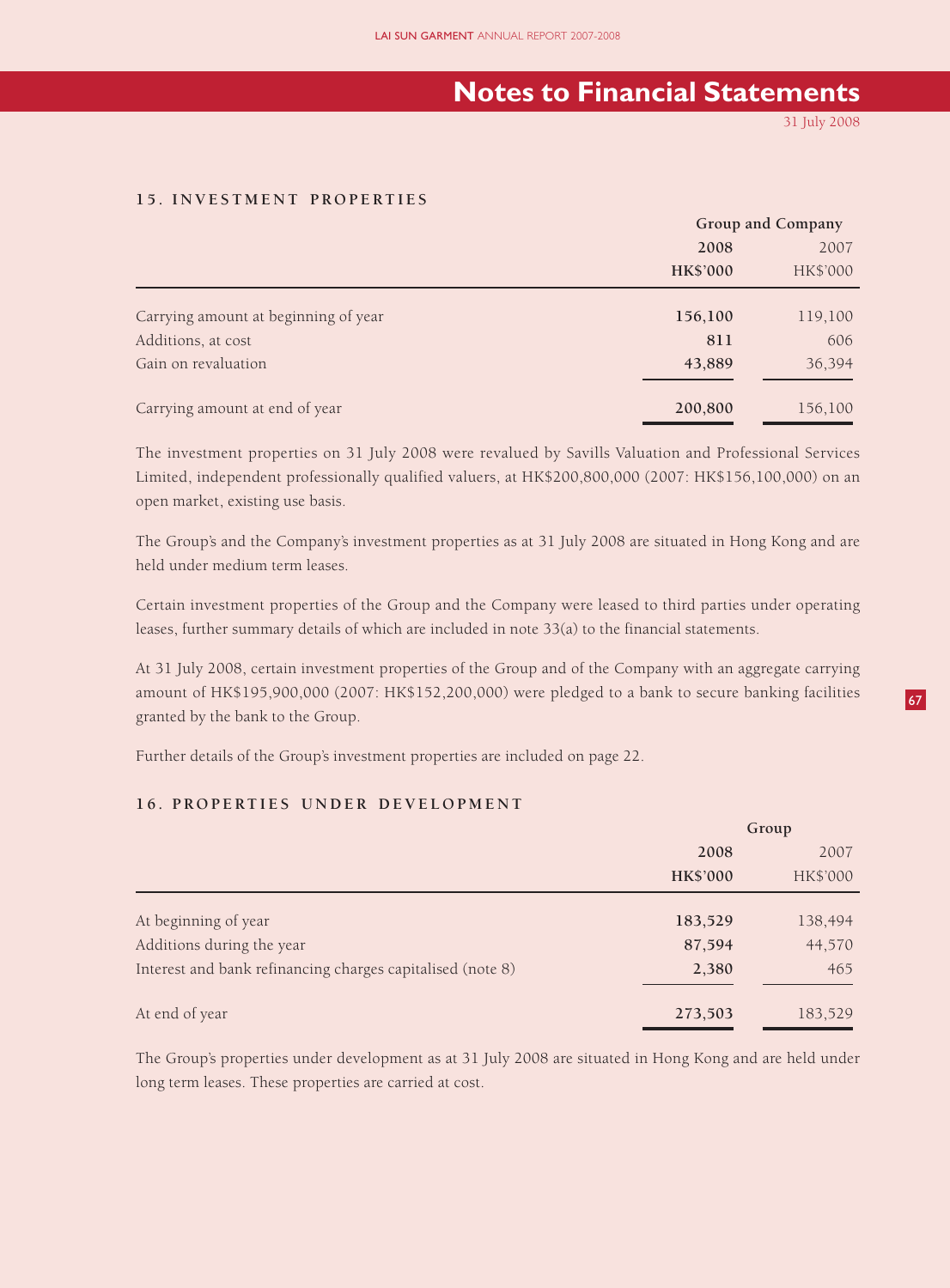# Notes to Financial Statements

31 July 2008

## 15. INVESTMENT PROPERTIES

| | Group and Company | |
|---|---|---|
| | **2008** | 2007 |
| | **HK$'000** | HK$'000 |
| Carrying amount at beginning of year | **156,100** | 119,100 |
| Additions, at cost | **811** | 606 |
| Gain on revaluation | **43,889** | 36,394 |
| Carrying amount at end of year | **200,800** | 156,100 |

The investment properties on 31 July 2008 were revalued by Savills Valuation and Professional Services Limited, independent professionally qualified valuers, at HK$200,800,000 (2007: HK$156,100,000) on an open market, existing use basis.

The Group's and the Company's investment properties as at 31 July 2008 are situated in Hong Kong and are held under medium term leases.

Certain investment properties of the Group and the Company were leased to third parties under operating leases, further summary details of which are included in note 33(a) to the financial statements.

At 31 July 2008, certain investment properties of the Group and of the Company with an aggregate carrying amount of HK$195,900,000 (2007: HK$152,200,000) were pledged to a bank to secure banking facilities granted by the bank to the Group.

Further details of the Group's investment properties are included on page 22.

## 16. PROPERTIES UNDER DEVELOPMENT

| | Group | |
|---|---|---|
| | **2008** | 2007 |
| | **HK$'000** | HK$'000 |
| At beginning of year | **183,529** | 138,494 |
| Additions during the year | **87,594** | 44,570 |
| Interest and bank refinancing charges capitalised (note 8) | **2,380** | 465 |
| At end of year | **273,503** | 183,529 |

The Group's properties under development as at 31 July 2008 are situated in Hong Kong and are held under long term leases. These properties are carried at cost.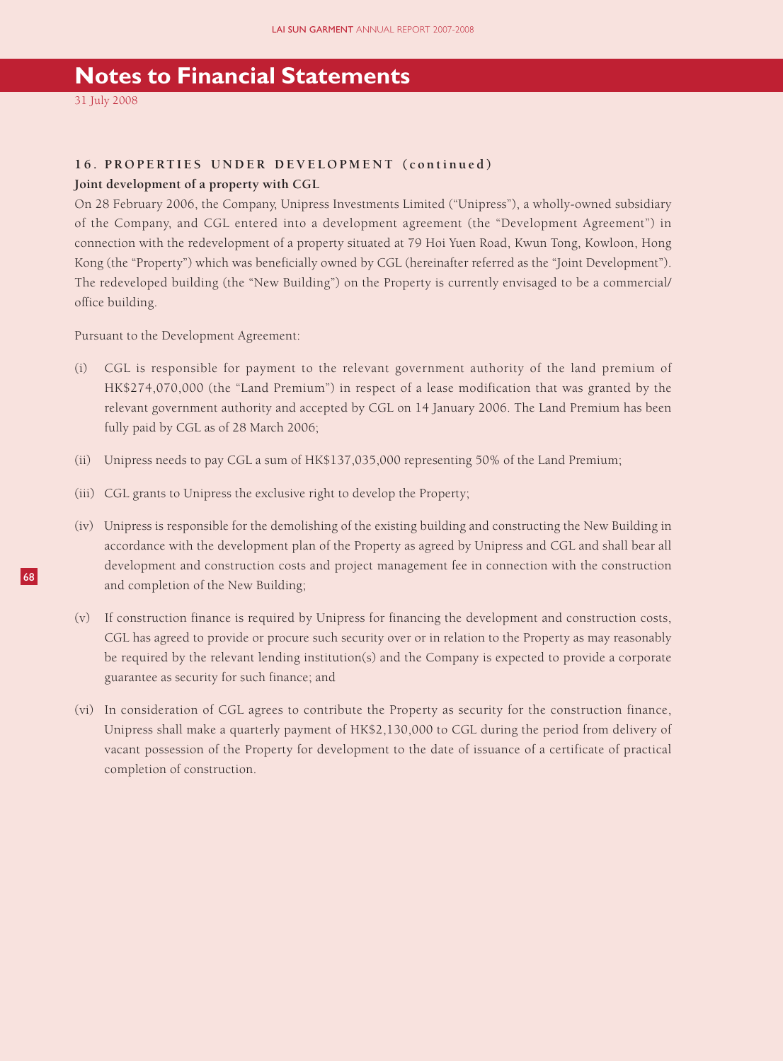# Notes to Financial Statements

31 July 2008

### 16. PROPERTIES UNDER DEVELOPMENT (continued)

**Joint development of a property with CGL**

On 28 February 2006, the Company, Unipress Investments Limited ("Unipress"), a wholly-owned subsidiary of the Company, and CGL entered into a development agreement (the "Development Agreement") in connection with the redevelopment of a property situated at 79 Hoi Yuen Road, Kwun Tong, Kowloon, Hong Kong (the "Property") which was beneficially owned by CGL (hereinafter referred as the "Joint Development"). The redeveloped building (the "New Building") on the Property is currently envisaged to be a commercial/office building.

Pursuant to the Development Agreement:

(i) CGL is responsible for payment to the relevant government authority of the land premium of HK$274,070,000 (the "Land Premium") in respect of a lease modification that was granted by the relevant government authority and accepted by CGL on 14 January 2006. The Land Premium has been fully paid by CGL as of 28 March 2006;

(ii) Unipress needs to pay CGL a sum of HK$137,035,000 representing 50% of the Land Premium;

(iii) CGL grants to Unipress the exclusive right to develop the Property;

(iv) Unipress is responsible for the demolishing of the existing building and constructing the New Building in accordance with the development plan of the Property as agreed by Unipress and CGL and shall bear all development and construction costs and project management fee in connection with the construction and completion of the New Building;

(v) If construction finance is required by Unipress for financing the development and construction costs, CGL has agreed to provide or procure such security over or in relation to the Property as may reasonably be required by the relevant lending institution(s) and the Company is expected to provide a corporate guarantee as security for such finance; and

(vi) In consideration of CGL agrees to contribute the Property as security for the construction finance, Unipress shall make a quarterly payment of HK$2,130,000 to CGL during the period from delivery of vacant possession of the Property for development to the date of issuance of a certificate of practical completion of construction.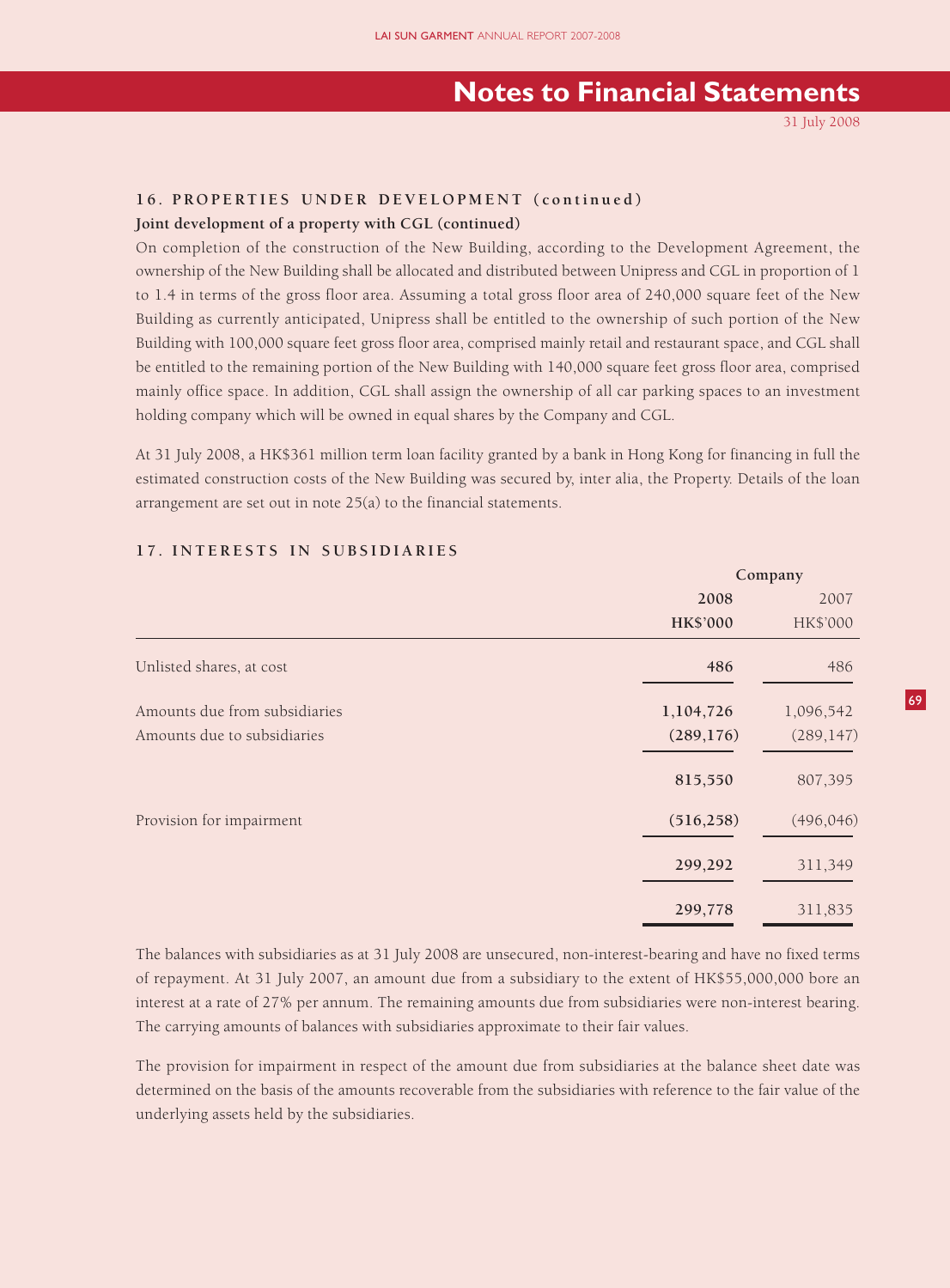## 16. PROPERTIES UNDER DEVELOPMENT (continued)

**Joint development of a property with CGL (continued)**

On completion of the construction of the New Building, according to the Development Agreement, the ownership of the New Building shall be allocated and distributed between Unipress and CGL in proportion of 1 to 1.4 in terms of the gross floor area. Assuming a total gross floor area of 240,000 square feet of the New Building as currently anticipated, Unipress shall be entitled to the ownership of such portion of the New Building with 100,000 square feet gross floor area, comprised mainly retail and restaurant space, and CGL shall be entitled to the remaining portion of the New Building with 140,000 square feet gross floor area, comprised mainly office space. In addition, CGL shall assign the ownership of all car parking spaces to an investment holding company which will be owned in equal shares by the Company and CGL.

At 31 July 2008, a HK$361 million term loan facility granted by a bank in Hong Kong for financing in full the estimated construction costs of the New Building was secured by, inter alia, the Property. Details of the loan arrangement are set out in note 25(a) to the financial statements.

## 17. INTERESTS IN SUBSIDIARIES

| | Company | |
|---|---|---|
| | **2008** | 2007 |
| | **HK$'000** | HK$'000 |
| Unlisted shares, at cost | **486** | 486 |
| Amounts due from subsidiaries | **1,104,726** | 1,096,542 |
| Amounts due to subsidiaries | **(289,176)** | (289,147) |
| | **815,550** | 807,395 |
| Provision for impairment | **(516,258)** | (496,046) |
| | **299,292** | 311,349 |
| | **299,778** | 311,835 |

The balances with subsidiaries as at 31 July 2008 are unsecured, non-interest-bearing and have no fixed terms of repayment. At 31 July 2007, an amount due from a subsidiary to the extent of HK$55,000,000 bore an interest at a rate of 27% per annum. The remaining amounts due from subsidiaries were non-interest bearing. The carrying amounts of balances with subsidiaries approximate to their fair values.

The provision for impairment in respect of the amount due from subsidiaries at the balance sheet date was determined on the basis of the amounts recoverable from the subsidiaries with reference to the fair value of the underlying assets held by the subsidiaries.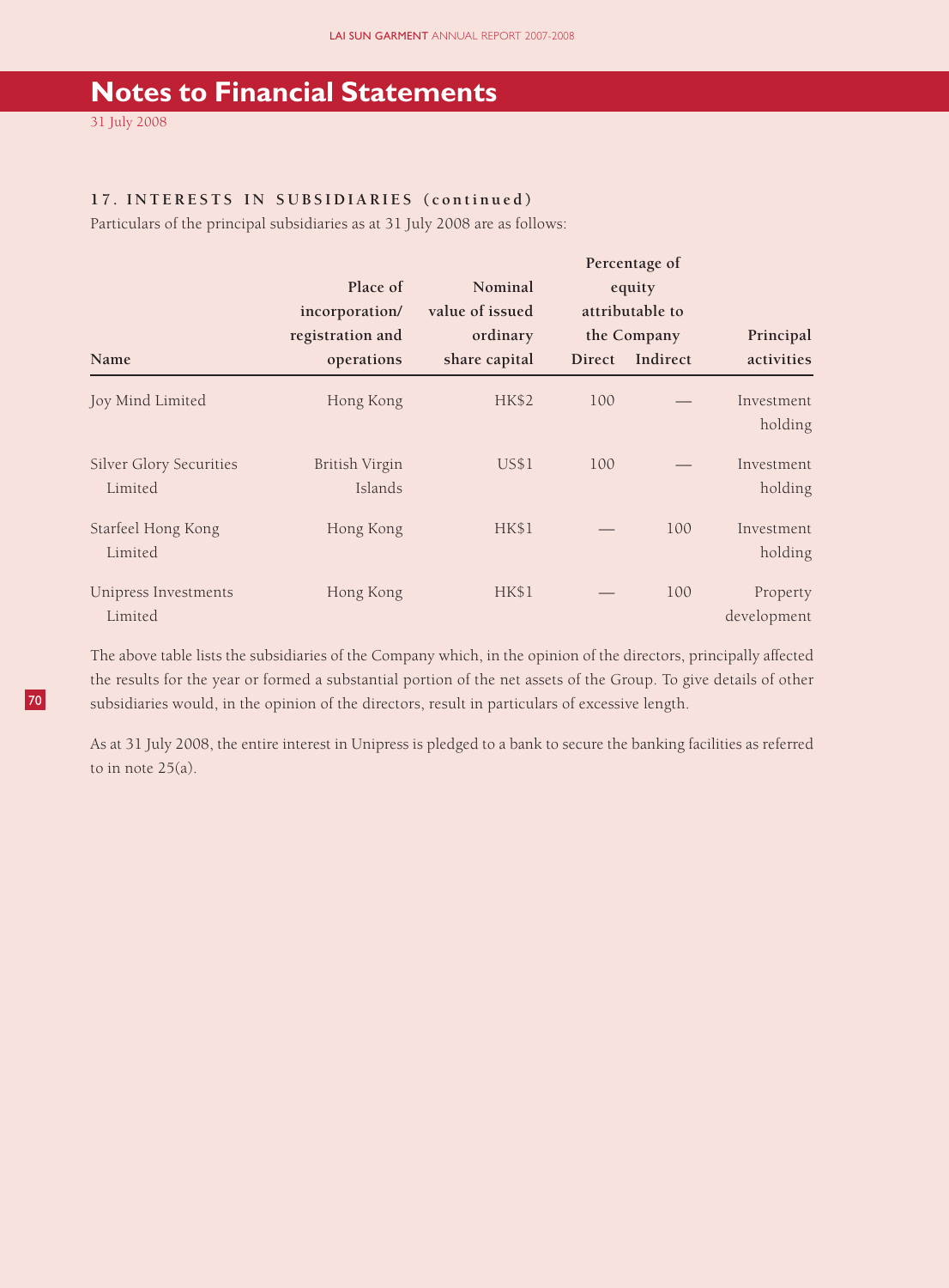# Notes to Financial Statements

31 July 2008

### 17. INTERESTS IN SUBSIDIARIES (continued)

Particulars of the principal subsidiaries as at 31 July 2008 are as follows:

| Name | Place of incorporation/ registration and operations | Nominal value of issued ordinary share capital | Percentage of equity attributable to the Company | | Principal activities |
|---|---|---|---|---|---|
| | | | Direct | Indirect | |
| Joy Mind Limited | Hong Kong | HK$2 | 100 | — | Investment holding |
| Silver Glory Securities Limited | British Virgin Islands | US$1 | 100 | — | Investment holding |
| Starfeel Hong Kong Limited | Hong Kong | HK$1 | — | 100 | Investment holding |
| Unipress Investments Limited | Hong Kong | HK$1 | — | 100 | Property development |

The above table lists the subsidiaries of the Company which, in the opinion of the directors, principally affected the results for the year or formed a substantial portion of the net assets of the Group. To give details of other subsidiaries would, in the opinion of the directors, result in particulars of excessive length.

As at 31 July 2008, the entire interest in Unipress is pledged to a bank to secure the banking facilities as referred to in note 25(a).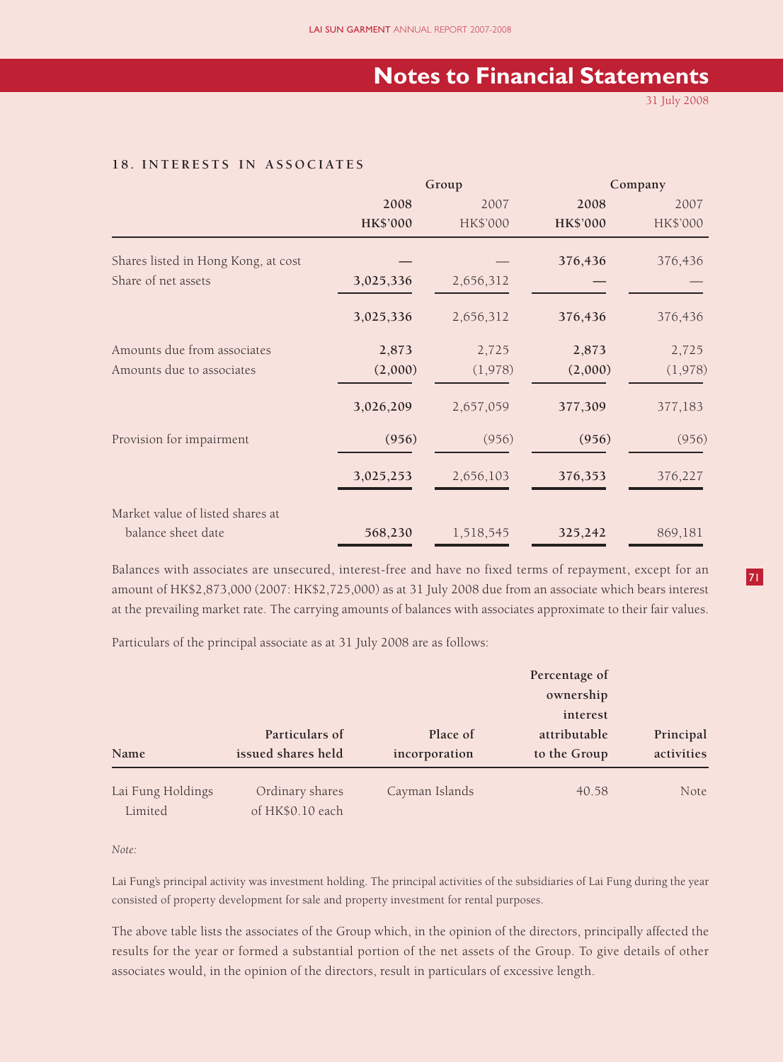## Notes to Financial Statements

31 July 2008

### 18. INTERESTS IN ASSOCIATES

| | Group | | Company | |
|---|---|---|---|---|
| | **2008** | 2007 | **2008** | 2007 |
| | **HK$'000** | HK$'000 | **HK$'000** | HK$'000 |
| Shares listed in Hong Kong, at cost | **—** | — | **376,436** | 376,436 |
| Share of net assets | **3,025,336** | 2,656,312 | **—** | — |
| | **3,025,336** | 2,656,312 | **376,436** | 376,436 |
| Amounts due from associates | **2,873** | 2,725 | **2,873** | 2,725 |
| Amounts due to associates | **(2,000)** | (1,978) | **(2,000)** | (1,978) |
| | **3,026,209** | 2,657,059 | **377,309** | 377,183 |
| Provision for impairment | **(956)** | (956) | **(956)** | (956) |
| | **3,025,253** | 2,656,103 | **376,353** | 376,227 |
| Market value of listed shares at balance sheet date | **568,230** | 1,518,545 | **325,242** | 869,181 |

Balances with associates are unsecured, interest-free and have no fixed terms of repayment, except for an amount of HK$2,873,000 (2007: HK$2,725,000) as at 31 July 2008 due from an associate which bears interest at the prevailing market rate. The carrying amounts of balances with associates approximate to their fair values.

Particulars of the principal associate as at 31 July 2008 are as follows:

| Name | Particulars of issued shares held | Place of incorporation | Percentage of ownership interest attributable to the Group | Principal activities |
|---|---|---|---|---|
| Lai Fung Holdings Limited | Ordinary shares of HK$0.10 each | Cayman Islands | 40.58 | Note |

*Note:*

Lai Fung's principal activity was investment holding. The principal activities of the subsidiaries of Lai Fung during the year consisted of property development for sale and property investment for rental purposes.

The above table lists the associates of the Group which, in the opinion of the directors, principally affected the results for the year or formed a substantial portion of the net assets of the Group. To give details of other associates would, in the opinion of the directors, result in particulars of excessive length.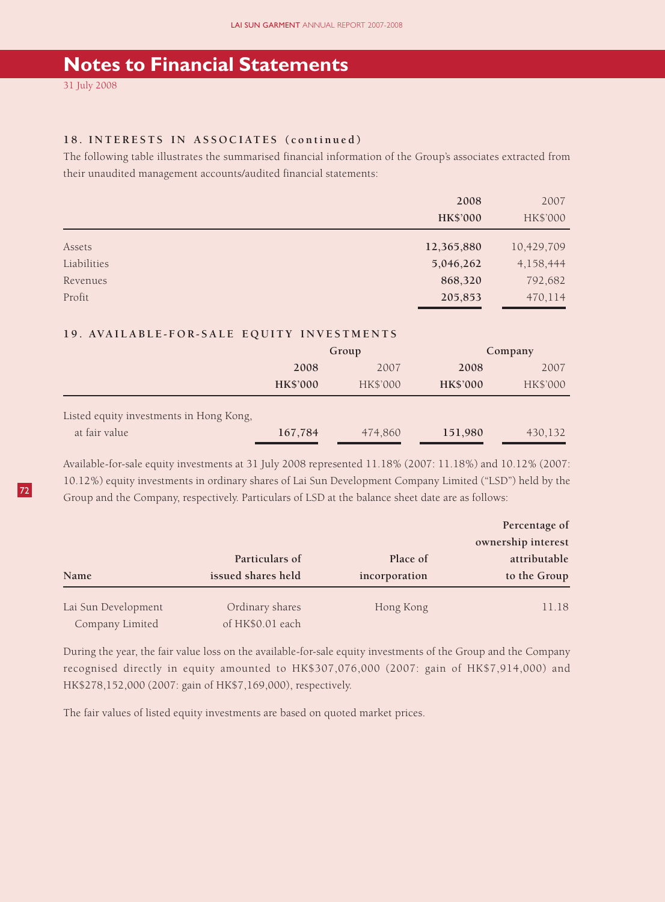# Notes to Financial Statements

31 July 2008

### 18. INTERESTS IN ASSOCIATES (continued)

The following table illustrates the summarised financial information of the Group's associates extracted from their unaudited management accounts/audited financial statements:

| | 2008 | 2007 |
|---|---|---|
| | HK$'000 | HK$'000 |
| Assets | 12,365,880 | 10,429,709 |
| Liabilities | 5,046,262 | 4,158,444 |
| Revenues | 868,320 | 792,682 |
| Profit | 205,853 | 470,114 |

### 19. AVAILABLE-FOR-SALE EQUITY INVESTMENTS

| | Group | | Company | |
|---|---|---|---|---|
| | 2008 | 2007 | 2008 | 2007 |
| | HK$'000 | HK$'000 | HK$'000 | HK$'000 |
| Listed equity investments in Hong Kong, at fair value | 167,784 | 474,860 | 151,980 | 430,132 |

Available-for-sale equity investments at 31 July 2008 represented 11.18% (2007: 11.18%) and 10.12% (2007: 10.12%) equity investments in ordinary shares of Lai Sun Development Company Limited ("LSD") held by the Group and the Company, respectively. Particulars of LSD at the balance sheet date are as follows:

| Name | Particulars of issued shares held | Place of incorporation | Percentage of ownership interest attributable to the Group |
|---|---|---|---|
| Lai Sun Development Company Limited | Ordinary shares of HK$0.01 each | Hong Kong | 11.18 |

During the year, the fair value loss on the available-for-sale equity investments of the Group and the Company recognised directly in equity amounted to HK$307,076,000 (2007: gain of HK$7,914,000) and HK$278,152,000 (2007: gain of HK$7,169,000), respectively.

The fair values of listed equity investments are based on quoted market prices.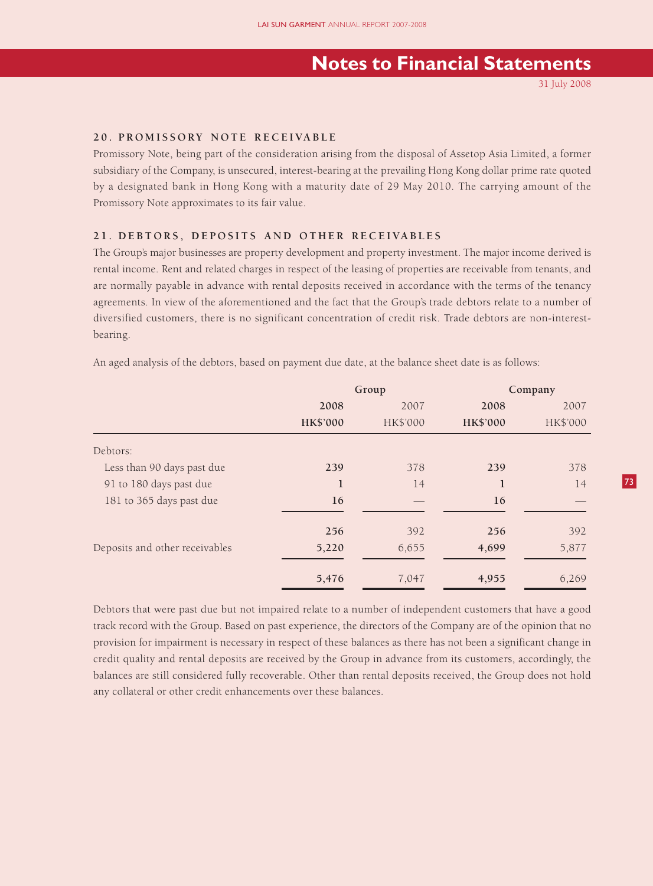# Notes to Financial Statements

31 July 2008

## 20. PROMISSORY NOTE RECEIVABLE

Promissory Note, being part of the consideration arising from the disposal of Assetop Asia Limited, a former subsidiary of the Company, is unsecured, interest-bearing at the prevailing Hong Kong dollar prime rate quoted by a designated bank in Hong Kong with a maturity date of 29 May 2010. The carrying amount of the Promissory Note approximates to its fair value.

## 21. DEBTORS, DEPOSITS AND OTHER RECEIVABLES

The Group's major businesses are property development and property investment. The major income derived is rental income. Rent and related charges in respect of the leasing of properties are receivable from tenants, and are normally payable in advance with rental deposits received in accordance with the terms of the tenancy agreements. In view of the aforementioned and the fact that the Group's trade debtors relate to a number of diversified customers, there is no significant concentration of credit risk. Trade debtors are non-interest-bearing.

An aged analysis of the debtors, based on payment due date, at the balance sheet date is as follows:

| | Group | | Company | |
|---|---|---|---|---|
| | **2008** | 2007 | **2008** | 2007 |
| | **HK$'000** | HK$'000 | **HK$'000** | HK$'000 |
| Debtors: | | | | |
| Less than 90 days past due | **239** | 378 | **239** | 378 |
| 91 to 180 days past due | **1** | 14 | **1** | 14 |
| 181 to 365 days past due | **16** | — | **16** | — |
| | **256** | 392 | **256** | 392 |
| Deposits and other receivables | **5,220** | 6,655 | **4,699** | 5,877 |
| | **5,476** | 7,047 | **4,955** | 6,269 |

Debtors that were past due but not impaired relate to a number of independent customers that have a good track record with the Group. Based on past experience, the directors of the Company are of the opinion that no provision for impairment is necessary in respect of these balances as there has not been a significant change in credit quality and rental deposits are received by the Group in advance from its customers, accordingly, the balances are still considered fully recoverable. Other than rental deposits received, the Group does not hold any collateral or other credit enhancements over these balances.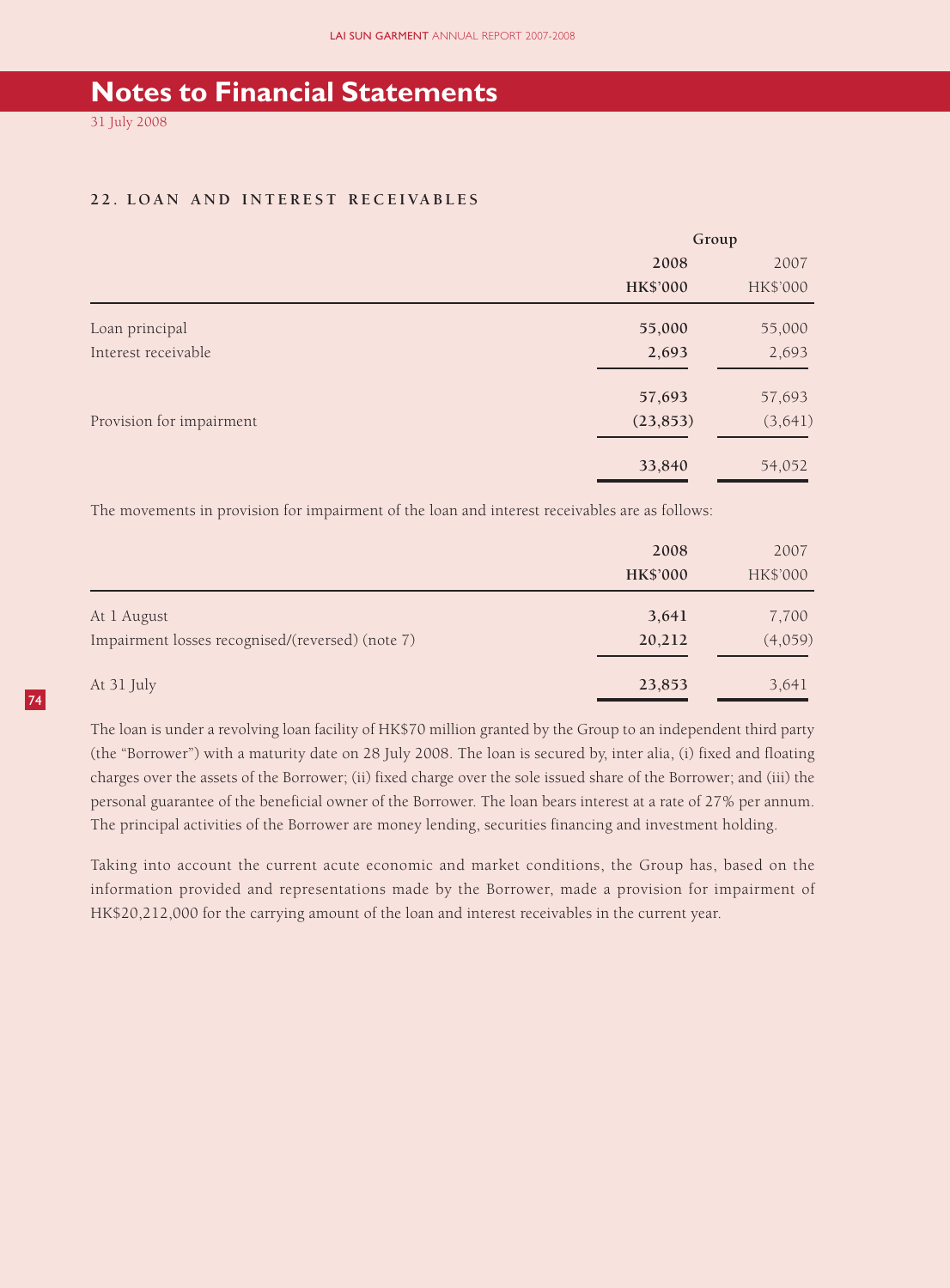# Notes to Financial Statements

31 July 2008

## 22. LOAN AND INTEREST RECEIVABLES

| | Group | |
|---|---|---|
| | **2008** | 2007 |
| | **HK$'000** | HK$'000 |
| Loan principal | **55,000** | 55,000 |
| Interest receivable | **2,693** | 2,693 |
| | **57,693** | 57,693 |
| Provision for impairment | **(23,853)** | (3,641) |
| | **33,840** | 54,052 |

The movements in provision for impairment of the loan and interest receivables are as follows:

| | **2008** | 2007 |
|---|---|---|
| | **HK$'000** | HK$'000 |
| At 1 August | **3,641** | 7,700 |
| Impairment losses recognised/(reversed) (note 7) | **20,212** | (4,059) |
| At 31 July | **23,853** | 3,641 |

The loan is under a revolving loan facility of HK$70 million granted by the Group to an independent third party (the "Borrower") with a maturity date on 28 July 2008. The loan is secured by, inter alia, (i) fixed and floating charges over the assets of the Borrower; (ii) fixed charge over the sole issued share of the Borrower; and (iii) the personal guarantee of the beneficial owner of the Borrower. The loan bears interest at a rate of 27% per annum. The principal activities of the Borrower are money lending, securities financing and investment holding.

Taking into account the current acute economic and market conditions, the Group has, based on the information provided and representations made by the Borrower, made a provision for impairment of HK$20,212,000 for the carrying amount of the loan and interest receivables in the current year.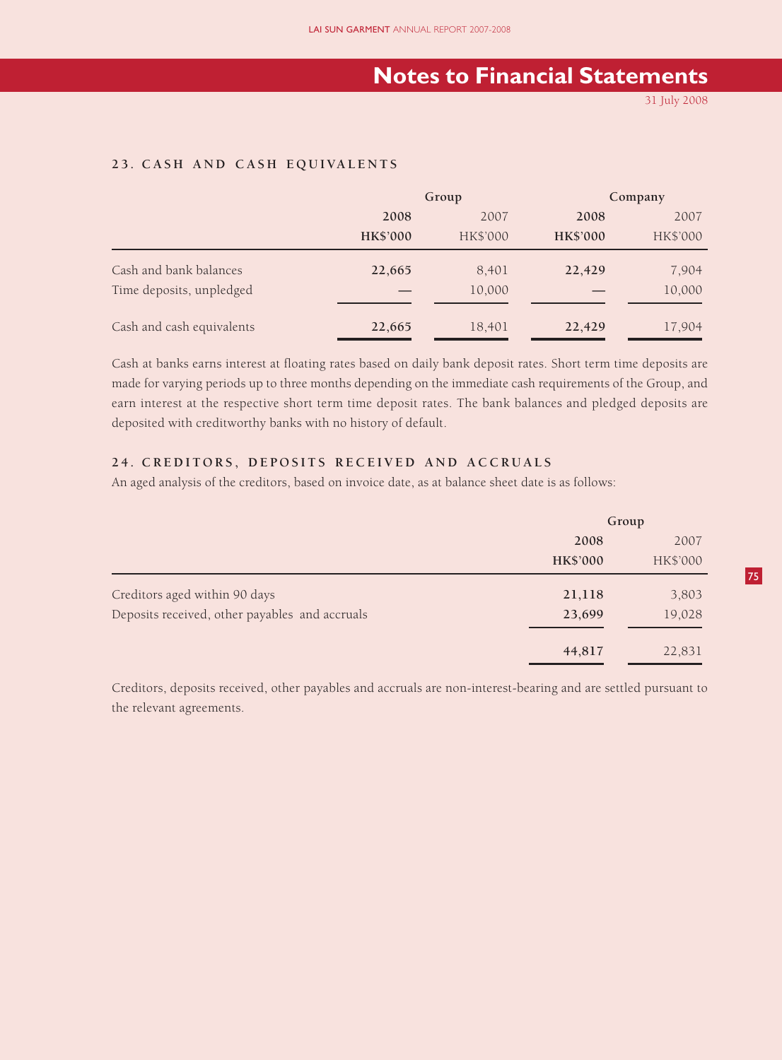## 23. CASH AND CASH EQUIVALENTS

| | Group | | Company | |
|---|---|---|---|---|
| | **2008** | 2007 | **2008** | 2007 |
| | **HK$'000** | HK$'000 | **HK$'000** | HK$'000 |
| Cash and bank balances | **22,665** | 8,401 | **22,429** | 7,904 |
| Time deposits, unpledged | **—** | 10,000 | **—** | 10,000 |
| Cash and cash equivalents | **22,665** | 18,401 | **22,429** | 17,904 |

Cash at banks earns interest at floating rates based on daily bank deposit rates. Short term time deposits are made for varying periods up to three months depending on the immediate cash requirements of the Group, and earn interest at the respective short term time deposit rates. The bank balances and pledged deposits are deposited with creditworthy banks with no history of default.

## 24. CREDITORS, DEPOSITS RECEIVED AND ACCRUALS

An aged analysis of the creditors, based on invoice date, as at balance sheet date is as follows:

| | Group | |
|---|---|---|
| | **2008** | 2007 |
| | **HK$'000** | HK$'000 |
| Creditors aged within 90 days | **21,118** | 3,803 |
| Deposits received, other payables and accruals | **23,699** | 19,028 |
| | **44,817** | 22,831 |

Creditors, deposits received, other payables and accruals are non-interest-bearing and are settled pursuant to the relevant agreements.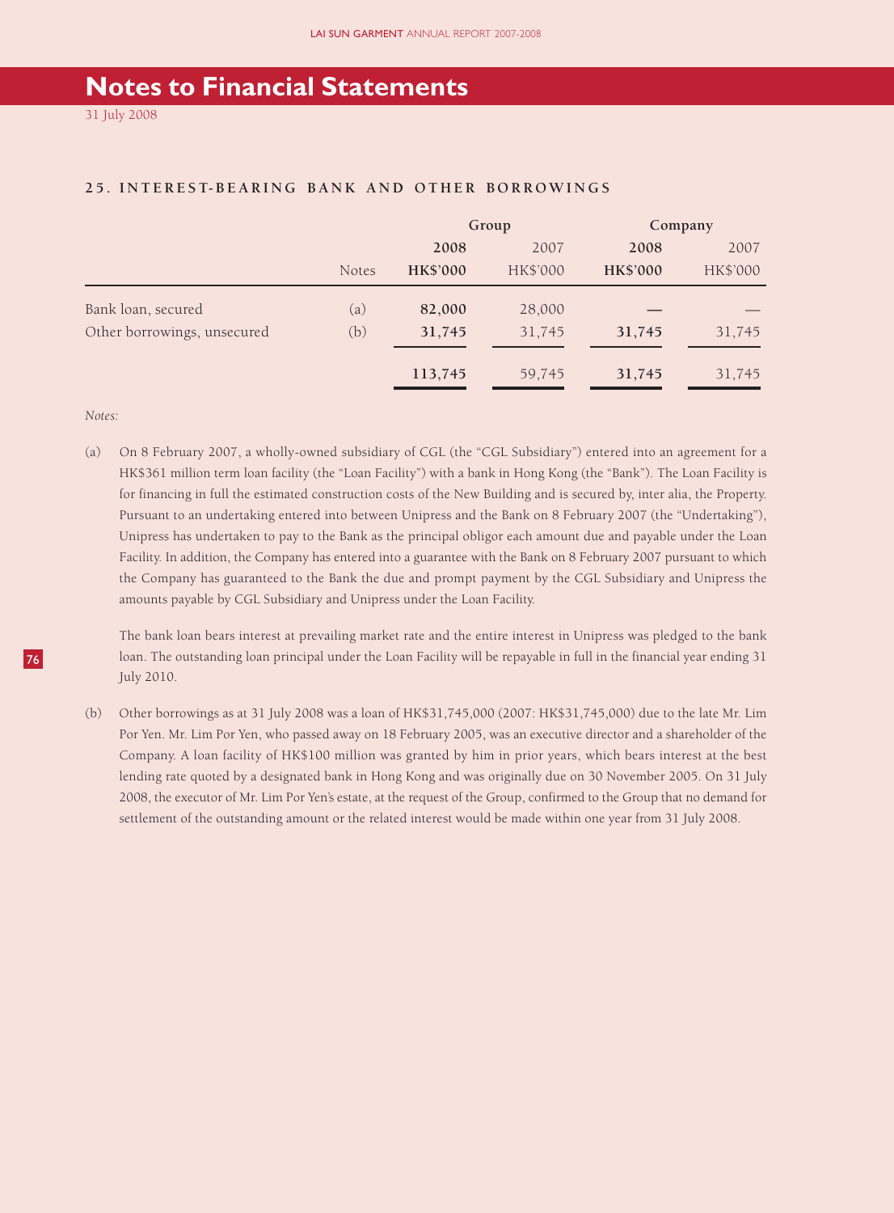# Notes to Financial Statements

31 July 2008

## 25. INTEREST-BEARING BANK AND OTHER BORROWINGS

| | | Group | | Company | |
|---|---|---|---|---|---|
| | | **2008** | 2007 | **2008** | 2007 |
| | Notes | **HK$'000** | HK$'000 | **HK$'000** | HK$'000 |
| Bank loan, secured | (a) | **82,000** | 28,000 | **—** | — |
| Other borrowings, unsecured | (b) | **31,745** | 31,745 | **31,745** | 31,745 |
| | | **113,745** | 59,745 | **31,745** | 31,745 |

*Notes:*

(a) On 8 February 2007, a wholly-owned subsidiary of CGL (the "CGL Subsidiary") entered into an agreement for a HK$361 million term loan facility (the "Loan Facility") with a bank in Hong Kong (the "Bank"). The Loan Facility is for financing in full the estimated construction costs of the New Building and is secured by, inter alia, the Property. Pursuant to an undertaking entered into between Unipress and the Bank on 8 February 2007 (the "Undertaking"), Unipress has undertaken to pay to the Bank as the principal obligor each amount due and payable under the Loan Facility. In addition, the Company has entered into a guarantee with the Bank on 8 February 2007 pursuant to which the Company has guaranteed to the Bank the due and prompt payment by the CGL Subsidiary and Unipress the amounts payable by CGL Subsidiary and Unipress under the Loan Facility.

The bank loan bears interest at prevailing market rate and the entire interest in Unipress was pledged to the bank loan. The outstanding loan principal under the Loan Facility will be repayable in full in the financial year ending 31 July 2010.

(b) Other borrowings as at 31 July 2008 was a loan of HK$31,745,000 (2007: HK$31,745,000) due to the late Mr. Lim Por Yen. Mr. Lim Por Yen, who passed away on 18 February 2005, was an executive director and a shareholder of the Company. A loan facility of HK$100 million was granted by him in prior years, which bears interest at the best lending rate quoted by a designated bank in Hong Kong and was originally due on 30 November 2005. On 31 July 2008, the executor of Mr. Lim Por Yen's estate, at the request of the Group, confirmed to the Group that no demand for settlement of the outstanding amount or the related interest would be made within one year from 31 July 2008.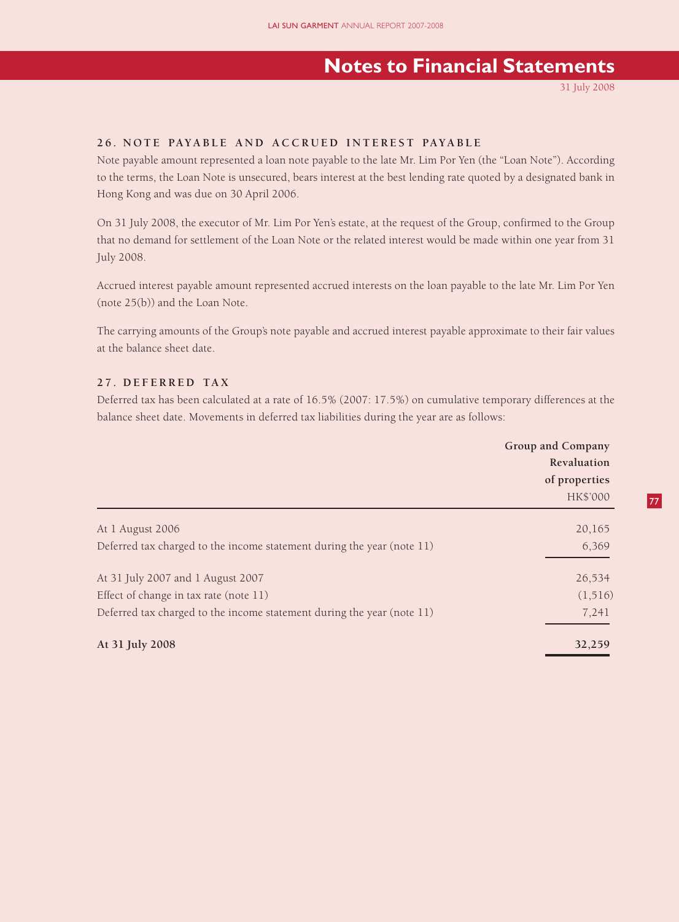# Notes to Financial Statements

31 July 2008

### 26. NOTE PAYABLE AND ACCRUED INTEREST PAYABLE

Note payable amount represented a loan note payable to the late Mr. Lim Por Yen (the "Loan Note"). According to the terms, the Loan Note is unsecured, bears interest at the best lending rate quoted by a designated bank in Hong Kong and was due on 30 April 2006.

On 31 July 2008, the executor of Mr. Lim Por Yen's estate, at the request of the Group, confirmed to the Group that no demand for settlement of the Loan Note or the related interest would be made within one year from 31 July 2008.

Accrued interest payable amount represented accrued interests on the loan payable to the late Mr. Lim Por Yen (note 25(b)) and the Loan Note.

The carrying amounts of the Group's note payable and accrued interest payable approximate to their fair values at the balance sheet date.

### 27. DEFERRED TAX

Deferred tax has been calculated at a rate of 16.5% (2007: 17.5%) on cumulative temporary differences at the balance sheet date. Movements in deferred tax liabilities during the year are as follows:

| | Group and Company<br>Revaluation<br>of properties<br>HK$'000 |
|---|---|
| At 1 August 2006 | 20,165 |
| Deferred tax charged to the income statement during the year (note 11) | 6,369 |
| At 31 July 2007 and 1 August 2007 | 26,534 |
| Effect of change in tax rate (note 11) | (1,516) |
| Deferred tax charged to the income statement during the year (note 11) | 7,241 |
| **At 31 July 2008** | **32,259** |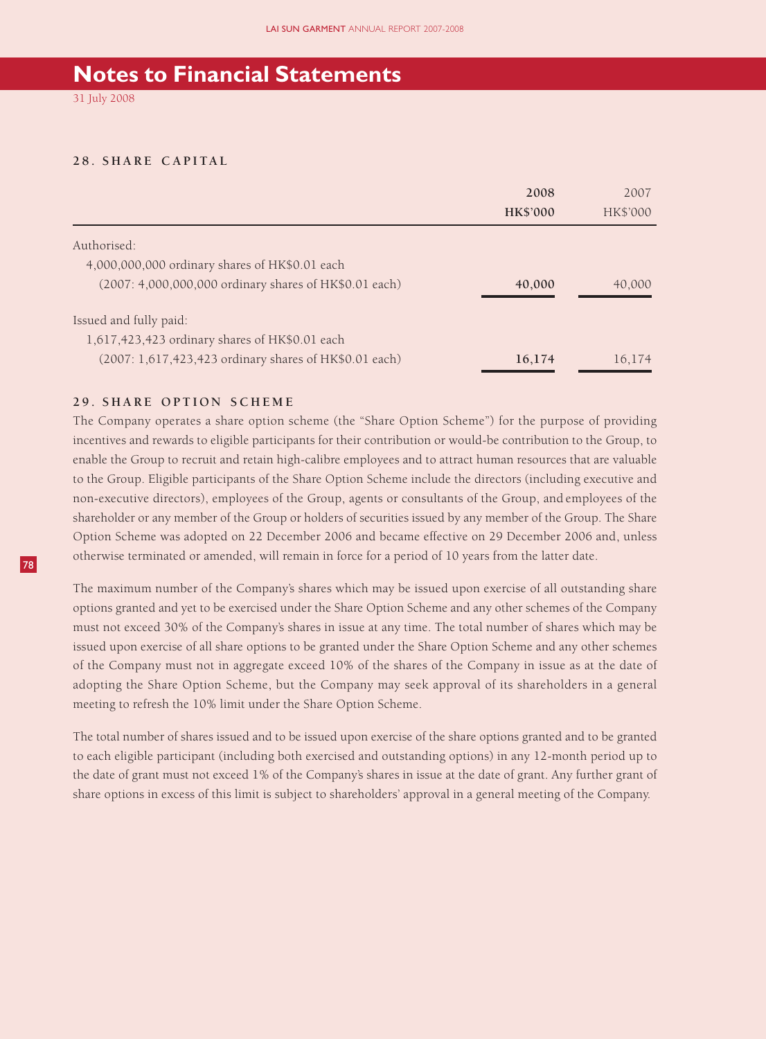# Notes to Financial Statements

31 July 2008

## 28. SHARE CAPITAL

| | **2008** | 2007 |
|---|---|---|
| | **HK$'000** | HK$'000 |
| Authorised: | | |
| 4,000,000,000 ordinary shares of HK$0.01 each | | |
| (2007: 4,000,000,000 ordinary shares of HK$0.01 each) | **40,000** | 40,000 |
| Issued and fully paid: | | |
| 1,617,423,423 ordinary shares of HK$0.01 each | | |
| (2007: 1,617,423,423 ordinary shares of HK$0.01 each) | **16,174** | 16,174 |

## 29. SHARE OPTION SCHEME

The Company operates a share option scheme (the "Share Option Scheme") for the purpose of providing incentives and rewards to eligible participants for their contribution or would-be contribution to the Group, to enable the Group to recruit and retain high-calibre employees and to attract human resources that are valuable to the Group. Eligible participants of the Share Option Scheme include the directors (including executive and non-executive directors), employees of the Group, agents or consultants of the Group, and employees of the shareholder or any member of the Group or holders of securities issued by any member of the Group. The Share Option Scheme was adopted on 22 December 2006 and became effective on 29 December 2006 and, unless otherwise terminated or amended, will remain in force for a period of 10 years from the latter date.

The maximum number of the Company's shares which may be issued upon exercise of all outstanding share options granted and yet to be exercised under the Share Option Scheme and any other schemes of the Company must not exceed 30% of the Company's shares in issue at any time. The total number of shares which may be issued upon exercise of all share options to be granted under the Share Option Scheme and any other schemes of the Company must not in aggregate exceed 10% of the shares of the Company in issue as at the date of adopting the Share Option Scheme, but the Company may seek approval of its shareholders in a general meeting to refresh the 10% limit under the Share Option Scheme.

The total number of shares issued and to be issued upon exercise of the share options granted and to be granted to each eligible participant (including both exercised and outstanding options) in any 12-month period up to the date of grant must not exceed 1% of the Company's shares in issue at the date of grant. Any further grant of share options in excess of this limit is subject to shareholders' approval in a general meeting of the Company.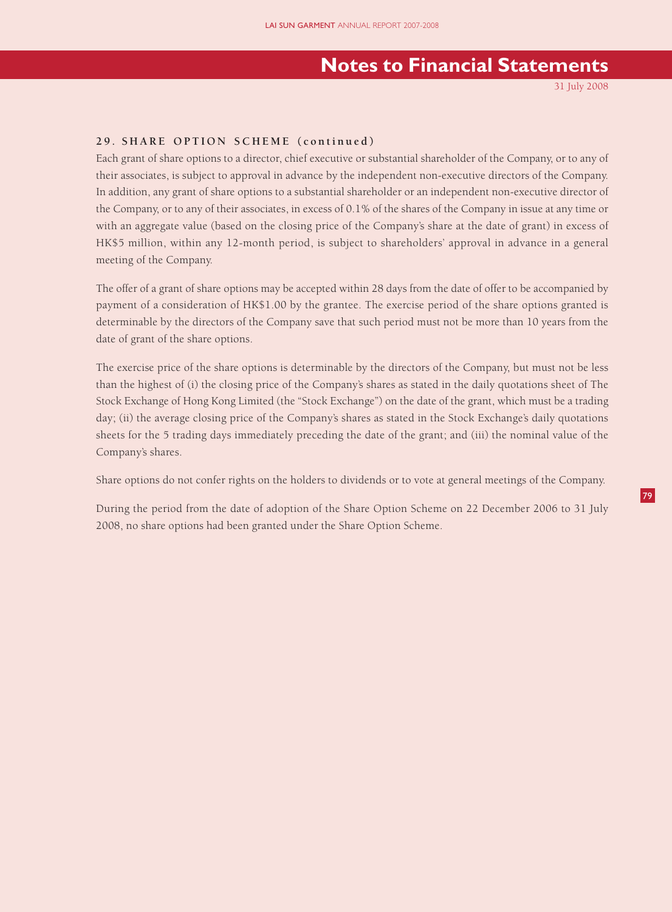### 29. SHARE OPTION SCHEME (continued)

Each grant of share options to a director, chief executive or substantial shareholder of the Company, or to any of their associates, is subject to approval in advance by the independent non-executive directors of the Company. In addition, any grant of share options to a substantial shareholder or an independent non-executive director of the Company, or to any of their associates, in excess of 0.1% of the shares of the Company in issue at any time or with an aggregate value (based on the closing price of the Company's share at the date of grant) in excess of HK$5 million, within any 12-month period, is subject to shareholders' approval in advance in a general meeting of the Company.

The offer of a grant of share options may be accepted within 28 days from the date of offer to be accompanied by payment of a consideration of HK$1.00 by the grantee. The exercise period of the share options granted is determinable by the directors of the Company save that such period must not be more than 10 years from the date of grant of the share options.

The exercise price of the share options is determinable by the directors of the Company, but must not be less than the highest of (i) the closing price of the Company's shares as stated in the daily quotations sheet of The Stock Exchange of Hong Kong Limited (the "Stock Exchange") on the date of the grant, which must be a trading day; (ii) the average closing price of the Company's shares as stated in the Stock Exchange's daily quotations sheets for the 5 trading days immediately preceding the date of the grant; and (iii) the nominal value of the Company's shares.

Share options do not confer rights on the holders to dividends or to vote at general meetings of the Company.

During the period from the date of adoption of the Share Option Scheme on 22 December 2006 to 31 July 2008, no share options had been granted under the Share Option Scheme.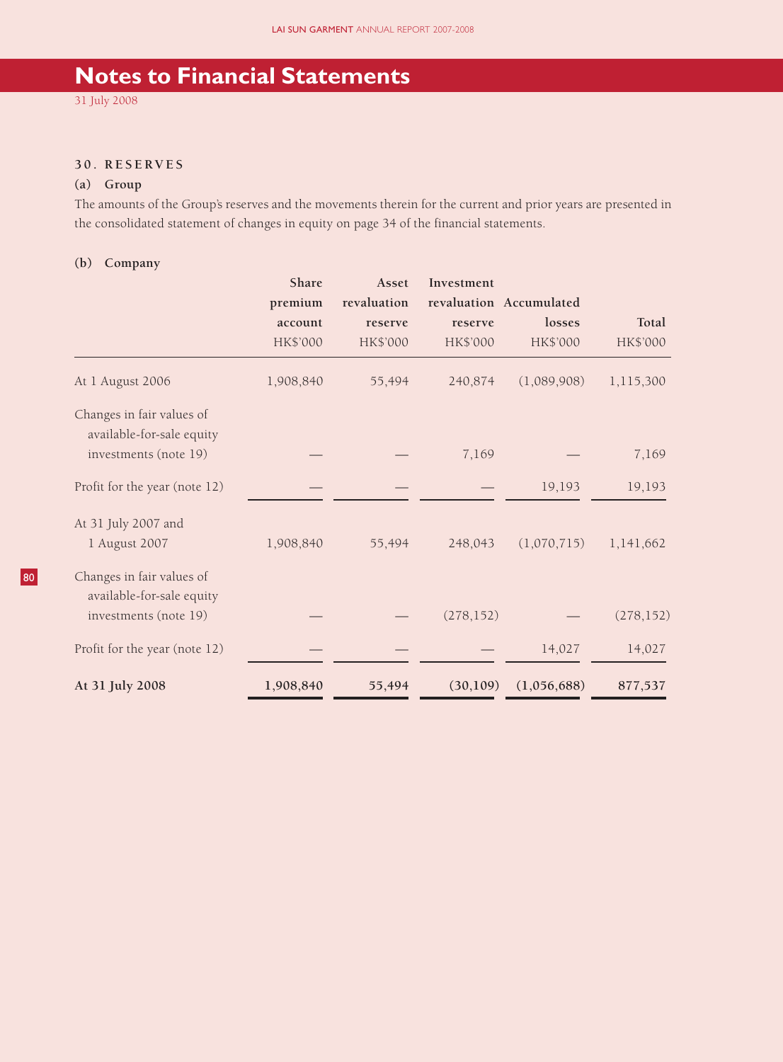# Notes to Financial Statements

31 July 2008

## 30. RESERVES

### (a) Group

The amounts of the Group's reserves and the movements therein for the current and prior years are presented in the consolidated statement of changes in equity on page 34 of the financial statements.

### (b) Company

| | Share premium account | Asset revaluation reserve | Investment revaluation reserve | Accumulated losses | Total |
|---|---|---|---|---|---|
| | HK$'000 | HK$'000 | HK$'000 | HK$'000 | HK$'000 |
| At 1 August 2006 | 1,908,840 | 55,494 | 240,874 | (1,089,908) | 1,115,300 |
| Changes in fair values of available-for-sale equity investments (note 19) | — | — | 7,169 | — | 7,169 |
| Profit for the year (note 12) | — | — | — | 19,193 | 19,193 |
| At 31 July 2007 and 1 August 2007 | 1,908,840 | 55,494 | 248,043 | (1,070,715) | 1,141,662 |
| Changes in fair values of available-for-sale equity investments (note 19) | — | — | (278,152) | — | (278,152) |
| Profit for the year (note 12) | — | — | — | 14,027 | 14,027 |
| **At 31 July 2008** | **1,908,840** | **55,494** | **(30,109)** | **(1,056,688)** | **877,537** |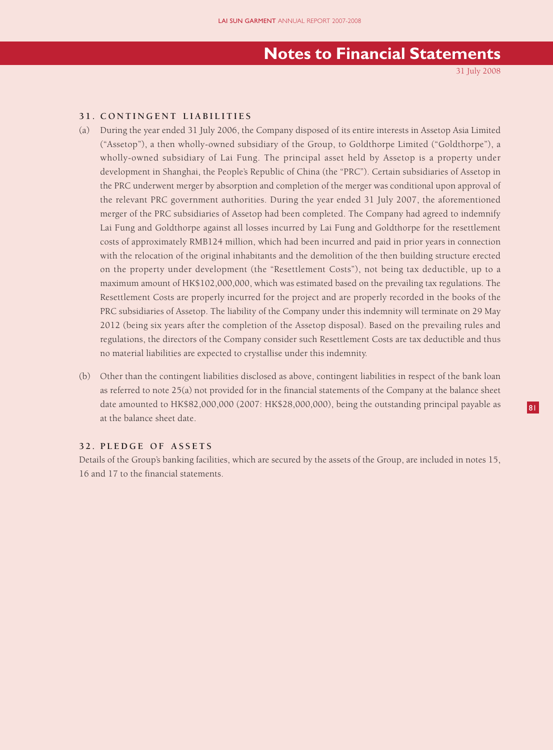# Notes to Financial Statements

31 July 2008

## 31. CONTINGENT LIABILITIES

(a) During the year ended 31 July 2006, the Company disposed of its entire interests in Assetop Asia Limited ("Assetop"), a then wholly-owned subsidiary of the Group, to Goldthorpe Limited ("Goldthorpe"), a wholly-owned subsidiary of Lai Fung. The principal asset held by Assetop is a property under development in Shanghai, the People's Republic of China (the "PRC"). Certain subsidiaries of Assetop in the PRC underwent merger by absorption and completion of the merger was conditional upon approval of the relevant PRC government authorities. During the year ended 31 July 2007, the aforementioned merger of the PRC subsidiaries of Assetop had been completed. The Company had agreed to indemnify Lai Fung and Goldthorpe against all losses incurred by Lai Fung and Goldthorpe for the resettlement costs of approximately RMB124 million, which had been incurred and paid in prior years in connection with the relocation of the original inhabitants and the demolition of the then building structure erected on the property under development (the "Resettlement Costs"), not being tax deductible, up to a maximum amount of HK$102,000,000, which was estimated based on the prevailing tax regulations. The Resettlement Costs are properly incurred for the project and are properly recorded in the books of the PRC subsidiaries of Assetop. The liability of the Company under this indemnity will terminate on 29 May 2012 (being six years after the completion of the Assetop disposal). Based on the prevailing rules and regulations, the directors of the Company consider such Resettlement Costs are tax deductible and thus no material liabilities are expected to crystallise under this indemnity.

(b) Other than the contingent liabilities disclosed as above, contingent liabilities in respect of the bank loan as referred to note 25(a) not provided for in the financial statements of the Company at the balance sheet date amounted to HK$82,000,000 (2007: HK$28,000,000), being the outstanding principal payable as at the balance sheet date.

## 32. PLEDGE OF ASSETS

Details of the Group's banking facilities, which are secured by the assets of the Group, are included in notes 15, 16 and 17 to the financial statements.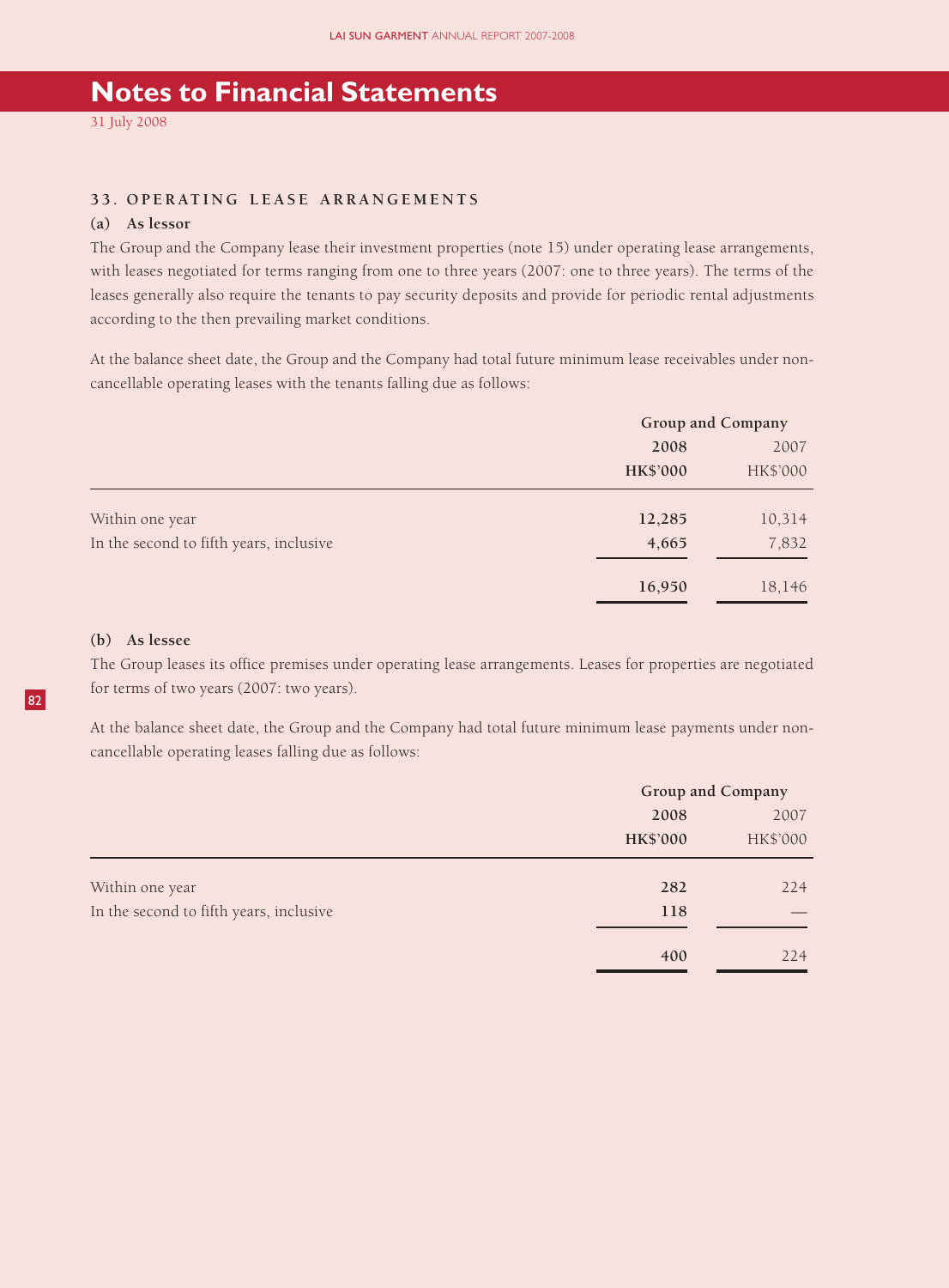# Notes to Financial Statements

31 July 2008

### 33. OPERATING LEASE ARRANGEMENTS

#### (a) As lessor

The Group and the Company lease their investment properties (note 15) under operating lease arrangements, with leases negotiated for terms ranging from one to three years (2007: one to three years). The terms of the leases generally also require the tenants to pay security deposits and provide for periodic rental adjustments according to the then prevailing market conditions.

At the balance sheet date, the Group and the Company had total future minimum lease receivables under non-cancellable operating leases with the tenants falling due as follows:

| | Group and Company | |
|---|---|---|
| | **2008** | 2007 |
| | **HK$'000** | HK$'000 |
| Within one year | **12,285** | 10,314 |
| In the second to fifth years, inclusive | **4,665** | 7,832 |
| | **16,950** | 18,146 |

#### (b) As lessee

The Group leases its office premises under operating lease arrangements. Leases for properties are negotiated for terms of two years (2007: two years).

At the balance sheet date, the Group and the Company had total future minimum lease payments under non-cancellable operating leases falling due as follows:

| | Group and Company | |
|---|---|---|
| | **2008** | 2007 |
| | **HK$'000** | HK$'000 |
| Within one year | **282** | 224 |
| In the second to fifth years, inclusive | **118** | — |
| | **400** | 224 |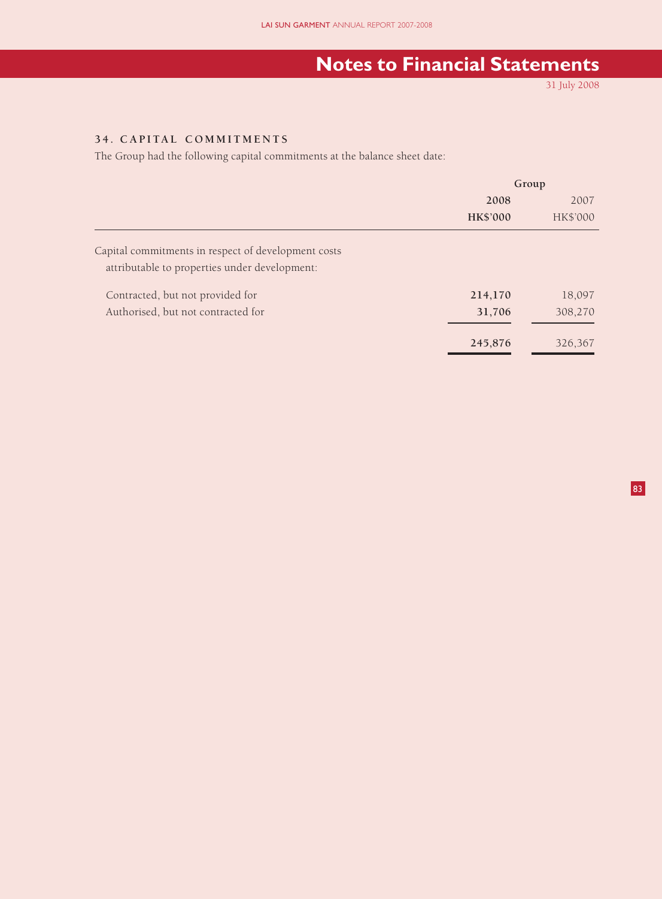## 34. CAPITAL COMMITMENTS

The Group had the following capital commitments at the balance sheet date:

| | Group | |
|---|---|---|
| | **2008** | 2007 |
| | **HK$'000** | HK$'000 |
| Capital commitments in respect of development costs attributable to properties under development: | | |
| Contracted, but not provided for | **214,170** | 18,097 |
| Authorised, but not contracted for | **31,706** | 308,270 |
| | **245,876** | 326,367 |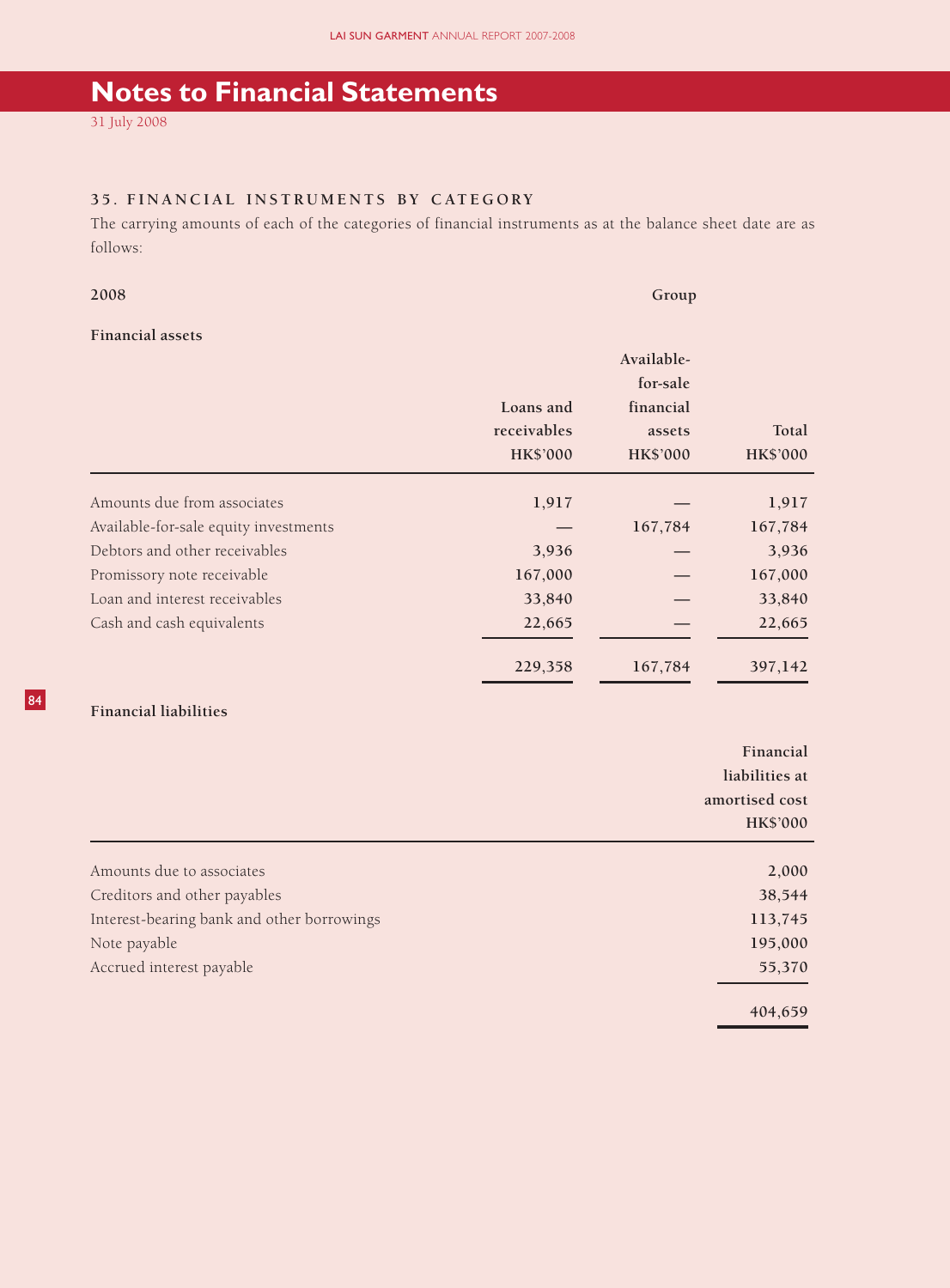# Notes to Financial Statements

31 July 2008

### 35. FINANCIAL INSTRUMENTS BY CATEGORY

The carrying amounts of each of the categories of financial instruments as at the balance sheet date are as follows:

**2008** **Group**

**Financial assets**

| | Loans and receivables HK$'000 | Available-for-sale financial assets HK$'000 | Total HK$'000 |
|---|---|---|---|
| Amounts due from associates | 1,917 | — | 1,917 |
| Available-for-sale equity investments | — | 167,784 | 167,784 |
| Debtors and other receivables | 3,936 | — | 3,936 |
| Promissory note receivable | 167,000 | — | 167,000 |
| Loan and interest receivables | 33,840 | — | 33,840 |
| Cash and cash equivalents | 22,665 | — | 22,665 |
| | 229,358 | 167,784 | 397,142 |

**Financial liabilities**

| | Financial liabilities at amortised cost HK$'000 |
|---|---|
| Amounts due to associates | 2,000 |
| Creditors and other payables | 38,544 |
| Interest-bearing bank and other borrowings | 113,745 |
| Note payable | 195,000 |
| Accrued interest payable | 55,370 |
| | 404,659 |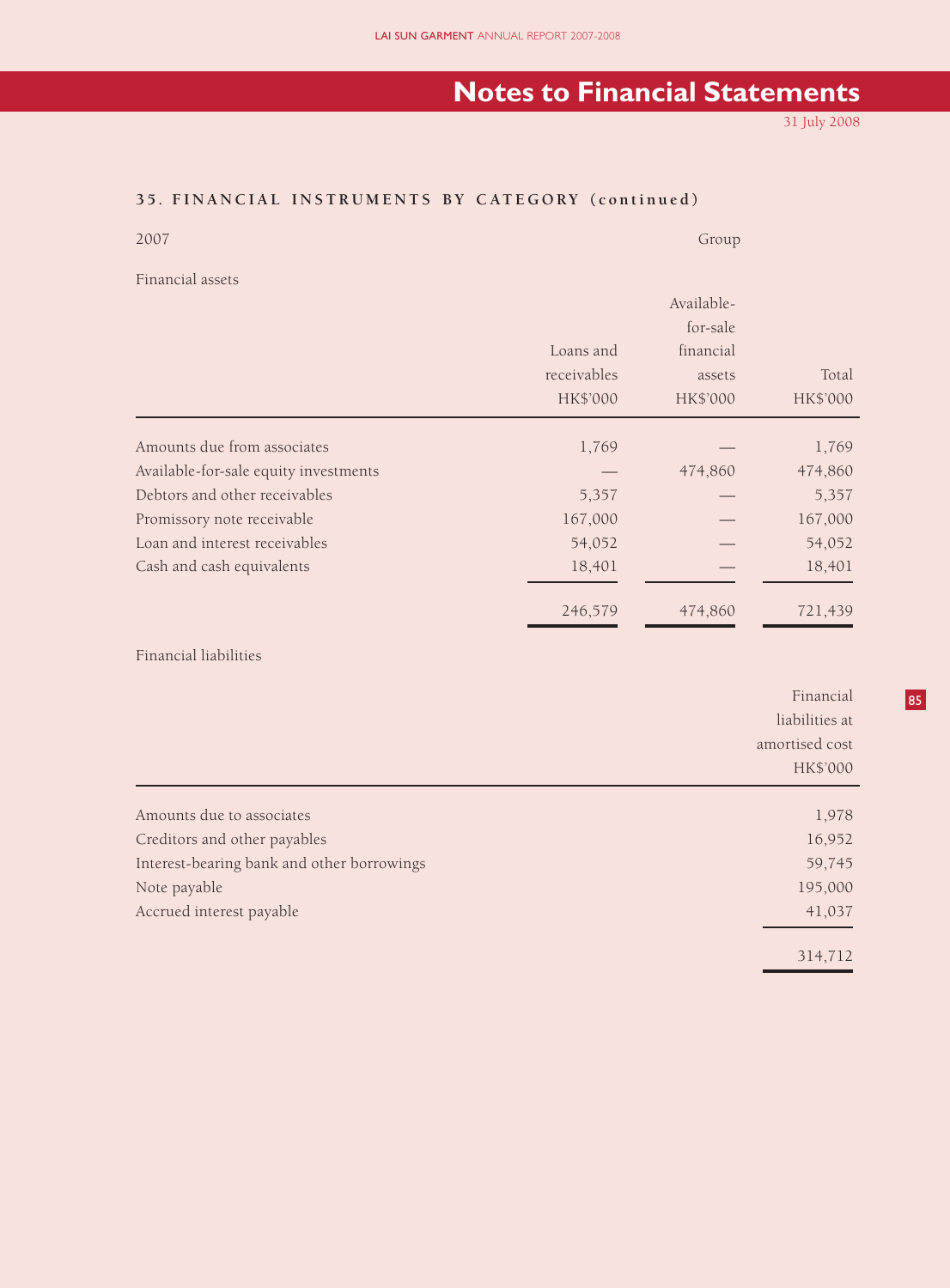# Notes to Financial Statements

31 July 2008

### 35. FINANCIAL INSTRUMENTS BY CATEGORY (continued)

2007

Group

Financial assets

| | Loans and receivables HK$'000 | Available-for-sale financial assets HK$'000 | Total HK$'000 |
|---|---|---|---|
| Amounts due from associates | 1,769 | — | 1,769 |
| Available-for-sale equity investments | — | 474,860 | 474,860 |
| Debtors and other receivables | 5,357 | — | 5,357 |
| Promissory note receivable | 167,000 | — | 167,000 |
| Loan and interest receivables | 54,052 | — | 54,052 |
| Cash and cash equivalents | 18,401 | — | 18,401 |
| | 246,579 | 474,860 | 721,439 |

Financial liabilities

| | Financial liabilities at amortised cost HK$'000 |
|---|---|
| Amounts due to associates | 1,978 |
| Creditors and other payables | 16,952 |
| Interest-bearing bank and other borrowings | 59,745 |
| Note payable | 195,000 |
| Accrued interest payable | 41,037 |
| | 314,712 |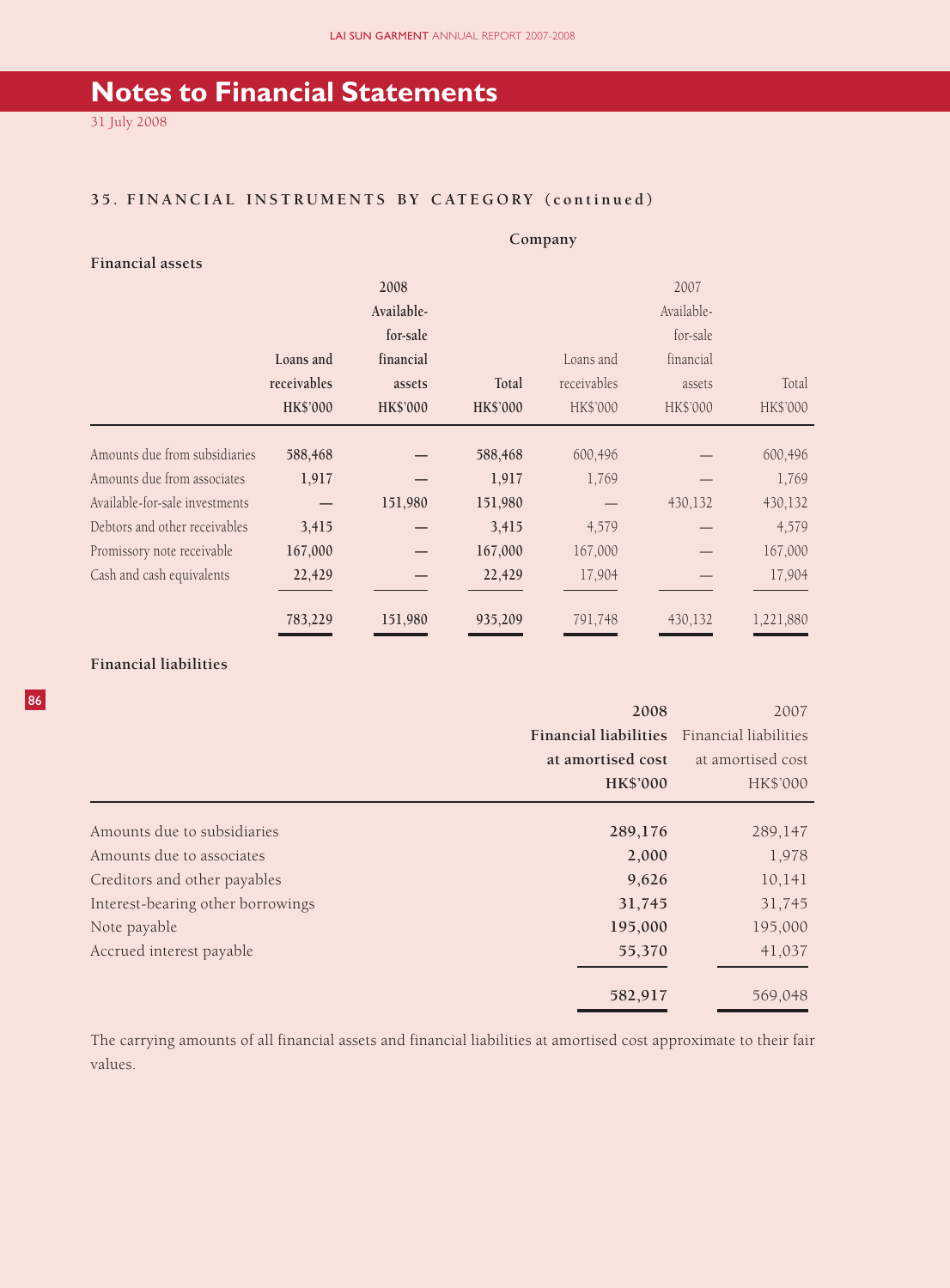# Notes to Financial Statements

31 July 2008

## 35. FINANCIAL INSTRUMENTS BY CATEGORY (continued)

**Company**

**Financial assets**

| | 2008 | | | 2007 | | |
|---|---|---|---|---|---|---|
| | **Loans and receivables HK$'000** | **Available-for-sale financial assets HK$'000** | **Total HK$'000** | Loans and receivables HK$'000 | Available-for-sale financial assets HK$'000 | Total HK$'000 |
| Amounts due from subsidiaries | 588,468 | — | 588,468 | 600,496 | — | 600,496 |
| Amounts due from associates | 1,917 | — | 1,917 | 1,769 | — | 1,769 |
| Available-for-sale investments | — | 151,980 | 151,980 | — | 430,132 | 430,132 |
| Debtors and other receivables | 3,415 | — | 3,415 | 4,579 | — | 4,579 |
| Promissory note receivable | 167,000 | — | 167,000 | 167,000 | — | 167,000 |
| Cash and cash equivalents | 22,429 | — | 22,429 | 17,904 | — | 17,904 |
| | 783,229 | 151,980 | 935,209 | 791,748 | 430,132 | 1,221,880 |

**Financial liabilities**

| | 2008 Financial liabilities at amortised cost HK$'000 | 2007 Financial liabilities at amortised cost HK$'000 |
|---|---|---|
| Amounts due to subsidiaries | 289,176 | 289,147 |
| Amounts due to associates | 2,000 | 1,978 |
| Creditors and other payables | 9,626 | 10,141 |
| Interest-bearing other borrowings | 31,745 | 31,745 |
| Note payable | 195,000 | 195,000 |
| Accrued interest payable | 55,370 | 41,037 |
| | 582,917 | 569,048 |

The carrying amounts of all financial assets and financial liabilities at amortised cost approximate to their fair values.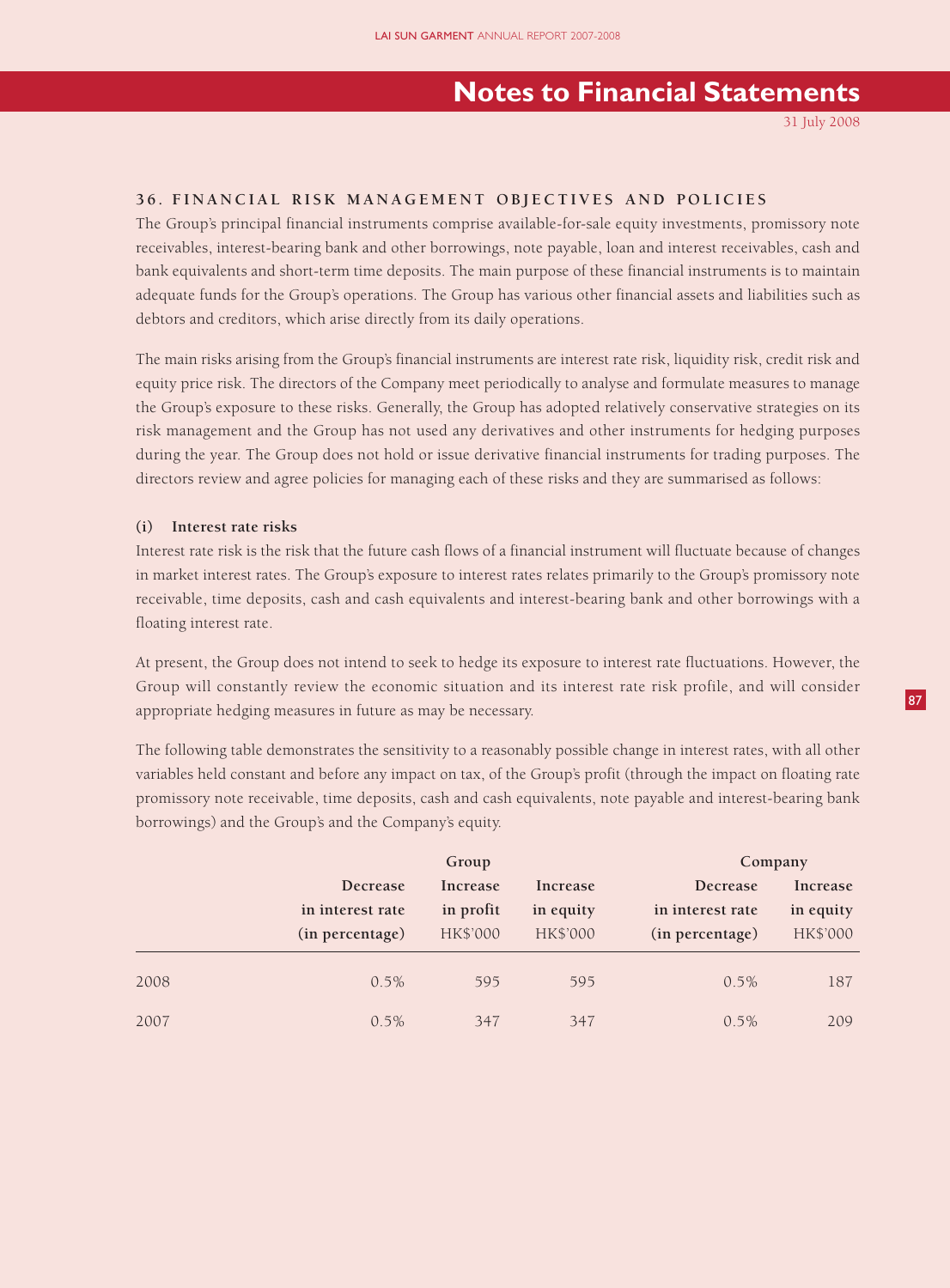## 36. FINANCIAL RISK MANAGEMENT OBJECTIVES AND POLICIES

The Group's principal financial instruments comprise available-for-sale equity investments, promissory note receivables, interest-bearing bank and other borrowings, note payable, loan and interest receivables, cash and bank equivalents and short-term time deposits. The main purpose of these financial instruments is to maintain adequate funds for the Group's operations. The Group has various other financial assets and liabilities such as debtors and creditors, which arise directly from its daily operations.

The main risks arising from the Group's financial instruments are interest rate risk, liquidity risk, credit risk and equity price risk. The directors of the Company meet periodically to analyse and formulate measures to manage the Group's exposure to these risks. Generally, the Group has adopted relatively conservative strategies on its risk management and the Group has not used any derivatives and other instruments for hedging purposes during the year. The Group does not hold or issue derivative financial instruments for trading purposes. The directors review and agree policies for managing each of these risks and they are summarised as follows:

### (i) Interest rate risks

Interest rate risk is the risk that the future cash flows of a financial instrument will fluctuate because of changes in market interest rates. The Group's exposure to interest rates relates primarily to the Group's promissory note receivable, time deposits, cash and cash equivalents and interest-bearing bank and other borrowings with a floating interest rate.

At present, the Group does not intend to seek to hedge its exposure to interest rate fluctuations. However, the Group will constantly review the economic situation and its interest rate risk profile, and will consider appropriate hedging measures in future as may be necessary.

The following table demonstrates the sensitivity to a reasonably possible change in interest rates, with all other variables held constant and before any impact on tax, of the Group's profit (through the impact on floating rate promissory note receivable, time deposits, cash and cash equivalents, note payable and interest-bearing bank borrowings) and the Group's and the Company's equity.

| | Group | | | Company | |
|---|---|---|---|---|---|
| | Decrease in interest rate (in percentage) | Increase in profit HK$'000 | Increase in equity HK$'000 | Decrease in interest rate (in percentage) | Increase in equity HK$'000 |
| 2008 | 0.5% | 595 | 595 | 0.5% | 187 |
| 2007 | 0.5% | 347 | 347 | 0.5% | 209 |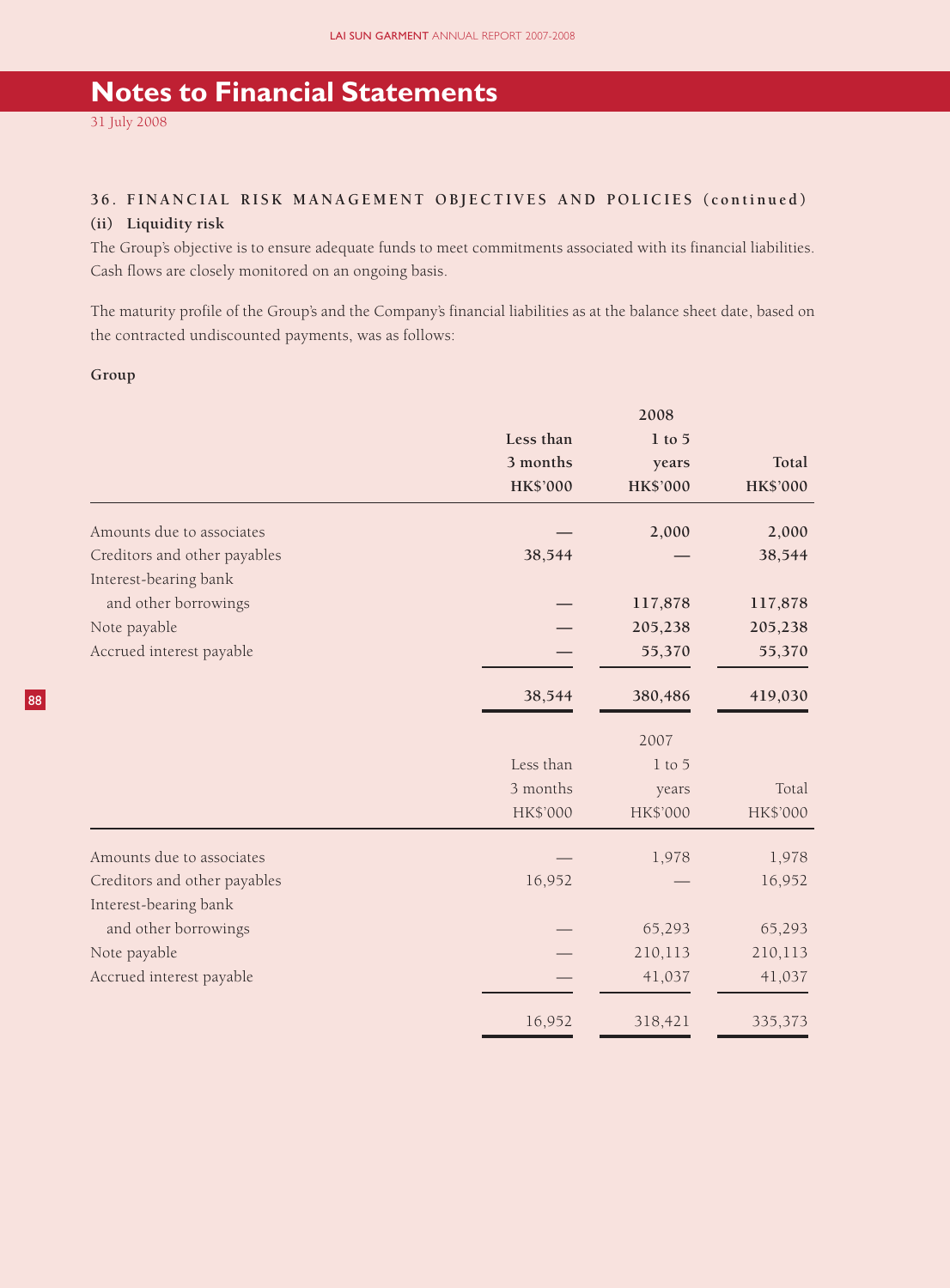# Notes to Financial Statements

31 July 2008

### 36. FINANCIAL RISK MANAGEMENT OBJECTIVES AND POLICIES (continued)

#### (ii) Liquidity risk

The Group's objective is to ensure adequate funds to meet commitments associated with its financial liabilities. Cash flows are closely monitored on an ongoing basis.

The maturity profile of the Group's and the Company's financial liabilities as at the balance sheet date, based on the contracted undiscounted payments, was as follows:

**Group**

| | **2008** | | |
|---|---|---|---|
| | **Less than 3 months HK$'000** | **1 to 5 years HK$'000** | **Total HK$'000** |
| Amounts due to associates | **—** | **2,000** | **2,000** |
| Creditors and other payables | **38,544** | **—** | **38,544** |
| Interest-bearing bank and other borrowings | **—** | **117,878** | **117,878** |
| Note payable | **—** | **205,238** | **205,238** |
| Accrued interest payable | **—** | **55,370** | **55,370** |
| | **38,544** | **380,486** | **419,030** |

| | 2007 | | |
|---|---|---|---|
| | Less than 3 months HK$'000 | 1 to 5 years HK$'000 | Total HK$'000 |
| Amounts due to associates | — | 1,978 | 1,978 |
| Creditors and other payables | 16,952 | — | 16,952 |
| Interest-bearing bank and other borrowings | — | 65,293 | 65,293 |
| Note payable | — | 210,113 | 210,113 |
| Accrued interest payable | — | 41,037 | 41,037 |
| | 16,952 | 318,421 | 335,373 |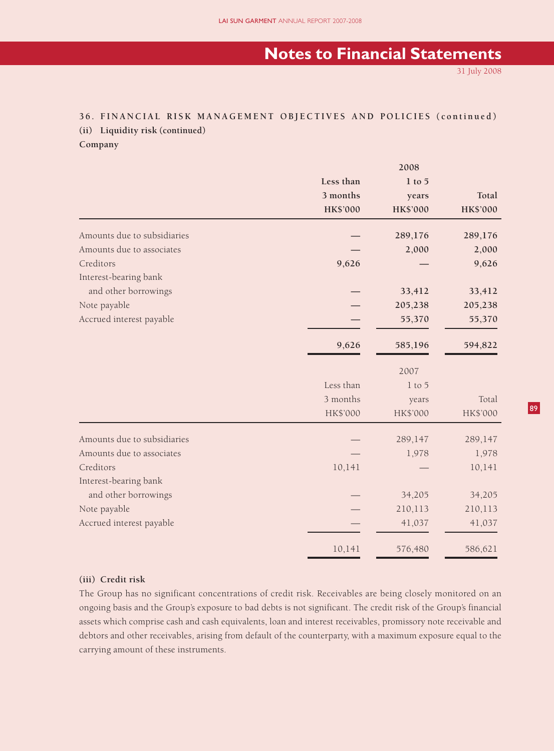## 36. FINANCIAL RISK MANAGEMENT OBJECTIVES AND POLICIES (continued)

### (ii) Liquidity risk (continued)

**Company**

| | 2008 | | |
|---|---|---|---|
| | Less than 3 months HK$'000 | 1 to 5 years HK$'000 | Total HK$'000 |
| Amounts due to subsidiaries | — | 289,176 | 289,176 |
| Amounts due to associates | — | 2,000 | 2,000 |
| Creditors | 9,626 | — | 9,626 |
| Interest-bearing bank and other borrowings | — | 33,412 | 33,412 |
| Note payable | — | 205,238 | 205,238 |
| Accrued interest payable | — | 55,370 | 55,370 |
| | 9,626 | 585,196 | 594,822 |

| | 2007 | | |
|---|---|---|---|
| | Less than 3 months HK$'000 | 1 to 5 years HK$'000 | Total HK$'000 |
| Amounts due to subsidiaries | — | 289,147 | 289,147 |
| Amounts due to associates | — | 1,978 | 1,978 |
| Creditors | 10,141 | — | 10,141 |
| Interest-bearing bank and other borrowings | — | 34,205 | 34,205 |
| Note payable | — | 210,113 | 210,113 |
| Accrued interest payable | — | 41,037 | 41,037 |
| | 10,141 | 576,480 | 586,621 |

### (iii) Credit risk

The Group has no significant concentrations of credit risk. Receivables are being closely monitored on an ongoing basis and the Group's exposure to bad debts is not significant. The credit risk of the Group's financial assets which comprise cash and cash equivalents, loan and interest receivables, promissory note receivable and debtors and other receivables, arising from default of the counterparty, with a maximum exposure equal to the carrying amount of these instruments.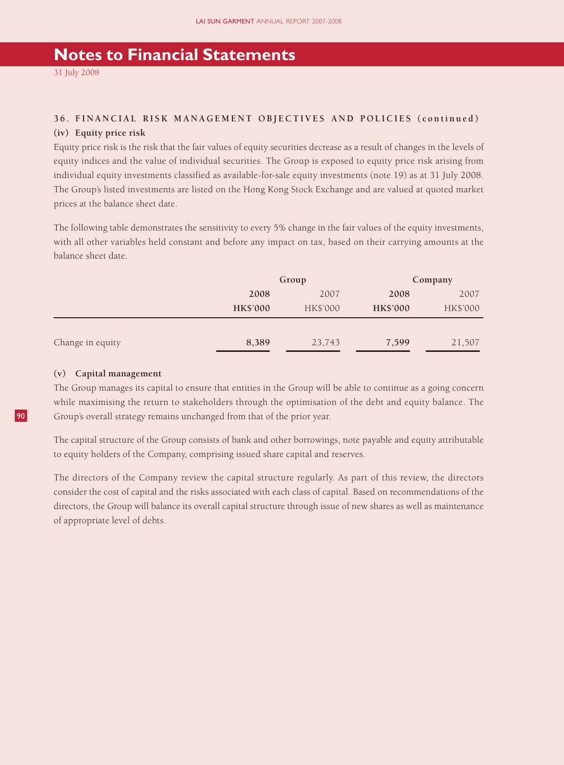# Notes to Financial Statements

31 July 2008

## 36. FINANCIAL RISK MANAGEMENT OBJECTIVES AND POLICIES (continued)

### (iv) Equity price risk

Equity price risk is the risk that the fair values of equity securities decrease as a result of changes in the levels of equity indices and the value of individual securities. The Group is exposed to equity price risk arising from individual equity investments classified as available-for-sale equity investments (note 19) as at 31 July 2008. The Group's listed investments are listed on the Hong Kong Stock Exchange and are valued at quoted market prices at the balance sheet date.

The following table demonstrates the sensitivity to every 5% change in the fair values of the equity investments, with all other variables held constant and before any impact on tax, based on their carrying amounts at the balance sheet date.

| | Group | | Company | |
|---|---|---|---|---|
| | **2008** | 2007 | **2008** | 2007 |
| | **HK$'000** | HK$'000 | **HK$'000** | HK$'000 |
| Change in equity | **8,389** | 23,743 | **7,599** | 21,507 |

### (v) Capital management

The Group manages its capital to ensure that entities in the Group will be able to continue as a going concern while maximising the return to stakeholders through the optimisation of the debt and equity balance. The Group's overall strategy remains unchanged from that of the prior year.

The capital structure of the Group consists of bank and other borrowings, note payable and equity attributable to equity holders of the Company, comprising issued share capital and reserves.

The directors of the Company review the capital structure regularly. As part of this review, the directors consider the cost of capital and the risks associated with each class of capital. Based on recommendations of the directors, the Group will balance its overall capital structure through issue of new shares as well as maintenance of appropriate level of debts.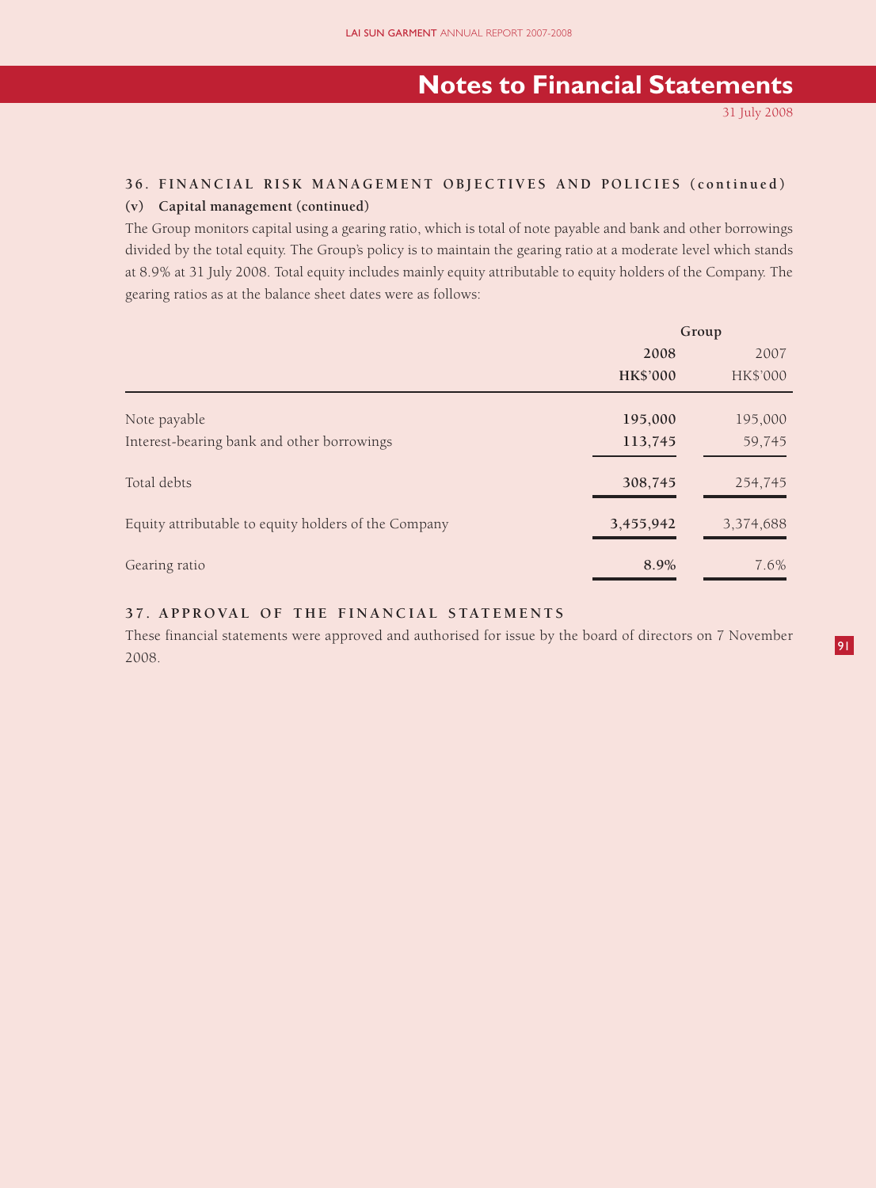## 36. FINANCIAL RISK MANAGEMENT OBJECTIVES AND POLICIES (continued)

### (v) Capital management (continued)

The Group monitors capital using a gearing ratio, which is total of note payable and bank and other borrowings divided by the total equity. The Group's policy is to maintain the gearing ratio at a moderate level which stands at 8.9% at 31 July 2008. Total equity includes mainly equity attributable to equity holders of the Company. The gearing ratios as at the balance sheet dates were as follows:

| | Group | |
|---|---|---|
| | **2008** | 2007 |
| | **HK$'000** | HK$'000 |
| Note payable | **195,000** | 195,000 |
| Interest-bearing bank and other borrowings | **113,745** | 59,745 |
| Total debts | **308,745** | 254,745 |
| Equity attributable to equity holders of the Company | **3,455,942** | 3,374,688 |
| Gearing ratio | **8.9%** | 7.6% |

## 37. APPROVAL OF THE FINANCIAL STATEMENTS

These financial statements were approved and authorised for issue by the board of directors on 7 November 2008.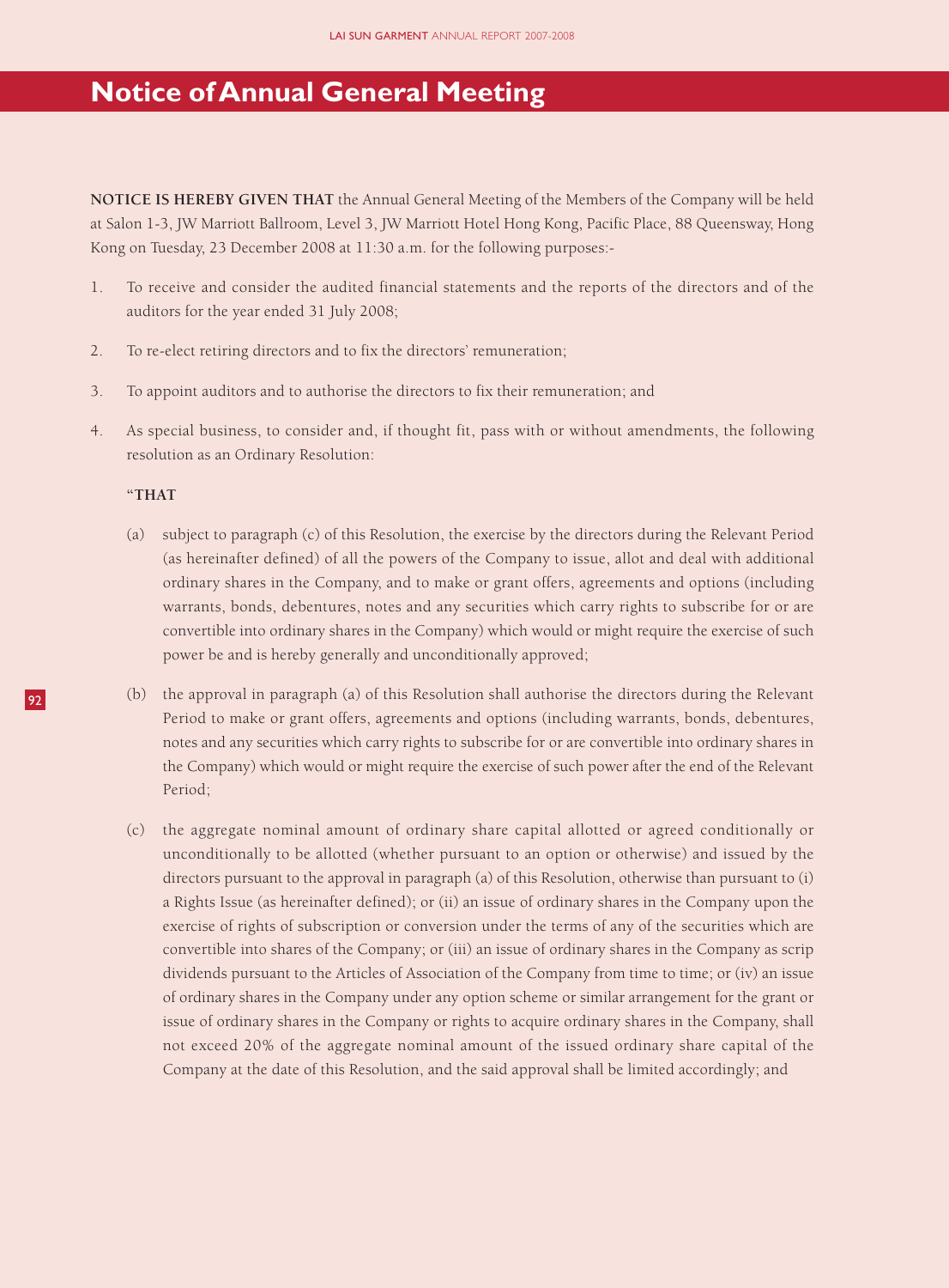# Notice of Annual General Meeting

**NOTICE IS HEREBY GIVEN THAT** the Annual General Meeting of the Members of the Company will be held at Salon 1-3, JW Marriott Ballroom, Level 3, JW Marriott Hotel Hong Kong, Pacific Place, 88 Queensway, Hong Kong on Tuesday, 23 December 2008 at 11:30 a.m. for the following purposes:-

1. To receive and consider the audited financial statements and the reports of the directors and of the auditors for the year ended 31 July 2008;

2. To re-elect retiring directors and to fix the directors' remuneration;

3. To appoint auditors and to authorise the directors to fix their remuneration; and

4. As special business, to consider and, if thought fit, pass with or without amendments, the following resolution as an Ordinary Resolution:

   "**THAT**

   (a) subject to paragraph (c) of this Resolution, the exercise by the directors during the Relevant Period (as hereinafter defined) of all the powers of the Company to issue, allot and deal with additional ordinary shares in the Company, and to make or grant offers, agreements and options (including warrants, bonds, debentures, notes and any securities which carry rights to subscribe for or are convertible into ordinary shares in the Company) which would or might require the exercise of such power be and is hereby generally and unconditionally approved;

   (b) the approval in paragraph (a) of this Resolution shall authorise the directors during the Relevant Period to make or grant offers, agreements and options (including warrants, bonds, debentures, notes and any securities which carry rights to subscribe for or are convertible into ordinary shares in the Company) which would or might require the exercise of such power after the end of the Relevant Period;

   (c) the aggregate nominal amount of ordinary share capital allotted or agreed conditionally or unconditionally to be allotted (whether pursuant to an option or otherwise) and issued by the directors pursuant to the approval in paragraph (a) of this Resolution, otherwise than pursuant to (i) a Rights Issue (as hereinafter defined); or (ii) an issue of ordinary shares in the Company upon the exercise of rights of subscription or conversion under the terms of any of the securities which are convertible into shares of the Company; or (iii) an issue of ordinary shares in the Company as scrip dividends pursuant to the Articles of Association of the Company from time to time; or (iv) an issue of ordinary shares in the Company under any option scheme or similar arrangement for the grant or issue of ordinary shares in the Company or rights to acquire ordinary shares in the Company, shall not exceed 20% of the aggregate nominal amount of the issued ordinary share capital of the Company at the date of this Resolution, and the said approval shall be limited accordingly; and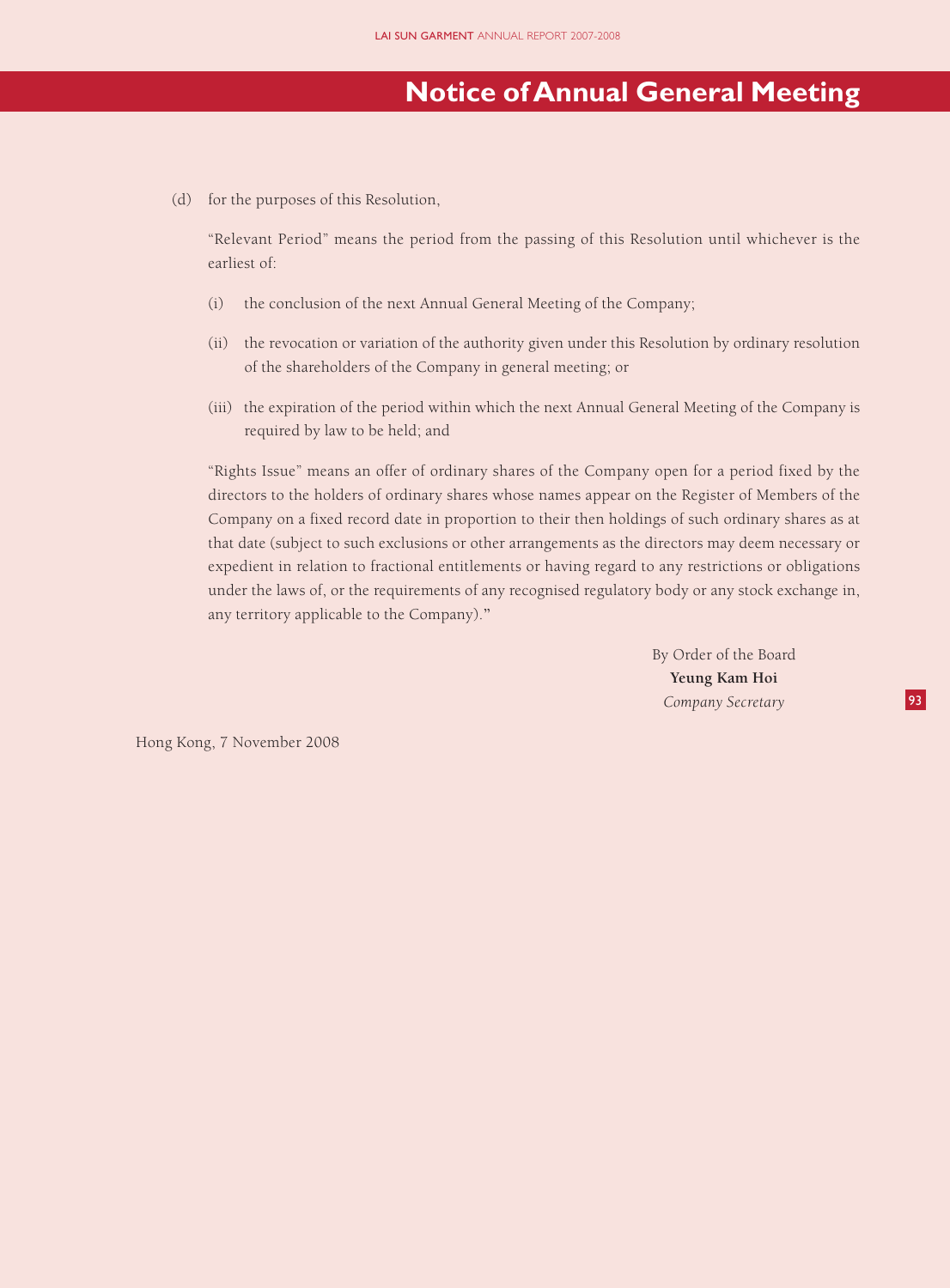# Notice of Annual General Meeting

(d) for the purposes of this Resolution,

"Relevant Period" means the period from the passing of this Resolution until whichever is the earliest of:

(i) the conclusion of the next Annual General Meeting of the Company;

(ii) the revocation or variation of the authority given under this Resolution by ordinary resolution of the shareholders of the Company in general meeting; or

(iii) the expiration of the period within which the next Annual General Meeting of the Company is required by law to be held; and

"Rights Issue" means an offer of ordinary shares of the Company open for a period fixed by the directors to the holders of ordinary shares whose names appear on the Register of Members of the Company on a fixed record date in proportion to their then holdings of such ordinary shares as at that date (subject to such exclusions or other arrangements as the directors may deem necessary or expedient in relation to fractional entitlements or having regard to any restrictions or obligations under the laws of, or the requirements of any recognised regulatory body or any stock exchange in, any territory applicable to the Company)."

By Order of the Board
**Yeung Kam Hoi**
*Company Secretary*

Hong Kong, 7 November 2008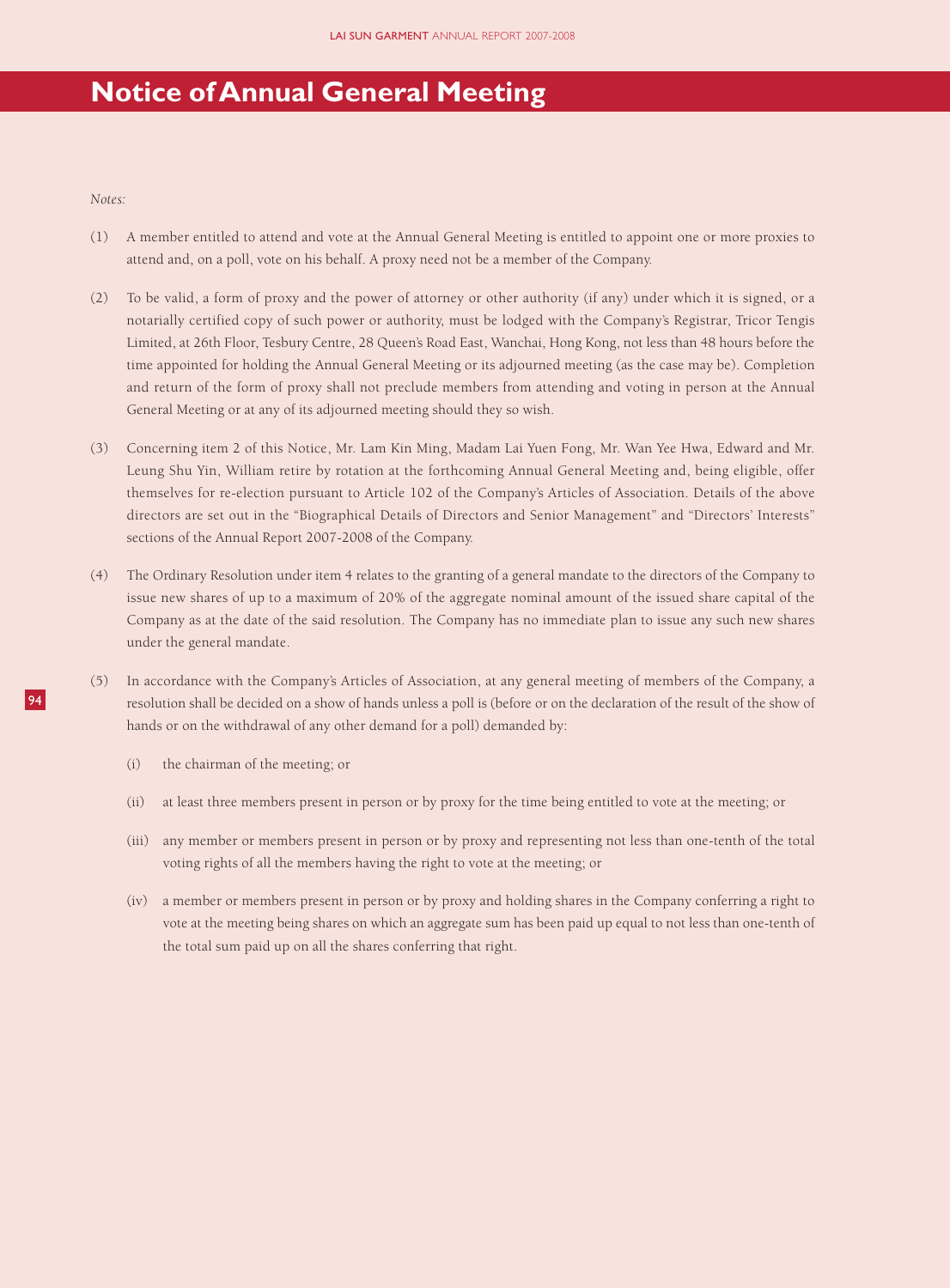# Notice of Annual General Meeting

*Notes:*

(1) A member entitled to attend and vote at the Annual General Meeting is entitled to appoint one or more proxies to attend and, on a poll, vote on his behalf. A proxy need not be a member of the Company.

(2) To be valid, a form of proxy and the power of attorney or other authority (if any) under which it is signed, or a notarially certified copy of such power or authority, must be lodged with the Company's Registrar, Tricor Tengis Limited, at 26th Floor, Tesbury Centre, 28 Queen's Road East, Wanchai, Hong Kong, not less than 48 hours before the time appointed for holding the Annual General Meeting or its adjourned meeting (as the case may be). Completion and return of the form of proxy shall not preclude members from attending and voting in person at the Annual General Meeting or at any of its adjourned meeting should they so wish.

(3) Concerning item 2 of this Notice, Mr. Lam Kin Ming, Madam Lai Yuen Fong, Mr. Wan Yee Hwa, Edward and Mr. Leung Shu Yin, William retire by rotation at the forthcoming Annual General Meeting and, being eligible, offer themselves for re-election pursuant to Article 102 of the Company's Articles of Association. Details of the above directors are set out in the "Biographical Details of Directors and Senior Management" and "Directors' Interests" sections of the Annual Report 2007-2008 of the Company.

(4) The Ordinary Resolution under item 4 relates to the granting of a general mandate to the directors of the Company to issue new shares of up to a maximum of 20% of the aggregate nominal amount of the issued share capital of the Company as at the date of the said resolution. The Company has no immediate plan to issue any such new shares under the general mandate.

(5) In accordance with the Company's Articles of Association, at any general meeting of members of the Company, a resolution shall be decided on a show of hands unless a poll is (before or on the declaration of the result of the show of hands or on the withdrawal of any other demand for a poll) demanded by:

  (i) the chairman of the meeting; or

  (ii) at least three members present in person or by proxy for the time being entitled to vote at the meeting; or

  (iii) any member or members present in person or by proxy and representing not less than one-tenth of the total voting rights of all the members having the right to vote at the meeting; or

  (iv) a member or members present in person or by proxy and holding shares in the Company conferring a right to vote at the meeting being shares on which an aggregate sum has been paid up equal to not less than one-tenth of the total sum paid up on all the shares conferring that right.